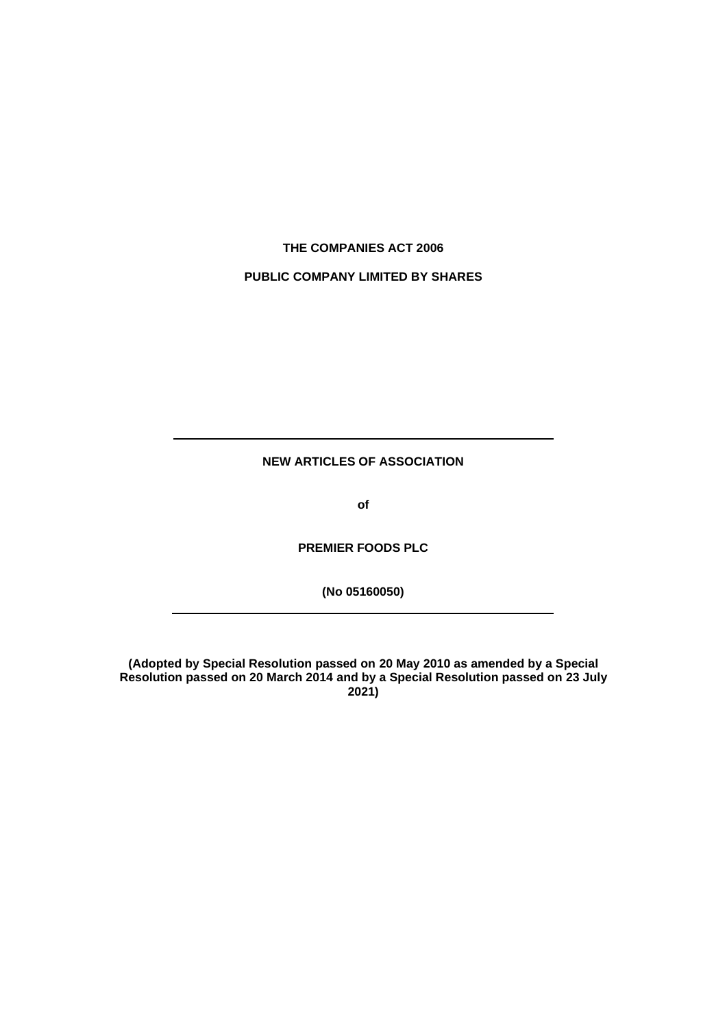**THE COMPANIES ACT 2006**

**PUBLIC COMPANY LIMITED BY SHARES**

---

# NEW ARTICLES OF ASSOCIATION

**of**

**PREMIER FOODS PLC**

**(No 05160050)**

---

**(Adopted by Special Resolution passed on 20 May 2010 as amended by a Special Resolution passed on 20 March 2014 and by a Special Resolution passed on 23 July 2021)**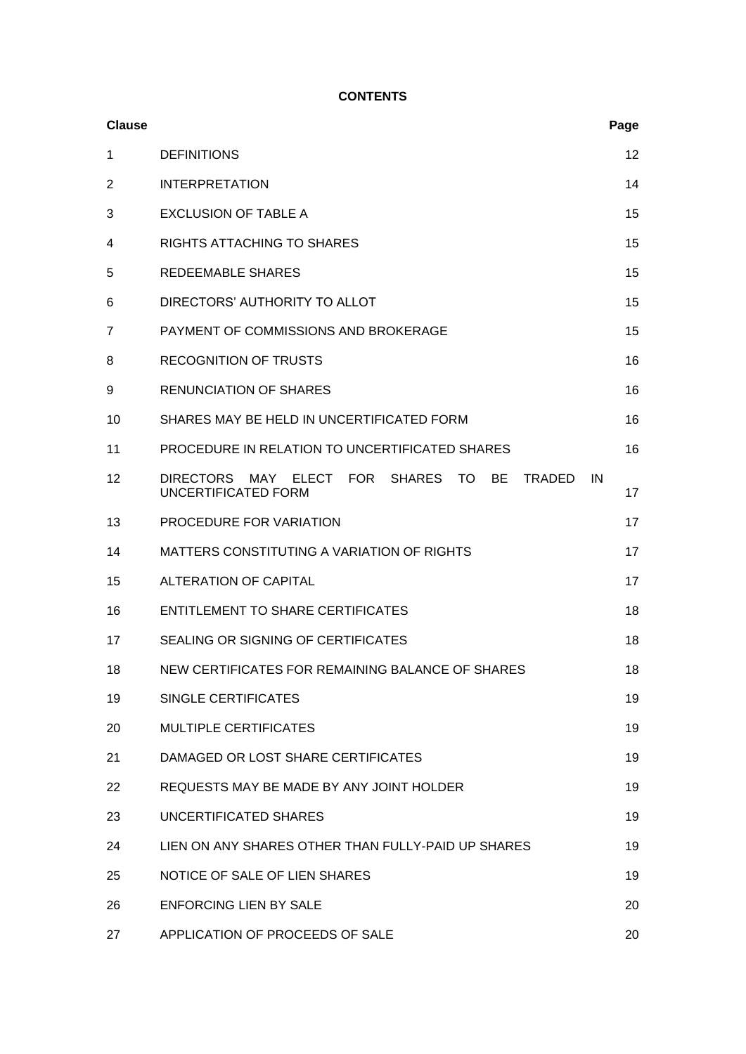**CONTENTS**

| Clause | | Page |
|---|---|---|
| 1 | DEFINITIONS | 12 |
| 2 | INTERPRETATION | 14 |
| 3 | EXCLUSION OF TABLE A | 15 |
| 4 | RIGHTS ATTACHING TO SHARES | 15 |
| 5 | REDEEMABLE SHARES | 15 |
| 6 | DIRECTORS' AUTHORITY TO ALLOT | 15 |
| 7 | PAYMENT OF COMMISSIONS AND BROKERAGE | 15 |
| 8 | RECOGNITION OF TRUSTS | 16 |
| 9 | RENUNCIATION OF SHARES | 16 |
| 10 | SHARES MAY BE HELD IN UNCERTIFICATED FORM | 16 |
| 11 | PROCEDURE IN RELATION TO UNCERTIFICATED SHARES | 16 |
| 12 | DIRECTORS MAY ELECT FOR SHARES TO BE TRADED IN UNCERTIFICATED FORM | 17 |
| 13 | PROCEDURE FOR VARIATION | 17 |
| 14 | MATTERS CONSTITUTING A VARIATION OF RIGHTS | 17 |
| 15 | ALTERATION OF CAPITAL | 17 |
| 16 | ENTITLEMENT TO SHARE CERTIFICATES | 18 |
| 17 | SEALING OR SIGNING OF CERTIFICATES | 18 |
| 18 | NEW CERTIFICATES FOR REMAINING BALANCE OF SHARES | 18 |
| 19 | SINGLE CERTIFICATES | 19 |
| 20 | MULTIPLE CERTIFICATES | 19 |
| 21 | DAMAGED OR LOST SHARE CERTIFICATES | 19 |
| 22 | REQUESTS MAY BE MADE BY ANY JOINT HOLDER | 19 |
| 23 | UNCERTIFICATED SHARES | 19 |
| 24 | LIEN ON ANY SHARES OTHER THAN FULLY-PAID UP SHARES | 19 |
| 25 | NOTICE OF SALE OF LIEN SHARES | 19 |
| 26 | ENFORCING LIEN BY SALE | 20 |
| 27 | APPLICATION OF PROCEEDS OF SALE | 20 |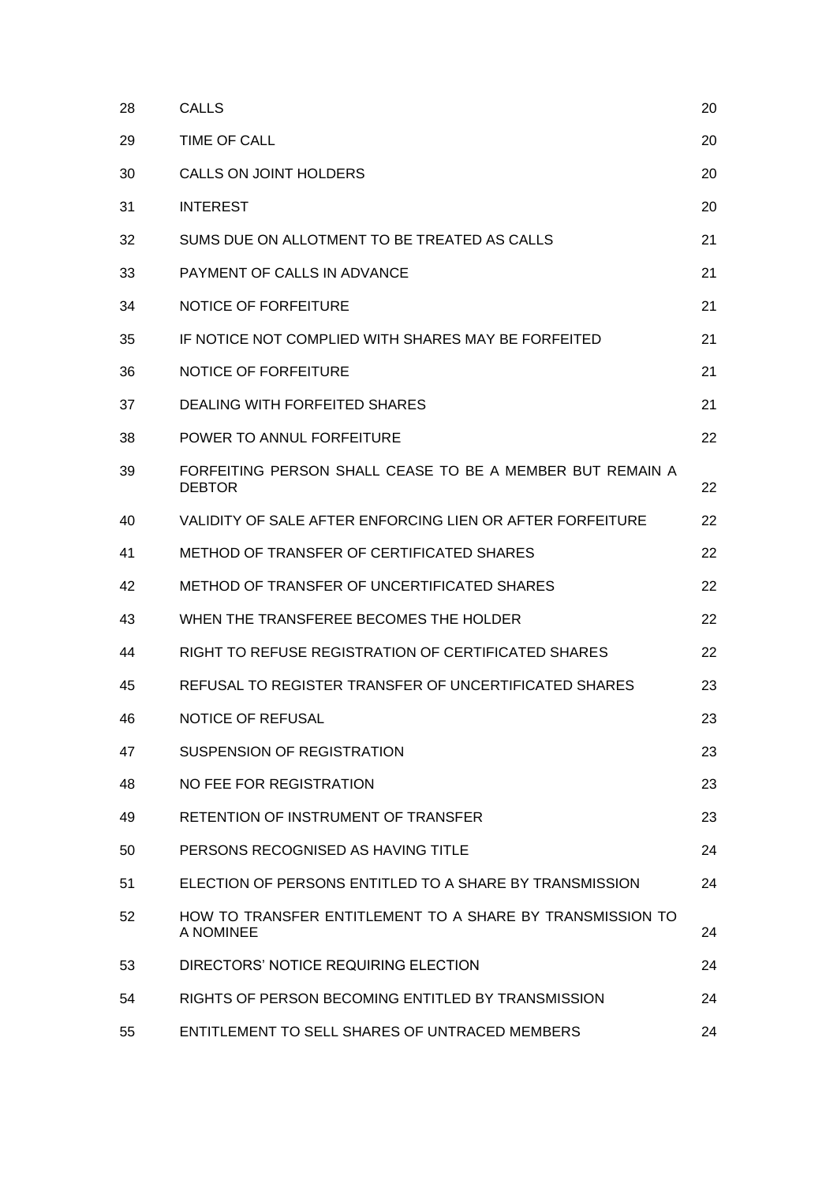| | | |
|---|---|---|
| 28 | CALLS | 20 |
| 29 | TIME OF CALL | 20 |
| 30 | CALLS ON JOINT HOLDERS | 20 |
| 31 | INTEREST | 20 |
| 32 | SUMS DUE ON ALLOTMENT TO BE TREATED AS CALLS | 21 |
| 33 | PAYMENT OF CALLS IN ADVANCE | 21 |
| 34 | NOTICE OF FORFEITURE | 21 |
| 35 | IF NOTICE NOT COMPLIED WITH SHARES MAY BE FORFEITED | 21 |
| 36 | NOTICE OF FORFEITURE | 21 |
| 37 | DEALING WITH FORFEITED SHARES | 21 |
| 38 | POWER TO ANNUL FORFEITURE | 22 |
| 39 | FORFEITING PERSON SHALL CEASE TO BE A MEMBER BUT REMAIN A DEBTOR | 22 |
| 40 | VALIDITY OF SALE AFTER ENFORCING LIEN OR AFTER FORFEITURE | 22 |
| 41 | METHOD OF TRANSFER OF CERTIFICATED SHARES | 22 |
| 42 | METHOD OF TRANSFER OF UNCERTIFICATED SHARES | 22 |
| 43 | WHEN THE TRANSFEREE BECOMES THE HOLDER | 22 |
| 44 | RIGHT TO REFUSE REGISTRATION OF CERTIFICATED SHARES | 22 |
| 45 | REFUSAL TO REGISTER TRANSFER OF UNCERTIFICATED SHARES | 23 |
| 46 | NOTICE OF REFUSAL | 23 |
| 47 | SUSPENSION OF REGISTRATION | 23 |
| 48 | NO FEE FOR REGISTRATION | 23 |
| 49 | RETENTION OF INSTRUMENT OF TRANSFER | 23 |
| 50 | PERSONS RECOGNISED AS HAVING TITLE | 24 |
| 51 | ELECTION OF PERSONS ENTITLED TO A SHARE BY TRANSMISSION | 24 |
| 52 | HOW TO TRANSFER ENTITLEMENT TO A SHARE BY TRANSMISSION TO A NOMINEE | 24 |
| 53 | DIRECTORS' NOTICE REQUIRING ELECTION | 24 |
| 54 | RIGHTS OF PERSON BECOMING ENTITLED BY TRANSMISSION | 24 |
| 55 | ENTITLEMENT TO SELL SHARES OF UNTRACED MEMBERS | 24 |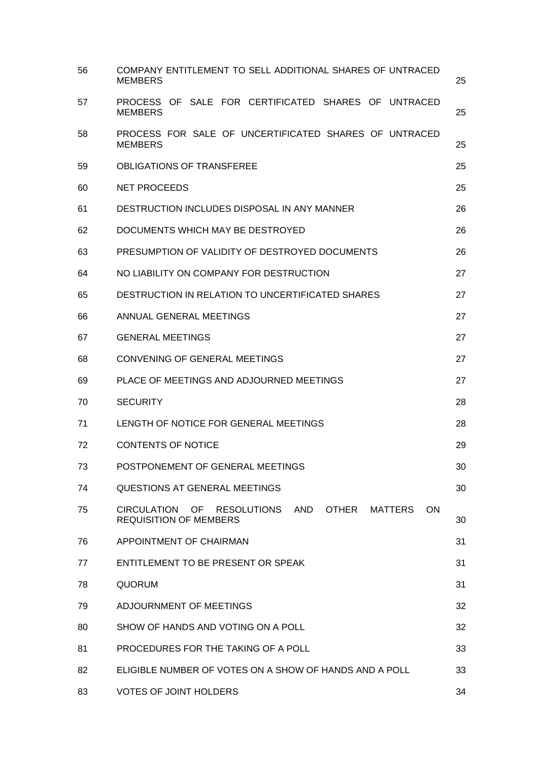| | | |
|---|---|---|
| 56 | COMPANY ENTITLEMENT TO SELL ADDITIONAL SHARES OF UNTRACED MEMBERS | 25 |
| 57 | PROCESS OF SALE FOR CERTIFICATED SHARES OF UNTRACED MEMBERS | 25 |
| 58 | PROCESS FOR SALE OF UNCERTIFICATED SHARES OF UNTRACED MEMBERS | 25 |
| 59 | OBLIGATIONS OF TRANSFEREE | 25 |
| 60 | NET PROCEEDS | 25 |
| 61 | DESTRUCTION INCLUDES DISPOSAL IN ANY MANNER | 26 |
| 62 | DOCUMENTS WHICH MAY BE DESTROYED | 26 |
| 63 | PRESUMPTION OF VALIDITY OF DESTROYED DOCUMENTS | 26 |
| 64 | NO LIABILITY ON COMPANY FOR DESTRUCTION | 27 |
| 65 | DESTRUCTION IN RELATION TO UNCERTIFICATED SHARES | 27 |
| 66 | ANNUAL GENERAL MEETINGS | 27 |
| 67 | GENERAL MEETINGS | 27 |
| 68 | CONVENING OF GENERAL MEETINGS | 27 |
| 69 | PLACE OF MEETINGS AND ADJOURNED MEETINGS | 27 |
| 70 | SECURITY | 28 |
| 71 | LENGTH OF NOTICE FOR GENERAL MEETINGS | 28 |
| 72 | CONTENTS OF NOTICE | 29 |
| 73 | POSTPONEMENT OF GENERAL MEETINGS | 30 |
| 74 | QUESTIONS AT GENERAL MEETINGS | 30 |
| 75 | CIRCULATION OF RESOLUTIONS AND OTHER MATTERS ON REQUISITION OF MEMBERS | 30 |
| 76 | APPOINTMENT OF CHAIRMAN | 31 |
| 77 | ENTITLEMENT TO BE PRESENT OR SPEAK | 31 |
| 78 | QUORUM | 31 |
| 79 | ADJOURNMENT OF MEETINGS | 32 |
| 80 | SHOW OF HANDS AND VOTING ON A POLL | 32 |
| 81 | PROCEDURES FOR THE TAKING OF A POLL | 33 |
| 82 | ELIGIBLE NUMBER OF VOTES ON A SHOW OF HANDS AND A POLL | 33 |
| 83 | VOTES OF JOINT HOLDERS | 34 |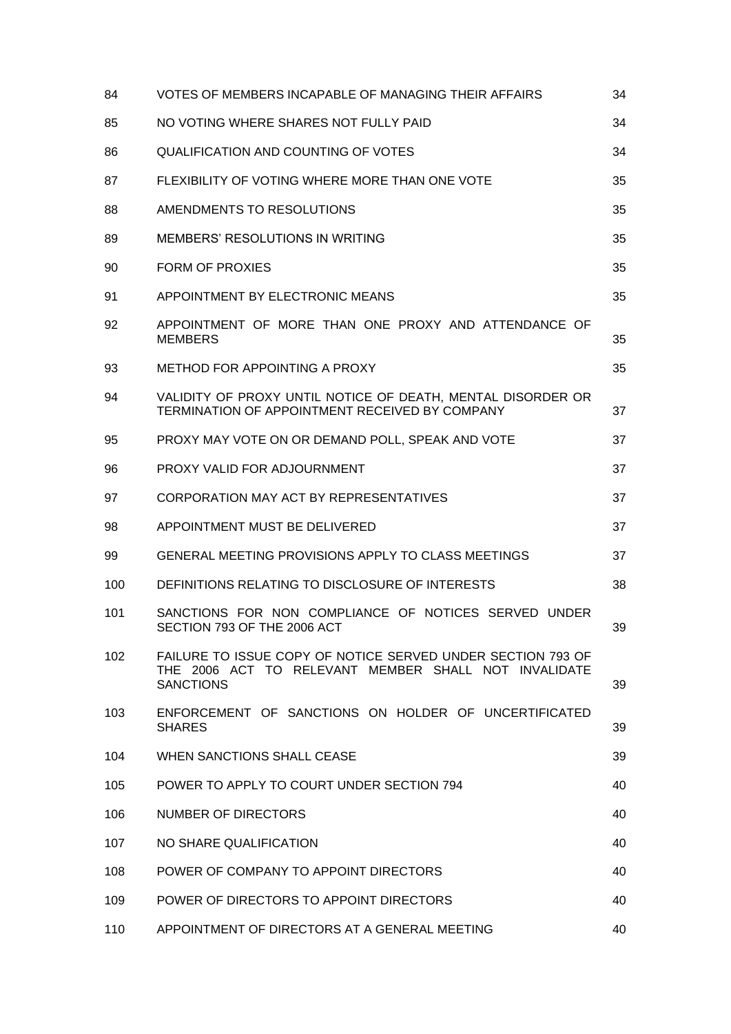| | | |
|---|---|---|
| 84 | VOTES OF MEMBERS INCAPABLE OF MANAGING THEIR AFFAIRS | 34 |
| 85 | NO VOTING WHERE SHARES NOT FULLY PAID | 34 |
| 86 | QUALIFICATION AND COUNTING OF VOTES | 34 |
| 87 | FLEXIBILITY OF VOTING WHERE MORE THAN ONE VOTE | 35 |
| 88 | AMENDMENTS TO RESOLUTIONS | 35 |
| 89 | MEMBERS' RESOLUTIONS IN WRITING | 35 |
| 90 | FORM OF PROXIES | 35 |
| 91 | APPOINTMENT BY ELECTRONIC MEANS | 35 |
| 92 | APPOINTMENT OF MORE THAN ONE PROXY AND ATTENDANCE OF MEMBERS | 35 |
| 93 | METHOD FOR APPOINTING A PROXY | 35 |
| 94 | VALIDITY OF PROXY UNTIL NOTICE OF DEATH, MENTAL DISORDER OR TERMINATION OF APPOINTMENT RECEIVED BY COMPANY | 37 |
| 95 | PROXY MAY VOTE ON OR DEMAND POLL, SPEAK AND VOTE | 37 |
| 96 | PROXY VALID FOR ADJOURNMENT | 37 |
| 97 | CORPORATION MAY ACT BY REPRESENTATIVES | 37 |
| 98 | APPOINTMENT MUST BE DELIVERED | 37 |
| 99 | GENERAL MEETING PROVISIONS APPLY TO CLASS MEETINGS | 37 |
| 100 | DEFINITIONS RELATING TO DISCLOSURE OF INTERESTS | 38 |
| 101 | SANCTIONS FOR NON COMPLIANCE OF NOTICES SERVED UNDER SECTION 793 OF THE 2006 ACT | 39 |
| 102 | FAILURE TO ISSUE COPY OF NOTICE SERVED UNDER SECTION 793 OF THE 2006 ACT TO RELEVANT MEMBER SHALL NOT INVALIDATE SANCTIONS | 39 |
| 103 | ENFORCEMENT OF SANCTIONS ON HOLDER OF UNCERTIFICATED SHARES | 39 |
| 104 | WHEN SANCTIONS SHALL CEASE | 39 |
| 105 | POWER TO APPLY TO COURT UNDER SECTION 794 | 40 |
| 106 | NUMBER OF DIRECTORS | 40 |
| 107 | NO SHARE QUALIFICATION | 40 |
| 108 | POWER OF COMPANY TO APPOINT DIRECTORS | 40 |
| 109 | POWER OF DIRECTORS TO APPOINT DIRECTORS | 40 |
| 110 | APPOINTMENT OF DIRECTORS AT A GENERAL MEETING | 40 |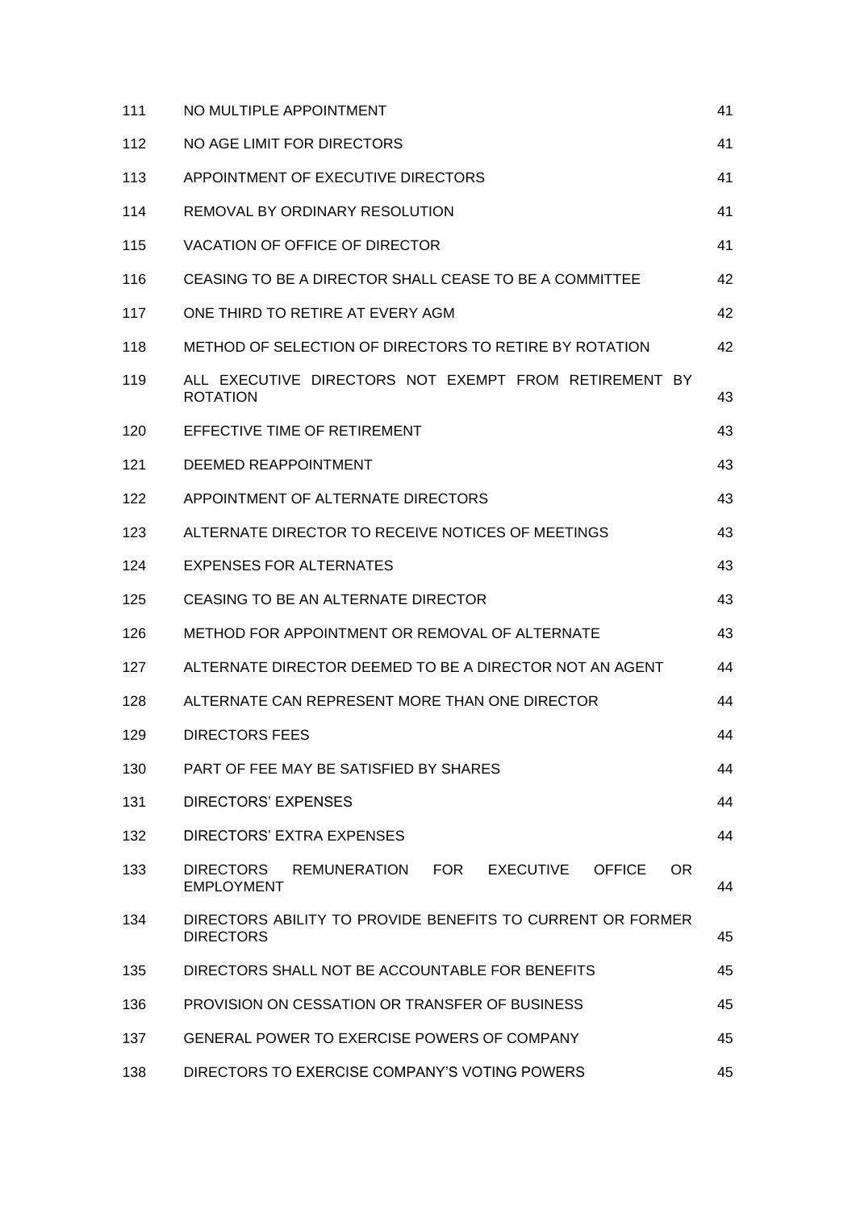| | | |
|---|---|---|
| 111 | NO MULTIPLE APPOINTMENT | 41 |
| 112 | NO AGE LIMIT FOR DIRECTORS | 41 |
| 113 | APPOINTMENT OF EXECUTIVE DIRECTORS | 41 |
| 114 | REMOVAL BY ORDINARY RESOLUTION | 41 |
| 115 | VACATION OF OFFICE OF DIRECTOR | 41 |
| 116 | CEASING TO BE A DIRECTOR SHALL CEASE TO BE A COMMITTEE | 42 |
| 117 | ONE THIRD TO RETIRE AT EVERY AGM | 42 |
| 118 | METHOD OF SELECTION OF DIRECTORS TO RETIRE BY ROTATION | 42 |
| 119 | ALL EXECUTIVE DIRECTORS NOT EXEMPT FROM RETIREMENT BY ROTATION | 43 |
| 120 | EFFECTIVE TIME OF RETIREMENT | 43 |
| 121 | DEEMED REAPPOINTMENT | 43 |
| 122 | APPOINTMENT OF ALTERNATE DIRECTORS | 43 |
| 123 | ALTERNATE DIRECTOR TO RECEIVE NOTICES OF MEETINGS | 43 |
| 124 | EXPENSES FOR ALTERNATES | 43 |
| 125 | CEASING TO BE AN ALTERNATE DIRECTOR | 43 |
| 126 | METHOD FOR APPOINTMENT OR REMOVAL OF ALTERNATE | 43 |
| 127 | ALTERNATE DIRECTOR DEEMED TO BE A DIRECTOR NOT AN AGENT | 44 |
| 128 | ALTERNATE CAN REPRESENT MORE THAN ONE DIRECTOR | 44 |
| 129 | DIRECTORS FEES | 44 |
| 130 | PART OF FEE MAY BE SATISFIED BY SHARES | 44 |
| 131 | DIRECTORS' EXPENSES | 44 |
| 132 | DIRECTORS' EXTRA EXPENSES | 44 |
| 133 | DIRECTORS REMUNERATION FOR EXECUTIVE OFFICE OR EMPLOYMENT | 44 |
| 134 | DIRECTORS ABILITY TO PROVIDE BENEFITS TO CURRENT OR FORMER DIRECTORS | 45 |
| 135 | DIRECTORS SHALL NOT BE ACCOUNTABLE FOR BENEFITS | 45 |
| 136 | PROVISION ON CESSATION OR TRANSFER OF BUSINESS | 45 |
| 137 | GENERAL POWER TO EXERCISE POWERS OF COMPANY | 45 |
| 138 | DIRECTORS TO EXERCISE COMPANY'S VOTING POWERS | 45 |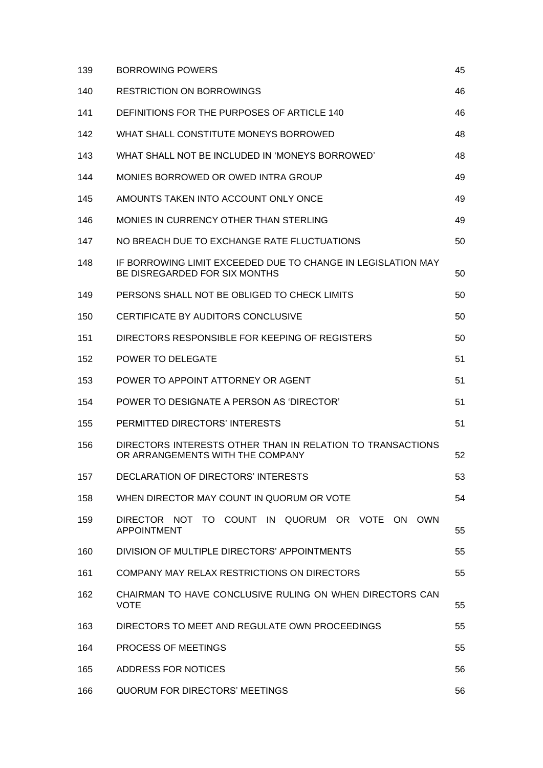| | | |
|---|---|---|
| 139 | BORROWING POWERS | 45 |
| 140 | RESTRICTION ON BORROWINGS | 46 |
| 141 | DEFINITIONS FOR THE PURPOSES OF ARTICLE 140 | 46 |
| 142 | WHAT SHALL CONSTITUTE MONEYS BORROWED | 48 |
| 143 | WHAT SHALL NOT BE INCLUDED IN 'MONEYS BORROWED' | 48 |
| 144 | MONIES BORROWED OR OWED INTRA GROUP | 49 |
| 145 | AMOUNTS TAKEN INTO ACCOUNT ONLY ONCE | 49 |
| 146 | MONIES IN CURRENCY OTHER THAN STERLING | 49 |
| 147 | NO BREACH DUE TO EXCHANGE RATE FLUCTUATIONS | 50 |
| 148 | IF BORROWING LIMIT EXCEEDED DUE TO CHANGE IN LEGISLATION MAY BE DISREGARDED FOR SIX MONTHS | 50 |
| 149 | PERSONS SHALL NOT BE OBLIGED TO CHECK LIMITS | 50 |
| 150 | CERTIFICATE BY AUDITORS CONCLUSIVE | 50 |
| 151 | DIRECTORS RESPONSIBLE FOR KEEPING OF REGISTERS | 50 |
| 152 | POWER TO DELEGATE | 51 |
| 153 | POWER TO APPOINT ATTORNEY OR AGENT | 51 |
| 154 | POWER TO DESIGNATE A PERSON AS 'DIRECTOR' | 51 |
| 155 | PERMITTED DIRECTORS' INTERESTS | 51 |
| 156 | DIRECTORS INTERESTS OTHER THAN IN RELATION TO TRANSACTIONS OR ARRANGEMENTS WITH THE COMPANY | 52 |
| 157 | DECLARATION OF DIRECTORS' INTERESTS | 53 |
| 158 | WHEN DIRECTOR MAY COUNT IN QUORUM OR VOTE | 54 |
| 159 | DIRECTOR NOT TO COUNT IN QUORUM OR VOTE ON OWN APPOINTMENT | 55 |
| 160 | DIVISION OF MULTIPLE DIRECTORS' APPOINTMENTS | 55 |
| 161 | COMPANY MAY RELAX RESTRICTIONS ON DIRECTORS | 55 |
| 162 | CHAIRMAN TO HAVE CONCLUSIVE RULING ON WHEN DIRECTORS CAN VOTE | 55 |
| 163 | DIRECTORS TO MEET AND REGULATE OWN PROCEEDINGS | 55 |
| 164 | PROCESS OF MEETINGS | 55 |
| 165 | ADDRESS FOR NOTICES | 56 |
| 166 | QUORUM FOR DIRECTORS' MEETINGS | 56 |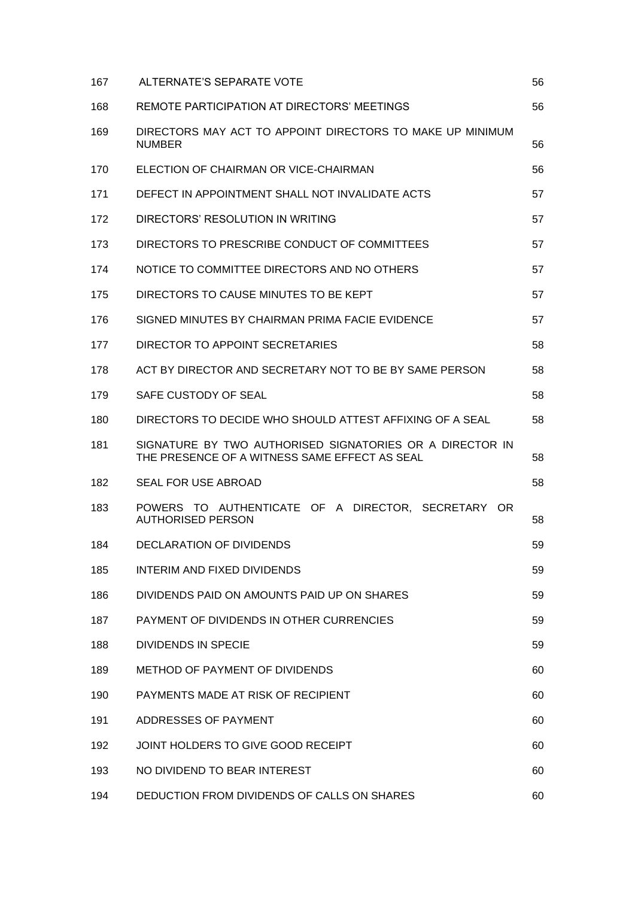| | | |
|---|---|---|
| 167 | ALTERNATE'S SEPARATE VOTE | 56 |
| 168 | REMOTE PARTICIPATION AT DIRECTORS' MEETINGS | 56 |
| 169 | DIRECTORS MAY ACT TO APPOINT DIRECTORS TO MAKE UP MINIMUM NUMBER | 56 |
| 170 | ELECTION OF CHAIRMAN OR VICE-CHAIRMAN | 56 |
| 171 | DEFECT IN APPOINTMENT SHALL NOT INVALIDATE ACTS | 57 |
| 172 | DIRECTORS' RESOLUTION IN WRITING | 57 |
| 173 | DIRECTORS TO PRESCRIBE CONDUCT OF COMMITTEES | 57 |
| 174 | NOTICE TO COMMITTEE DIRECTORS AND NO OTHERS | 57 |
| 175 | DIRECTORS TO CAUSE MINUTES TO BE KEPT | 57 |
| 176 | SIGNED MINUTES BY CHAIRMAN PRIMA FACIE EVIDENCE | 57 |
| 177 | DIRECTOR TO APPOINT SECRETARIES | 58 |
| 178 | ACT BY DIRECTOR AND SECRETARY NOT TO BE BY SAME PERSON | 58 |
| 179 | SAFE CUSTODY OF SEAL | 58 |
| 180 | DIRECTORS TO DECIDE WHO SHOULD ATTEST AFFIXING OF A SEAL | 58 |
| 181 | SIGNATURE BY TWO AUTHORISED SIGNATORIES OR A DIRECTOR IN THE PRESENCE OF A WITNESS SAME EFFECT AS SEAL | 58 |
| 182 | SEAL FOR USE ABROAD | 58 |
| 183 | POWERS TO AUTHENTICATE OF A DIRECTOR, SECRETARY OR AUTHORISED PERSON | 58 |
| 184 | DECLARATION OF DIVIDENDS | 59 |
| 185 | INTERIM AND FIXED DIVIDENDS | 59 |
| 186 | DIVIDENDS PAID ON AMOUNTS PAID UP ON SHARES | 59 |
| 187 | PAYMENT OF DIVIDENDS IN OTHER CURRENCIES | 59 |
| 188 | DIVIDENDS IN SPECIE | 59 |
| 189 | METHOD OF PAYMENT OF DIVIDENDS | 60 |
| 190 | PAYMENTS MADE AT RISK OF RECIPIENT | 60 |
| 191 | ADDRESSES OF PAYMENT | 60 |
| 192 | JOINT HOLDERS TO GIVE GOOD RECEIPT | 60 |
| 193 | NO DIVIDEND TO BEAR INTEREST | 60 |
| 194 | DEDUCTION FROM DIVIDENDS OF CALLS ON SHARES | 60 |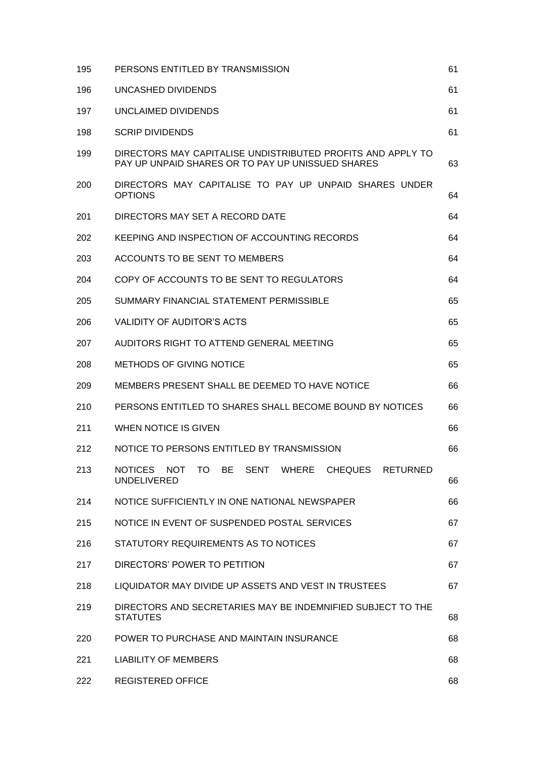| | | |
|---|---|---|
| 195 | PERSONS ENTITLED BY TRANSMISSION | 61 |
| 196 | UNCASHED DIVIDENDS | 61 |
| 197 | UNCLAIMED DIVIDENDS | 61 |
| 198 | SCRIP DIVIDENDS | 61 |
| 199 | DIRECTORS MAY CAPITALISE UNDISTRIBUTED PROFITS AND APPLY TO PAY UP UNPAID SHARES OR TO PAY UP UNISSUED SHARES | 63 |
| 200 | DIRECTORS MAY CAPITALISE TO PAY UP UNPAID SHARES UNDER OPTIONS | 64 |
| 201 | DIRECTORS MAY SET A RECORD DATE | 64 |
| 202 | KEEPING AND INSPECTION OF ACCOUNTING RECORDS | 64 |
| 203 | ACCOUNTS TO BE SENT TO MEMBERS | 64 |
| 204 | COPY OF ACCOUNTS TO BE SENT TO REGULATORS | 64 |
| 205 | SUMMARY FINANCIAL STATEMENT PERMISSIBLE | 65 |
| 206 | VALIDITY OF AUDITOR'S ACTS | 65 |
| 207 | AUDITORS RIGHT TO ATTEND GENERAL MEETING | 65 |
| 208 | METHODS OF GIVING NOTICE | 65 |
| 209 | MEMBERS PRESENT SHALL BE DEEMED TO HAVE NOTICE | 66 |
| 210 | PERSONS ENTITLED TO SHARES SHALL BECOME BOUND BY NOTICES | 66 |
| 211 | WHEN NOTICE IS GIVEN | 66 |
| 212 | NOTICE TO PERSONS ENTITLED BY TRANSMISSION | 66 |
| 213 | NOTICES NOT TO BE SENT WHERE CHEQUES RETURNED UNDELIVERED | 66 |
| 214 | NOTICE SUFFICIENTLY IN ONE NATIONAL NEWSPAPER | 66 |
| 215 | NOTICE IN EVENT OF SUSPENDED POSTAL SERVICES | 67 |
| 216 | STATUTORY REQUIREMENTS AS TO NOTICES | 67 |
| 217 | DIRECTORS' POWER TO PETITION | 67 |
| 218 | LIQUIDATOR MAY DIVIDE UP ASSETS AND VEST IN TRUSTEES | 67 |
| 219 | DIRECTORS AND SECRETARIES MAY BE INDEMNIFIED SUBJECT TO THE STATUTES | 68 |
| 220 | POWER TO PURCHASE AND MAINTAIN INSURANCE | 68 |
| 221 | LIABILITY OF MEMBERS | 68 |
| 222 | REGISTERED OFFICE | 68 |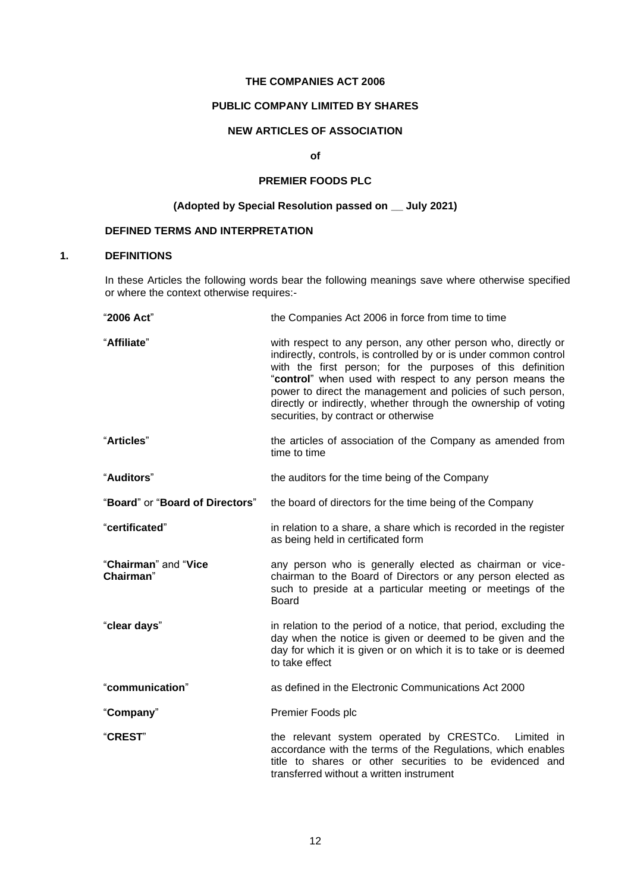# THE COMPANIES ACT 2006

## PUBLIC COMPANY LIMITED BY SHARES

## NEW ARTICLES OF ASSOCIATION

**of**

## PREMIER FOODS PLC

**(Adopted by Special Resolution passed on __ July 2021)**

### DEFINED TERMS AND INTERPRETATION

### 1. DEFINITIONS

In these Articles the following words bear the following meanings save where otherwise specified or where the context otherwise requires:-

| | |
|---|---|
| "**2006 Act**" | the Companies Act 2006 in force from time to time |
| "**Affiliate**" | with respect to any person, any other person who, directly or indirectly, controls, is controlled by or is under common control with the first person; for the purposes of this definition "**control**" when used with respect to any person means the power to direct the management and policies of such person, directly or indirectly, whether through the ownership of voting securities, by contract or otherwise |
| "**Articles**" | the articles of association of the Company as amended from time to time |
| "**Auditors**" | the auditors for the time being of the Company |
| "**Board**" or "**Board of Directors**" | the board of directors for the time being of the Company |
| "**certificated**" | in relation to a share, a share which is recorded in the register as being held in certificated form |
| "**Chairman**" and "**Vice Chairman**" | any person who is generally elected as chairman or vice-chairman to the Board of Directors or any person elected as such to preside at a particular meeting or meetings of the Board |
| "**clear days**" | in relation to the period of a notice, that period, excluding the day when the notice is given or deemed to be given and the day for which it is given or on which it is to take or is deemed to take effect |
| "**communication**" | as defined in the Electronic Communications Act 2000 |
| "**Company**" | Premier Foods plc |
| "**CREST**" | the relevant system operated by CRESTCo. Limited in accordance with the terms of the Regulations, which enables title to shares or other securities to be evidenced and transferred without a written instrument |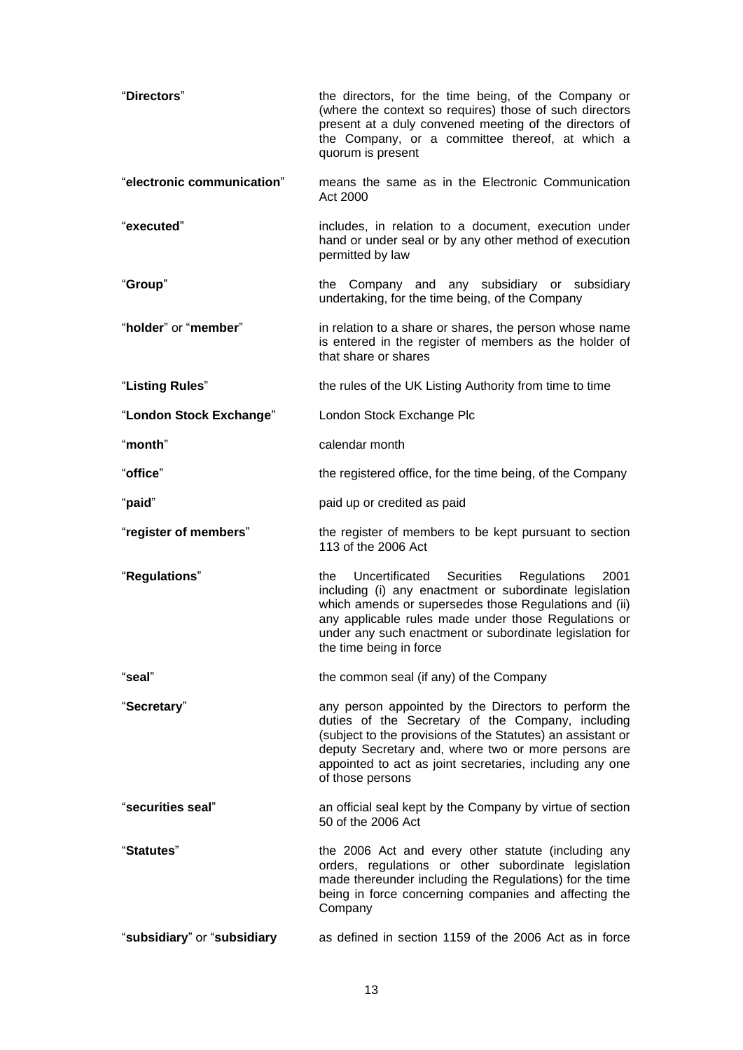| | |
|---|---|
| "**Directors**" | the directors, for the time being, of the Company or (where the context so requires) those of such directors present at a duly convened meeting of the directors of the Company, or a committee thereof, at which a quorum is present |
| "**electronic communication**" | means the same as in the Electronic Communication Act 2000 |
| "**executed**" | includes, in relation to a document, execution under hand or under seal or by any other method of execution permitted by law |
| "**Group**" | the Company and any subsidiary or subsidiary undertaking, for the time being, of the Company |
| "**holder**" or "**member**" | in relation to a share or shares, the person whose name is entered in the register of members as the holder of that share or shares |
| "**Listing Rules**" | the rules of the UK Listing Authority from time to time |
| "**London Stock Exchange**" | London Stock Exchange Plc |
| "**month**" | calendar month |
| "**office**" | the registered office, for the time being, of the Company |
| "**paid**" | paid up or credited as paid |
| "**register of members**" | the register of members to be kept pursuant to section 113 of the 2006 Act |
| "**Regulations**" | the Uncertificated Securities Regulations 2001 including (i) any enactment or subordinate legislation which amends or supersedes those Regulations and (ii) any applicable rules made under those Regulations or under any such enactment or subordinate legislation for the time being in force |
| "**seal**" | the common seal (if any) of the Company |
| "**Secretary**" | any person appointed by the Directors to perform the duties of the Secretary of the Company, including (subject to the provisions of the Statutes) an assistant or deputy Secretary and, where two or more persons are appointed to act as joint secretaries, including any one of those persons |
| "**securities seal**" | an official seal kept by the Company by virtue of section 50 of the 2006 Act |
| "**Statutes**" | the 2006 Act and every other statute (including any orders, regulations or other subordinate legislation made thereunder including the Regulations) for the time being in force concerning companies and affecting the Company |
| "**subsidiary**" or "**subsidiary** | as defined in section 1159 of the 2006 Act as in force |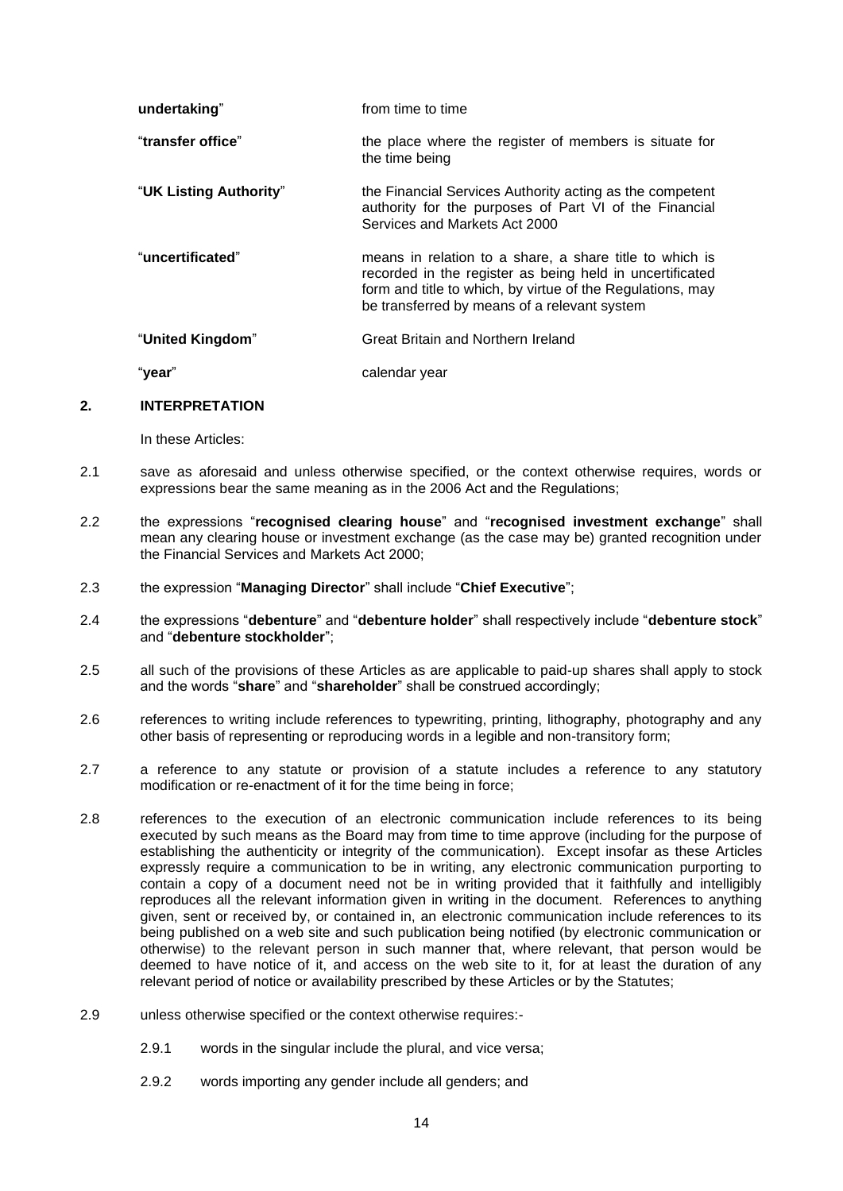| | |
|---|---|
| **undertaking**" | from time to time |
| "**transfer office**" | the place where the register of members is situate for the time being |
| "**UK Listing Authority**" | the Financial Services Authority acting as the competent authority for the purposes of Part VI of the Financial Services and Markets Act 2000 |
| "**uncertificated**" | means in relation to a share, a share title to which is recorded in the register as being held in uncertificated form and title to which, by virtue of the Regulations, may be transferred by means of a relevant system |
| "**United Kingdom**" | Great Britain and Northern Ireland |
| "**year**" | calendar year |

## 2. INTERPRETATION

In these Articles:

2.1 save as aforesaid and unless otherwise specified, or the context otherwise requires, words or expressions bear the same meaning as in the 2006 Act and the Regulations;

2.2 the expressions "**recognised clearing house**" and "**recognised investment exchange**" shall mean any clearing house or investment exchange (as the case may be) granted recognition under the Financial Services and Markets Act 2000;

2.3 the expression "**Managing Director**" shall include "**Chief Executive**";

2.4 the expressions "**debenture**" and "**debenture holder**" shall respectively include "**debenture stock**" and "**debenture stockholder**";

2.5 all such of the provisions of these Articles as are applicable to paid-up shares shall apply to stock and the words "**share**" and "**shareholder**" shall be construed accordingly;

2.6 references to writing include references to typewriting, printing, lithography, photography and any other basis of representing or reproducing words in a legible and non-transitory form;

2.7 a reference to any statute or provision of a statute includes a reference to any statutory modification or re-enactment of it for the time being in force;

2.8 references to the execution of an electronic communication include references to its being executed by such means as the Board may from time to time approve (including for the purpose of establishing the authenticity or integrity of the communication). Except insofar as these Articles expressly require a communication to be in writing, any electronic communication purporting to contain a copy of a document need not be in writing provided that it faithfully and intelligibly reproduces all the relevant information given in writing in the document. References to anything given, sent or received by, or contained in, an electronic communication include references to its being published on a web site and such publication being notified (by electronic communication or otherwise) to the relevant person in such manner that, where relevant, that person would be deemed to have notice of it, and access on the web site to it, for at least the duration of any relevant period of notice or availability prescribed by these Articles or by the Statutes;

2.9 unless otherwise specified or the context otherwise requires:-

2.9.1 words in the singular include the plural, and vice versa;

2.9.2 words importing any gender include all genders; and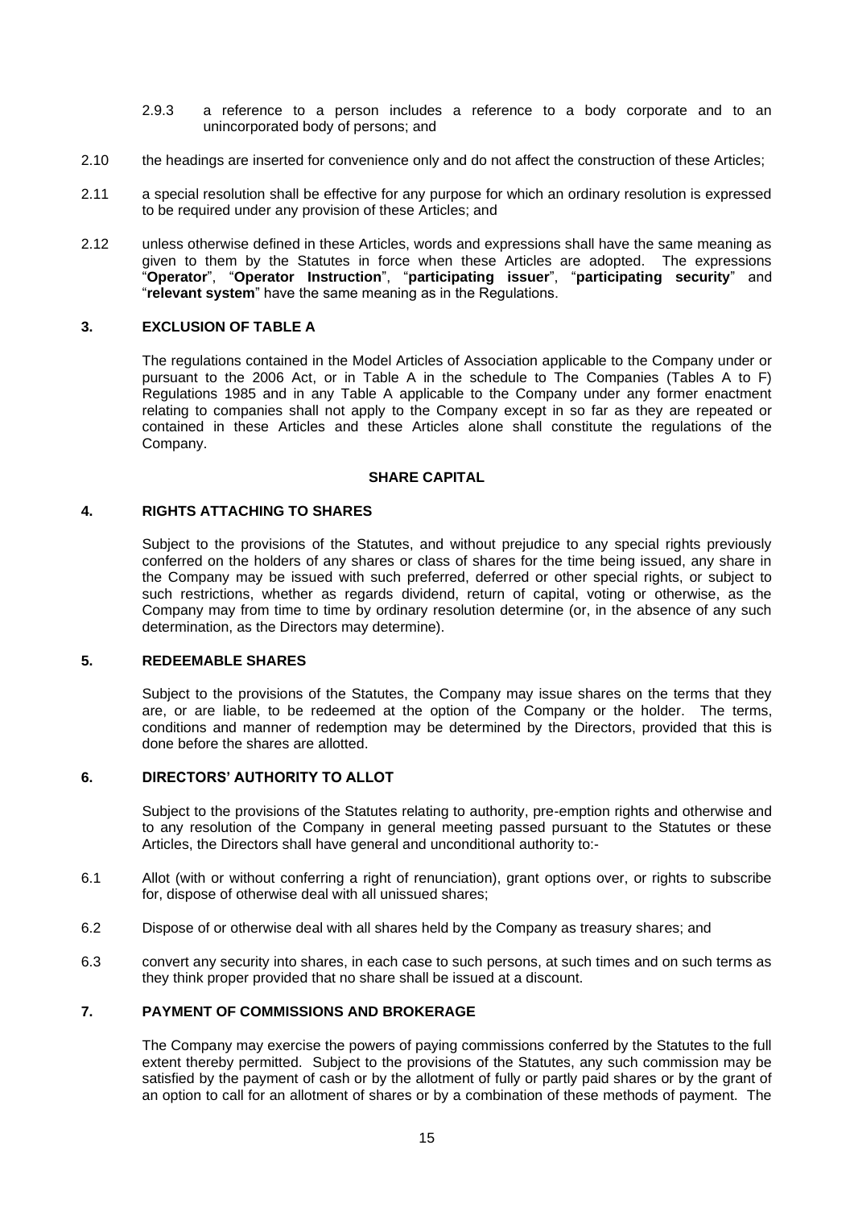2.9.3 a reference to a person includes a reference to a body corporate and to an unincorporated body of persons; and

2.10 the headings are inserted for convenience only and do not affect the construction of these Articles;

2.11 a special resolution shall be effective for any purpose for which an ordinary resolution is expressed to be required under any provision of these Articles; and

2.12 unless otherwise defined in these Articles, words and expressions shall have the same meaning as given to them by the Statutes in force when these Articles are adopted. The expressions "**Operator**", "**Operator Instruction**", "**participating issuer**", "**participating security**" and "**relevant system**" have the same meaning as in the Regulations.

### 3. EXCLUSION OF TABLE A

The regulations contained in the Model Articles of Association applicable to the Company under or pursuant to the 2006 Act, or in Table A in the schedule to The Companies (Tables A to F) Regulations 1985 and in any Table A applicable to the Company under any former enactment relating to companies shall not apply to the Company except in so far as they are repeated or contained in these Articles and these Articles alone shall constitute the regulations of the Company.

## SHARE CAPITAL

### 4. RIGHTS ATTACHING TO SHARES

Subject to the provisions of the Statutes, and without prejudice to any special rights previously conferred on the holders of any shares or class of shares for the time being issued, any share in the Company may be issued with such preferred, deferred or other special rights, or subject to such restrictions, whether as regards dividend, return of capital, voting or otherwise, as the Company may from time to time by ordinary resolution determine (or, in the absence of any such determination, as the Directors may determine).

### 5. REDEEMABLE SHARES

Subject to the provisions of the Statutes, the Company may issue shares on the terms that they are, or are liable, to be redeemed at the option of the Company or the holder. The terms, conditions and manner of redemption may be determined by the Directors, provided that this is done before the shares are allotted.

### 6. DIRECTORS' AUTHORITY TO ALLOT

Subject to the provisions of the Statutes relating to authority, pre-emption rights and otherwise and to any resolution of the Company in general meeting passed pursuant to the Statutes or these Articles, the Directors shall have general and unconditional authority to:-

6.1 Allot (with or without conferring a right of renunciation), grant options over, or rights to subscribe for, dispose of otherwise deal with all unissued shares;

6.2 Dispose of or otherwise deal with all shares held by the Company as treasury shares; and

6.3 convert any security into shares, in each case to such persons, at such times and on such terms as they think proper provided that no share shall be issued at a discount.

### 7. PAYMENT OF COMMISSIONS AND BROKERAGE

The Company may exercise the powers of paying commissions conferred by the Statutes to the full extent thereby permitted. Subject to the provisions of the Statutes, any such commission may be satisfied by the payment of cash or by the allotment of fully or partly paid shares or by the grant of an option to call for an allotment of shares or by a combination of these methods of payment. The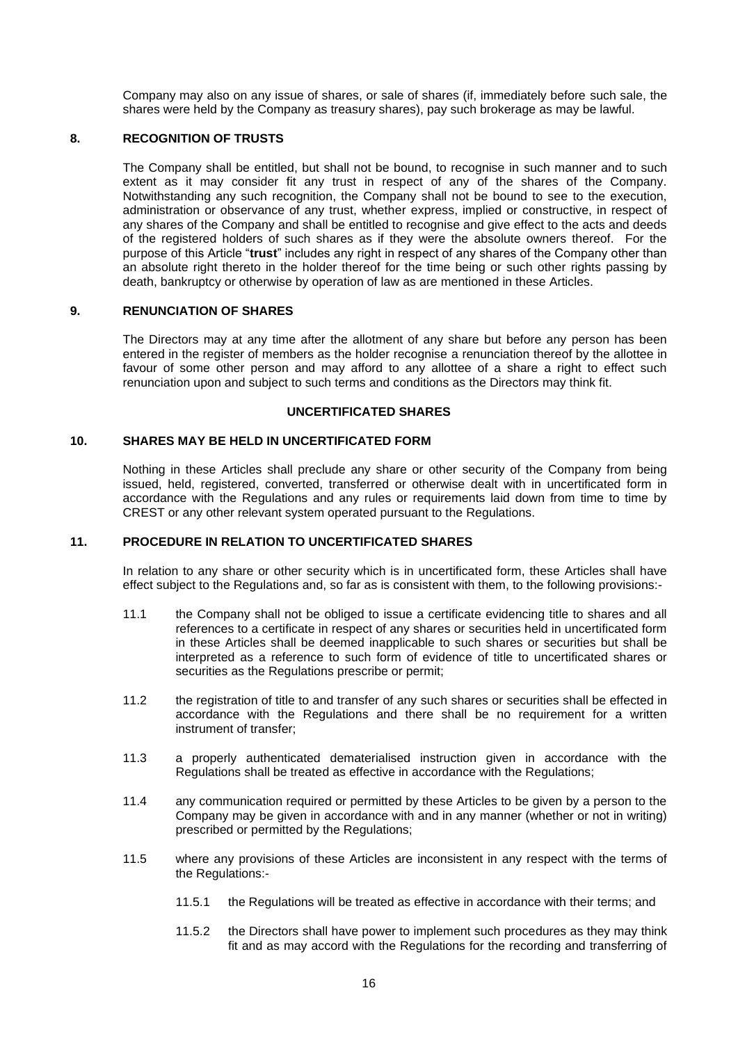Company may also on any issue of shares, or sale of shares (if, immediately before such sale, the shares were held by the Company as treasury shares), pay such brokerage as may be lawful.

## 8. RECOGNITION OF TRUSTS

The Company shall be entitled, but shall not be bound, to recognise in such manner and to such extent as it may consider fit any trust in respect of any of the shares of the Company. Notwithstanding any such recognition, the Company shall not be bound to see to the execution, administration or observance of any trust, whether express, implied or constructive, in respect of any shares of the Company and shall be entitled to recognise and give effect to the acts and deeds of the registered holders of such shares as if they were the absolute owners thereof. For the purpose of this Article "**trust**" includes any right in respect of any shares of the Company other than an absolute right thereto in the holder thereof for the time being or such other rights passing by death, bankruptcy or otherwise by operation of law as are mentioned in these Articles.

## 9. RENUNCIATION OF SHARES

The Directors may at any time after the allotment of any share but before any person has been entered in the register of members as the holder recognise a renunciation thereof by the allottee in favour of some other person and may afford to any allottee of a share a right to effect such renunciation upon and subject to such terms and conditions as the Directors may think fit.

## UNCERTIFICATED SHARES

## 10. SHARES MAY BE HELD IN UNCERTIFICATED FORM

Nothing in these Articles shall preclude any share or other security of the Company from being issued, held, registered, converted, transferred or otherwise dealt with in uncertificated form in accordance with the Regulations and any rules or requirements laid down from time to time by CREST or any other relevant system operated pursuant to the Regulations.

## 11. PROCEDURE IN RELATION TO UNCERTIFICATED SHARES

In relation to any share or other security which is in uncertificated form, these Articles shall have effect subject to the Regulations and, so far as is consistent with them, to the following provisions:-

11.1 the Company shall not be obliged to issue a certificate evidencing title to shares and all references to a certificate in respect of any shares or securities held in uncertificated form in these Articles shall be deemed inapplicable to such shares or securities but shall be interpreted as a reference to such form of evidence of title to uncertificated shares or securities as the Regulations prescribe or permit;

11.2 the registration of title to and transfer of any such shares or securities shall be effected in accordance with the Regulations and there shall be no requirement for a written instrument of transfer;

11.3 a properly authenticated dematerialised instruction given in accordance with the Regulations shall be treated as effective in accordance with the Regulations;

11.4 any communication required or permitted by these Articles to be given by a person to the Company may be given in accordance with and in any manner (whether or not in writing) prescribed or permitted by the Regulations;

11.5 where any provisions of these Articles are inconsistent in any respect with the terms of the Regulations:-

11.5.1 the Regulations will be treated as effective in accordance with their terms; and

11.5.2 the Directors shall have power to implement such procedures as they may think fit and as may accord with the Regulations for the recording and transferring of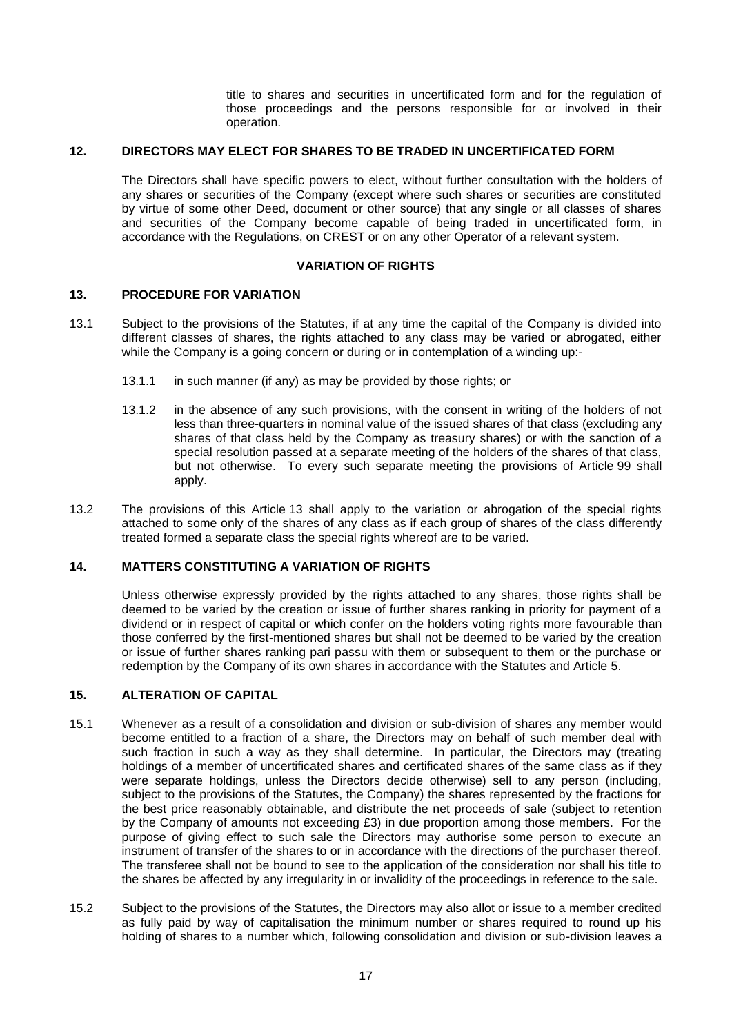title to shares and securities in uncertificated form and for the regulation of those proceedings and the persons responsible for or involved in their operation.

## 12. DIRECTORS MAY ELECT FOR SHARES TO BE TRADED IN UNCERTIFICATED FORM

The Directors shall have specific powers to elect, without further consultation with the holders of any shares or securities of the Company (except where such shares or securities are constituted by virtue of some other Deed, document or other source) that any single or all classes of shares and securities of the Company become capable of being traded in uncertificated form, in accordance with the Regulations, on CREST or on any other Operator of a relevant system.

## VARIATION OF RIGHTS

## 13. PROCEDURE FOR VARIATION

13.1 Subject to the provisions of the Statutes, if at any time the capital of the Company is divided into different classes of shares, the rights attached to any class may be varied or abrogated, either while the Company is a going concern or during or in contemplation of a winding up:-

13.1.1 in such manner (if any) as may be provided by those rights; or

13.1.2 in the absence of any such provisions, with the consent in writing of the holders of not less than three-quarters in nominal value of the issued shares of that class (excluding any shares of that class held by the Company as treasury shares) or with the sanction of a special resolution passed at a separate meeting of the holders of the shares of that class, but not otherwise. To every such separate meeting the provisions of Article 99 shall apply.

13.2 The provisions of this Article 13 shall apply to the variation or abrogation of the special rights attached to some only of the shares of any class as if each group of shares of the class differently treated formed a separate class the special rights whereof are to be varied.

## 14. MATTERS CONSTITUTING A VARIATION OF RIGHTS

Unless otherwise expressly provided by the rights attached to any shares, those rights shall be deemed to be varied by the creation or issue of further shares ranking in priority for payment of a dividend or in respect of capital or which confer on the holders voting rights more favourable than those conferred by the first-mentioned shares but shall not be deemed to be varied by the creation or issue of further shares ranking pari passu with them or subsequent to them or the purchase or redemption by the Company of its own shares in accordance with the Statutes and Article 5.

## 15. ALTERATION OF CAPITAL

15.1 Whenever as a result of a consolidation and division or sub-division of shares any member would become entitled to a fraction of a share, the Directors may on behalf of such member deal with such fraction in such a way as they shall determine. In particular, the Directors may (treating holdings of a member of uncertificated shares and certificated shares of the same class as if they were separate holdings, unless the Directors decide otherwise) sell to any person (including, subject to the provisions of the Statutes, the Company) the shares represented by the fractions for the best price reasonably obtainable, and distribute the net proceeds of sale (subject to retention by the Company of amounts not exceeding £3) in due proportion among those members. For the purpose of giving effect to such sale the Directors may authorise some person to execute an instrument of transfer of the shares to or in accordance with the directions of the purchaser thereof. The transferee shall not be bound to see to the application of the consideration nor shall his title to the shares be affected by any irregularity in or invalidity of the proceedings in reference to the sale.

15.2 Subject to the provisions of the Statutes, the Directors may also allot or issue to a member credited as fully paid by way of capitalisation the minimum number or shares required to round up his holding of shares to a number which, following consolidation and division or sub-division leaves a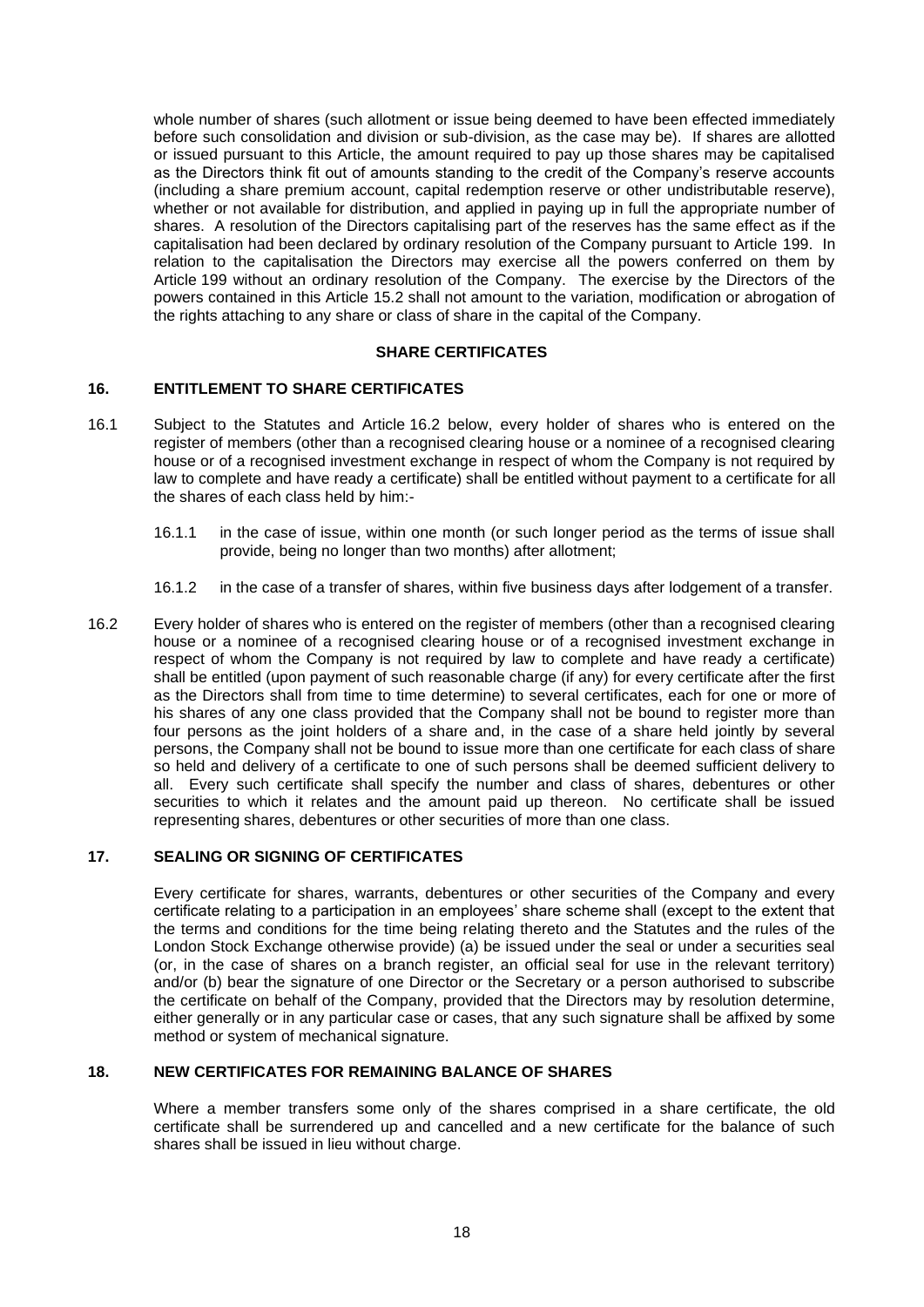whole number of shares (such allotment or issue being deemed to have been effected immediately before such consolidation and division or sub-division, as the case may be). If shares are allotted or issued pursuant to this Article, the amount required to pay up those shares may be capitalised as the Directors think fit out of amounts standing to the credit of the Company's reserve accounts (including a share premium account, capital redemption reserve or other undistributable reserve), whether or not available for distribution, and applied in paying up in full the appropriate number of shares. A resolution of the Directors capitalising part of the reserves has the same effect as if the capitalisation had been declared by ordinary resolution of the Company pursuant to Article 199. In relation to the capitalisation the Directors may exercise all the powers conferred on them by Article 199 without an ordinary resolution of the Company. The exercise by the Directors of the powers contained in this Article 15.2 shall not amount to the variation, modification or abrogation of the rights attaching to any share or class of share in the capital of the Company.

## SHARE CERTIFICATES

### 16. ENTITLEMENT TO SHARE CERTIFICATES

16.1 Subject to the Statutes and Article 16.2 below, every holder of shares who is entered on the register of members (other than a recognised clearing house or a nominee of a recognised clearing house or of a recognised investment exchange in respect of whom the Company is not required by law to complete and have ready a certificate) shall be entitled without payment to a certificate for all the shares of each class held by him:-

16.1.1 in the case of issue, within one month (or such longer period as the terms of issue shall provide, being no longer than two months) after allotment;

16.1.2 in the case of a transfer of shares, within five business days after lodgement of a transfer.

16.2 Every holder of shares who is entered on the register of members (other than a recognised clearing house or a nominee of a recognised clearing house or of a recognised investment exchange in respect of whom the Company is not required by law to complete and have ready a certificate) shall be entitled (upon payment of such reasonable charge (if any) for every certificate after the first as the Directors shall from time to time determine) to several certificates, each for one or more of his shares of any one class provided that the Company shall not be bound to register more than four persons as the joint holders of a share and, in the case of a share held jointly by several persons, the Company shall not be bound to issue more than one certificate for each class of share so held and delivery of a certificate to one of such persons shall be deemed sufficient delivery to all. Every such certificate shall specify the number and class of shares, debentures or other securities to which it relates and the amount paid up thereon. No certificate shall be issued representing shares, debentures or other securities of more than one class.

### 17. SEALING OR SIGNING OF CERTIFICATES

Every certificate for shares, warrants, debentures or other securities of the Company and every certificate relating to a participation in an employees' share scheme shall (except to the extent that the terms and conditions for the time being relating thereto and the Statutes and the rules of the London Stock Exchange otherwise provide) (a) be issued under the seal or under a securities seal (or, in the case of shares on a branch register, an official seal for use in the relevant territory) and/or (b) bear the signature of one Director or the Secretary or a person authorised to subscribe the certificate on behalf of the Company, provided that the Directors may by resolution determine, either generally or in any particular case or cases, that any such signature shall be affixed by some method or system of mechanical signature.

### 18. NEW CERTIFICATES FOR REMAINING BALANCE OF SHARES

Where a member transfers some only of the shares comprised in a share certificate, the old certificate shall be surrendered up and cancelled and a new certificate for the balance of such shares shall be issued in lieu without charge.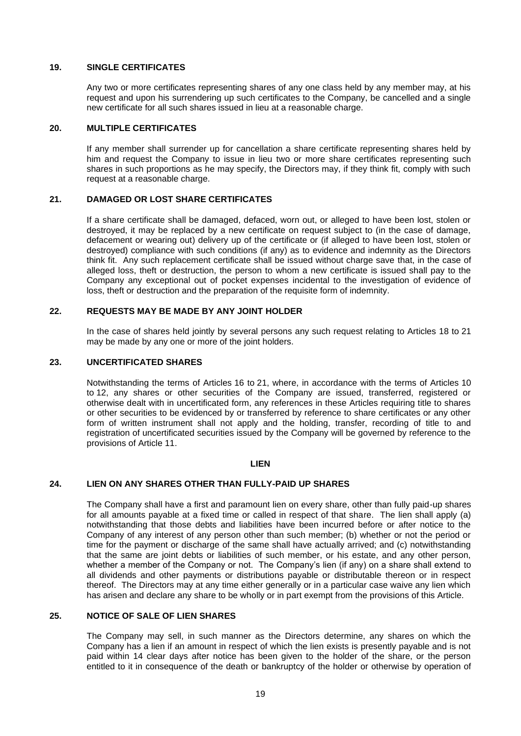### 19. SINGLE CERTIFICATES

Any two or more certificates representing shares of any one class held by any member may, at his request and upon his surrendering up such certificates to the Company, be cancelled and a single new certificate for all such shares issued in lieu at a reasonable charge.

### 20. MULTIPLE CERTIFICATES

If any member shall surrender up for cancellation a share certificate representing shares held by him and request the Company to issue in lieu two or more share certificates representing such shares in such proportions as he may specify, the Directors may, if they think fit, comply with such request at a reasonable charge.

### 21. DAMAGED OR LOST SHARE CERTIFICATES

If a share certificate shall be damaged, defaced, worn out, or alleged to have been lost, stolen or destroyed, it may be replaced by a new certificate on request subject to (in the case of damage, defacement or wearing out) delivery up of the certificate or (if alleged to have been lost, stolen or destroyed) compliance with such conditions (if any) as to evidence and indemnity as the Directors think fit. Any such replacement certificate shall be issued without charge save that, in the case of alleged loss, theft or destruction, the person to whom a new certificate is issued shall pay to the Company any exceptional out of pocket expenses incidental to the investigation of evidence of loss, theft or destruction and the preparation of the requisite form of indemnity.

### 22. REQUESTS MAY BE MADE BY ANY JOINT HOLDER

In the case of shares held jointly by several persons any such request relating to Articles 18 to 21 may be made by any one or more of the joint holders.

### 23. UNCERTIFICATED SHARES

Notwithstanding the terms of Articles 16 to 21, where, in accordance with the terms of Articles 10 to 12, any shares or other securities of the Company are issued, transferred, registered or otherwise dealt with in uncertificated form, any references in these Articles requiring title to shares or other securities to be evidenced by or transferred by reference to share certificates or any other form of written instrument shall not apply and the holding, transfer, recording of title to and registration of uncertificated securities issued by the Company will be governed by reference to the provisions of Article 11.

## LIEN

### 24. LIEN ON ANY SHARES OTHER THAN FULLY-PAID UP SHARES

The Company shall have a first and paramount lien on every share, other than fully paid-up shares for all amounts payable at a fixed time or called in respect of that share. The lien shall apply (a) notwithstanding that those debts and liabilities have been incurred before or after notice to the Company of any interest of any person other than such member; (b) whether or not the period or time for the payment or discharge of the same shall have actually arrived; and (c) notwithstanding that the same are joint debts or liabilities of such member, or his estate, and any other person, whether a member of the Company or not. The Company's lien (if any) on a share shall extend to all dividends and other payments or distributions payable or distributable thereon or in respect thereof. The Directors may at any time either generally or in a particular case waive any lien which has arisen and declare any share to be wholly or in part exempt from the provisions of this Article.

### 25. NOTICE OF SALE OF LIEN SHARES

The Company may sell, in such manner as the Directors determine, any shares on which the Company has a lien if an amount in respect of which the lien exists is presently payable and is not paid within 14 clear days after notice has been given to the holder of the share, or the person entitled to it in consequence of the death or bankruptcy of the holder or otherwise by operation of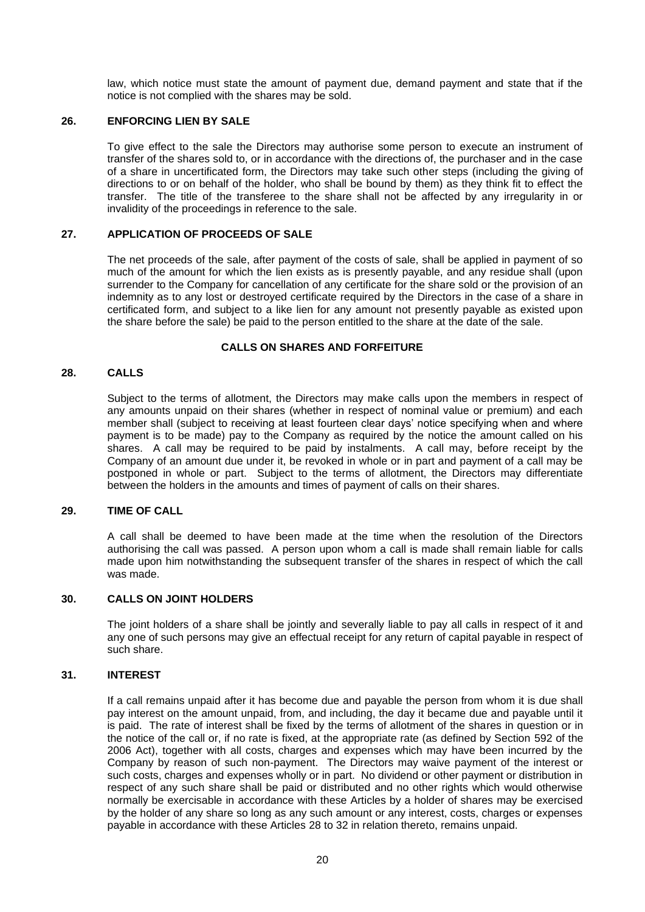law, which notice must state the amount of payment due, demand payment and state that if the notice is not complied with the shares may be sold.

## 26. ENFORCING LIEN BY SALE

To give effect to the sale the Directors may authorise some person to execute an instrument of transfer of the shares sold to, or in accordance with the directions of, the purchaser and in the case of a share in uncertificated form, the Directors may take such other steps (including the giving of directions to or on behalf of the holder, who shall be bound by them) as they think fit to effect the transfer. The title of the transferee to the share shall not be affected by any irregularity in or invalidity of the proceedings in reference to the sale.

## 27. APPLICATION OF PROCEEDS OF SALE

The net proceeds of the sale, after payment of the costs of sale, shall be applied in payment of so much of the amount for which the lien exists as is presently payable, and any residue shall (upon surrender to the Company for cancellation of any certificate for the share sold or the provision of an indemnity as to any lost or destroyed certificate required by the Directors in the case of a share in certificated form, and subject to a like lien for any amount not presently payable as existed upon the share before the sale) be paid to the person entitled to the share at the date of the sale.

# CALLS ON SHARES AND FORFEITURE

## 28. CALLS

Subject to the terms of allotment, the Directors may make calls upon the members in respect of any amounts unpaid on their shares (whether in respect of nominal value or premium) and each member shall (subject to receiving at least fourteen clear days' notice specifying when and where payment is to be made) pay to the Company as required by the notice the amount called on his shares. A call may be required to be paid by instalments. A call may, before receipt by the Company of an amount due under it, be revoked in whole or in part and payment of a call may be postponed in whole or part. Subject to the terms of allotment, the Directors may differentiate between the holders in the amounts and times of payment of calls on their shares.

## 29. TIME OF CALL

A call shall be deemed to have been made at the time when the resolution of the Directors authorising the call was passed. A person upon whom a call is made shall remain liable for calls made upon him notwithstanding the subsequent transfer of the shares in respect of which the call was made.

## 30. CALLS ON JOINT HOLDERS

The joint holders of a share shall be jointly and severally liable to pay all calls in respect of it and any one of such persons may give an effectual receipt for any return of capital payable in respect of such share.

## 31. INTEREST

If a call remains unpaid after it has become due and payable the person from whom it is due shall pay interest on the amount unpaid, from, and including, the day it became due and payable until it is paid. The rate of interest shall be fixed by the terms of allotment of the shares in question or in the notice of the call or, if no rate is fixed, at the appropriate rate (as defined by Section 592 of the 2006 Act), together with all costs, charges and expenses which may have been incurred by the Company by reason of such non-payment. The Directors may waive payment of the interest or such costs, charges and expenses wholly or in part. No dividend or other payment or distribution in respect of any such share shall be paid or distributed and no other rights which would otherwise normally be exercisable in accordance with these Articles by a holder of shares may be exercised by the holder of any share so long as any such amount or any interest, costs, charges or expenses payable in accordance with these Articles 28 to 32 in relation thereto, remains unpaid.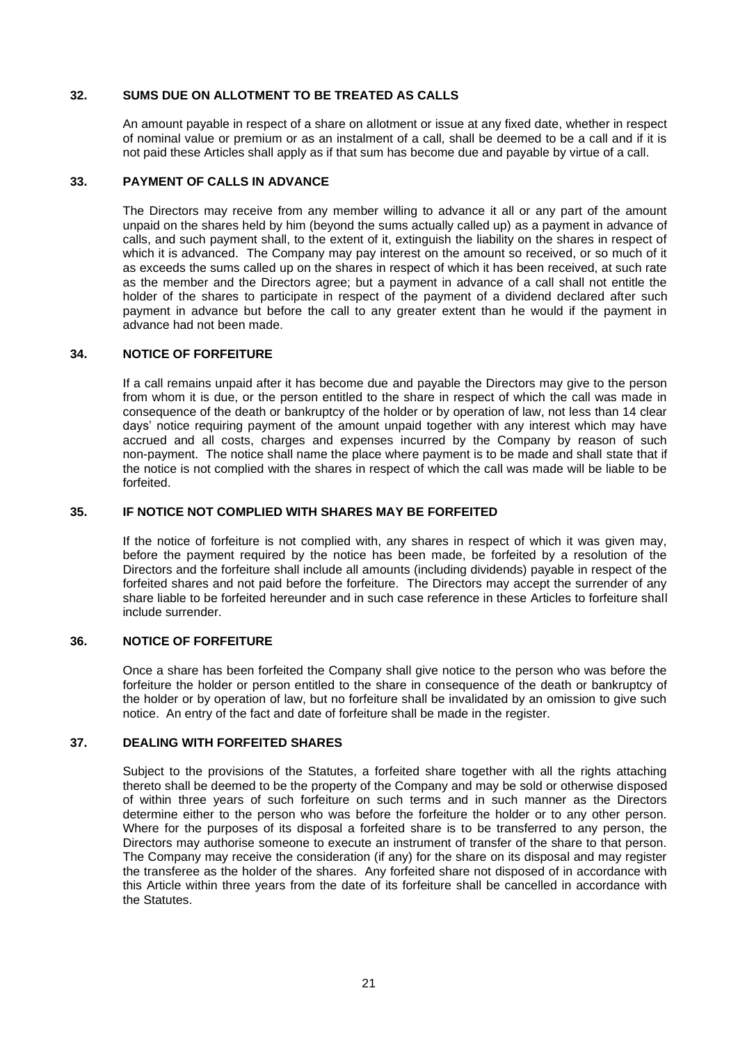## 32. SUMS DUE ON ALLOTMENT TO BE TREATED AS CALLS

An amount payable in respect of a share on allotment or issue at any fixed date, whether in respect of nominal value or premium or as an instalment of a call, shall be deemed to be a call and if it is not paid these Articles shall apply as if that sum has become due and payable by virtue of a call.

## 33. PAYMENT OF CALLS IN ADVANCE

The Directors may receive from any member willing to advance it all or any part of the amount unpaid on the shares held by him (beyond the sums actually called up) as a payment in advance of calls, and such payment shall, to the extent of it, extinguish the liability on the shares in respect of which it is advanced. The Company may pay interest on the amount so received, or so much of it as exceeds the sums called up on the shares in respect of which it has been received, at such rate as the member and the Directors agree; but a payment in advance of a call shall not entitle the holder of the shares to participate in respect of the payment of a dividend declared after such payment in advance but before the call to any greater extent than he would if the payment in advance had not been made.

## 34. NOTICE OF FORFEITURE

If a call remains unpaid after it has become due and payable the Directors may give to the person from whom it is due, or the person entitled to the share in respect of which the call was made in consequence of the death or bankruptcy of the holder or by operation of law, not less than 14 clear days' notice requiring payment of the amount unpaid together with any interest which may have accrued and all costs, charges and expenses incurred by the Company by reason of such non-payment. The notice shall name the place where payment is to be made and shall state that if the notice is not complied with the shares in respect of which the call was made will be liable to be forfeited.

## 35. IF NOTICE NOT COMPLIED WITH SHARES MAY BE FORFEITED

If the notice of forfeiture is not complied with, any shares in respect of which it was given may, before the payment required by the notice has been made, be forfeited by a resolution of the Directors and the forfeiture shall include all amounts (including dividends) payable in respect of the forfeited shares and not paid before the forfeiture. The Directors may accept the surrender of any share liable to be forfeited hereunder and in such case reference in these Articles to forfeiture shall include surrender.

## 36. NOTICE OF FORFEITURE

Once a share has been forfeited the Company shall give notice to the person who was before the forfeiture the holder or person entitled to the share in consequence of the death or bankruptcy of the holder or by operation of law, but no forfeiture shall be invalidated by an omission to give such notice. An entry of the fact and date of forfeiture shall be made in the register.

## 37. DEALING WITH FORFEITED SHARES

Subject to the provisions of the Statutes, a forfeited share together with all the rights attaching thereto shall be deemed to be the property of the Company and may be sold or otherwise disposed of within three years of such forfeiture on such terms and in such manner as the Directors determine either to the person who was before the forfeiture the holder or to any other person. Where for the purposes of its disposal a forfeited share is to be transferred to any person, the Directors may authorise someone to execute an instrument of transfer of the share to that person. The Company may receive the consideration (if any) for the share on its disposal and may register the transferee as the holder of the shares. Any forfeited share not disposed of in accordance with this Article within three years from the date of its forfeiture shall be cancelled in accordance with the Statutes.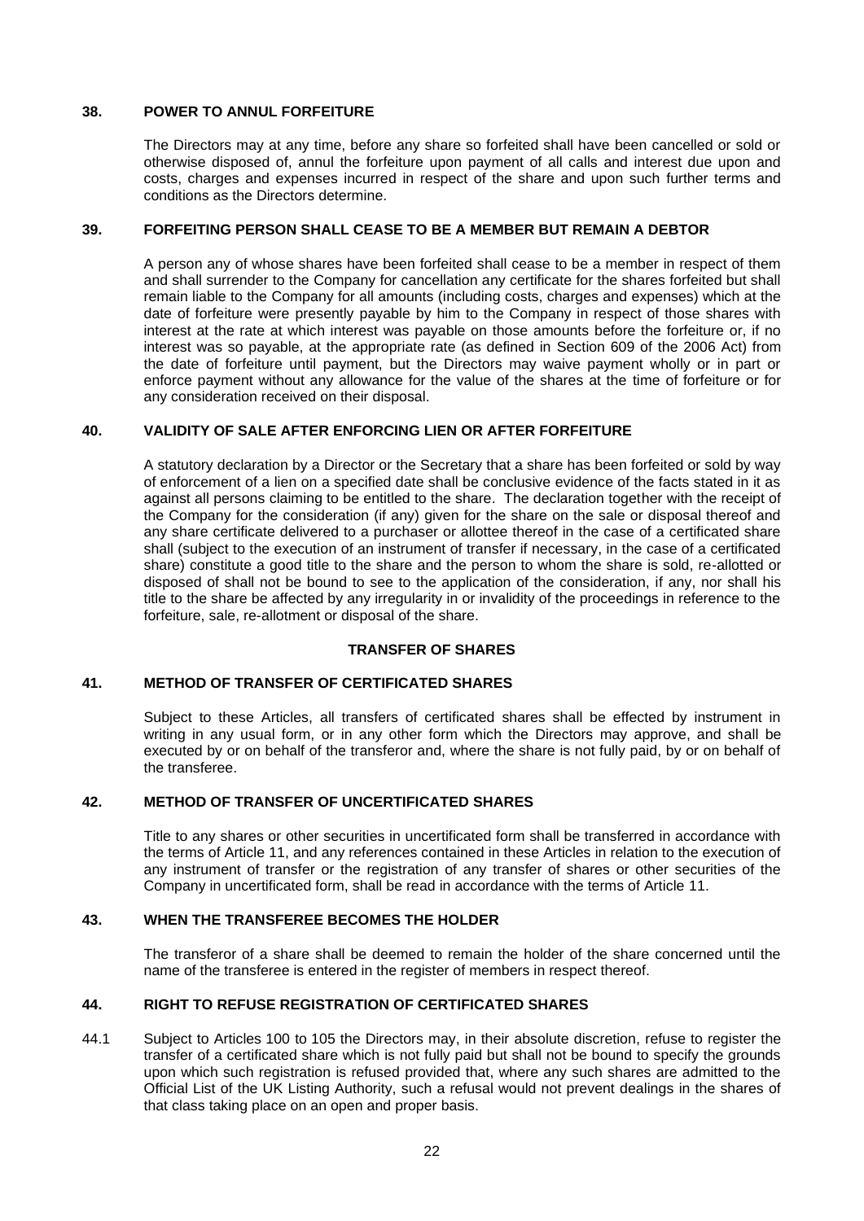### 38. POWER TO ANNUL FORFEITURE

The Directors may at any time, before any share so forfeited shall have been cancelled or sold or otherwise disposed of, annul the forfeiture upon payment of all calls and interest due upon and costs, charges and expenses incurred in respect of the share and upon such further terms and conditions as the Directors determine.

### 39. FORFEITING PERSON SHALL CEASE TO BE A MEMBER BUT REMAIN A DEBTOR

A person any of whose shares have been forfeited shall cease to be a member in respect of them and shall surrender to the Company for cancellation any certificate for the shares forfeited but shall remain liable to the Company for all amounts (including costs, charges and expenses) which at the date of forfeiture were presently payable by him to the Company in respect of those shares with interest at the rate at which interest was payable on those amounts before the forfeiture or, if no interest was so payable, at the appropriate rate (as defined in Section 609 of the 2006 Act) from the date of forfeiture until payment, but the Directors may waive payment wholly or in part or enforce payment without any allowance for the value of the shares at the time of forfeiture or for any consideration received on their disposal.

### 40. VALIDITY OF SALE AFTER ENFORCING LIEN OR AFTER FORFEITURE

A statutory declaration by a Director or the Secretary that a share has been forfeited or sold by way of enforcement of a lien on a specified date shall be conclusive evidence of the facts stated in it as against all persons claiming to be entitled to the share. The declaration together with the receipt of the Company for the consideration (if any) given for the share on the sale or disposal thereof and any share certificate delivered to a purchaser or allottee thereof in the case of a certificated share shall (subject to the execution of an instrument of transfer if necessary, in the case of a certificated share) constitute a good title to the share and the person to whom the share is sold, re-allotted or disposed of shall not be bound to see to the application of the consideration, if any, nor shall his title to the share be affected by any irregularity in or invalidity of the proceedings in reference to the forfeiture, sale, re-allotment or disposal of the share.

## TRANSFER OF SHARES

### 41. METHOD OF TRANSFER OF CERTIFICATED SHARES

Subject to these Articles, all transfers of certificated shares shall be effected by instrument in writing in any usual form, or in any other form which the Directors may approve, and shall be executed by or on behalf of the transferor and, where the share is not fully paid, by or on behalf of the transferee.

### 42. METHOD OF TRANSFER OF UNCERTIFICATED SHARES

Title to any shares or other securities in uncertificated form shall be transferred in accordance with the terms of Article 11, and any references contained in these Articles in relation to the execution of any instrument of transfer or the registration of any transfer of shares or other securities of the Company in uncertificated form, shall be read in accordance with the terms of Article 11.

### 43. WHEN THE TRANSFEREE BECOMES THE HOLDER

The transferor of a share shall be deemed to remain the holder of the share concerned until the name of the transferee is entered in the register of members in respect thereof.

### 44. RIGHT TO REFUSE REGISTRATION OF CERTIFICATED SHARES

44.1 Subject to Articles 100 to 105 the Directors may, in their absolute discretion, refuse to register the transfer of a certificated share which is not fully paid but shall not be bound to specify the grounds upon which such registration is refused provided that, where any such shares are admitted to the Official List of the UK Listing Authority, such a refusal would not prevent dealings in the shares of that class taking place on an open and proper basis.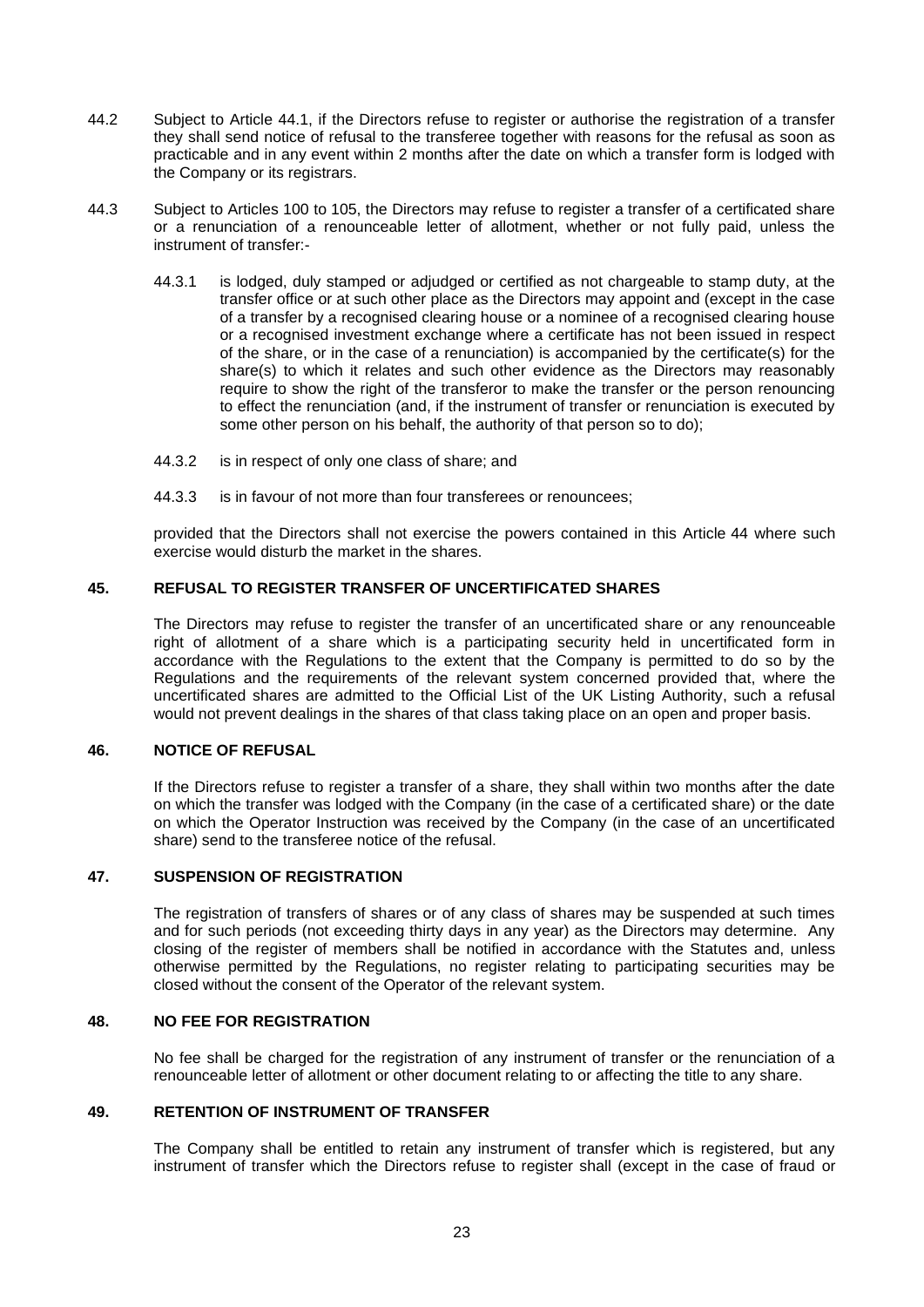44.2 Subject to Article 44.1, if the Directors refuse to register or authorise the registration of a transfer they shall send notice of refusal to the transferee together with reasons for the refusal as soon as practicable and in any event within 2 months after the date on which a transfer form is lodged with the Company or its registrars.

44.3 Subject to Articles 100 to 105, the Directors may refuse to register a transfer of a certificated share or a renunciation of a renounceable letter of allotment, whether or not fully paid, unless the instrument of transfer:-

44.3.1 is lodged, duly stamped or adjudged or certified as not chargeable to stamp duty, at the transfer office or at such other place as the Directors may appoint and (except in the case of a transfer by a recognised clearing house or a nominee of a recognised clearing house or a recognised investment exchange where a certificate has not been issued in respect of the share, or in the case of a renunciation) is accompanied by the certificate(s) for the share(s) to which it relates and such other evidence as the Directors may reasonably require to show the right of the transferor to make the transfer or the person renouncing to effect the renunciation (and, if the instrument of transfer or renunciation is executed by some other person on his behalf, the authority of that person so to do);

44.3.2 is in respect of only one class of share; and

44.3.3 is in favour of not more than four transferees or renouncees;

provided that the Directors shall not exercise the powers contained in this Article 44 where such exercise would disturb the market in the shares.

## 45. REFUSAL TO REGISTER TRANSFER OF UNCERTIFICATED SHARES

The Directors may refuse to register the transfer of an uncertificated share or any renounceable right of allotment of a share which is a participating security held in uncertificated form in accordance with the Regulations to the extent that the Company is permitted to do so by the Regulations and the requirements of the relevant system concerned provided that, where the uncertificated shares are admitted to the Official List of the UK Listing Authority, such a refusal would not prevent dealings in the shares of that class taking place on an open and proper basis.

## 46. NOTICE OF REFUSAL

If the Directors refuse to register a transfer of a share, they shall within two months after the date on which the transfer was lodged with the Company (in the case of a certificated share) or the date on which the Operator Instruction was received by the Company (in the case of an uncertificated share) send to the transferee notice of the refusal.

## 47. SUSPENSION OF REGISTRATION

The registration of transfers of shares or of any class of shares may be suspended at such times and for such periods (not exceeding thirty days in any year) as the Directors may determine. Any closing of the register of members shall be notified in accordance with the Statutes and, unless otherwise permitted by the Regulations, no register relating to participating securities may be closed without the consent of the Operator of the relevant system.

## 48. NO FEE FOR REGISTRATION

No fee shall be charged for the registration of any instrument of transfer or the renunciation of a renounceable letter of allotment or other document relating to or affecting the title to any share.

## 49. RETENTION OF INSTRUMENT OF TRANSFER

The Company shall be entitled to retain any instrument of transfer which is registered, but any instrument of transfer which the Directors refuse to register shall (except in the case of fraud or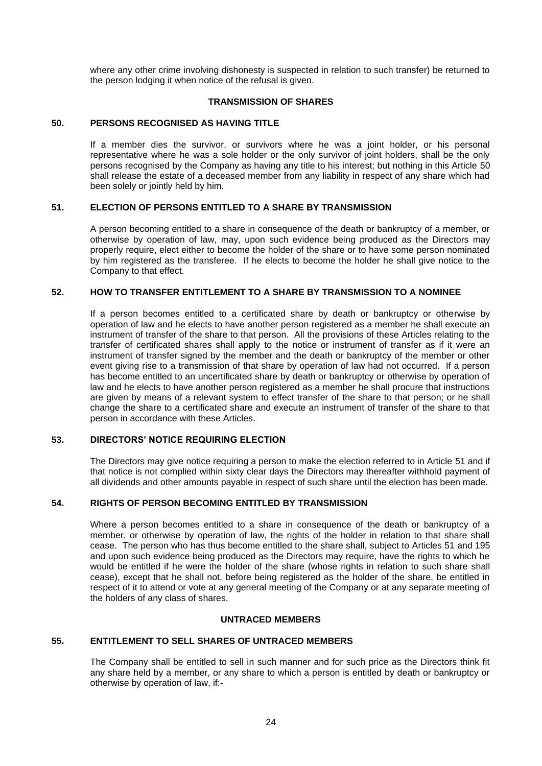where any other crime involving dishonesty is suspected in relation to such transfer) be returned to the person lodging it when notice of the refusal is given.

## TRANSMISSION OF SHARES

### 50. PERSONS RECOGNISED AS HAVING TITLE

If a member dies the survivor, or survivors where he was a joint holder, or his personal representative where he was a sole holder or the only survivor of joint holders, shall be the only persons recognised by the Company as having any title to his interest; but nothing in this Article 50 shall release the estate of a deceased member from any liability in respect of any share which had been solely or jointly held by him.

### 51. ELECTION OF PERSONS ENTITLED TO A SHARE BY TRANSMISSION

A person becoming entitled to a share in consequence of the death or bankruptcy of a member, or otherwise by operation of law, may, upon such evidence being produced as the Directors may properly require, elect either to become the holder of the share or to have some person nominated by him registered as the transferee. If he elects to become the holder he shall give notice to the Company to that effect.

### 52. HOW TO TRANSFER ENTITLEMENT TO A SHARE BY TRANSMISSION TO A NOMINEE

If a person becomes entitled to a certificated share by death or bankruptcy or otherwise by operation of law and he elects to have another person registered as a member he shall execute an instrument of transfer of the share to that person. All the provisions of these Articles relating to the transfer of certificated shares shall apply to the notice or instrument of transfer as if it were an instrument of transfer signed by the member and the death or bankruptcy of the member or other event giving rise to a transmission of that share by operation of law had not occurred. If a person has become entitled to an uncertificated share by death or bankruptcy or otherwise by operation of law and he elects to have another person registered as a member he shall procure that instructions are given by means of a relevant system to effect transfer of the share to that person; or he shall change the share to a certificated share and execute an instrument of transfer of the share to that person in accordance with these Articles.

### 53. DIRECTORS' NOTICE REQUIRING ELECTION

The Directors may give notice requiring a person to make the election referred to in Article 51 and if that notice is not complied within sixty clear days the Directors may thereafter withhold payment of all dividends and other amounts payable in respect of such share until the election has been made.

### 54. RIGHTS OF PERSON BECOMING ENTITLED BY TRANSMISSION

Where a person becomes entitled to a share in consequence of the death or bankruptcy of a member, or otherwise by operation of law, the rights of the holder in relation to that share shall cease. The person who has thus become entitled to the share shall, subject to Articles 51 and 195 and upon such evidence being produced as the Directors may require, have the rights to which he would be entitled if he were the holder of the share (whose rights in relation to such share shall cease), except that he shall not, before being registered as the holder of the share, be entitled in respect of it to attend or vote at any general meeting of the Company or at any separate meeting of the holders of any class of shares.

## UNTRACED MEMBERS

### 55. ENTITLEMENT TO SELL SHARES OF UNTRACED MEMBERS

The Company shall be entitled to sell in such manner and for such price as the Directors think fit any share held by a member, or any share to which a person is entitled by death or bankruptcy or otherwise by operation of law, if:-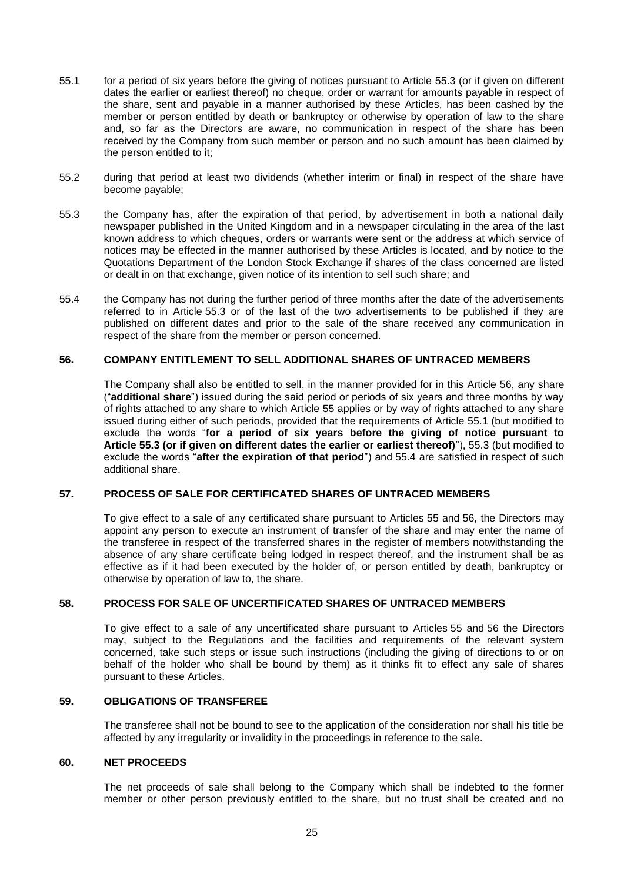55.1 for a period of six years before the giving of notices pursuant to Article 55.3 (or if given on different dates the earlier or earliest thereof) no cheque, order or warrant for amounts payable in respect of the share, sent and payable in a manner authorised by these Articles, has been cashed by the member or person entitled by death or bankruptcy or otherwise by operation of law to the share and, so far as the Directors are aware, no communication in respect of the share has been received by the Company from such member or person and no such amount has been claimed by the person entitled to it;

55.2 during that period at least two dividends (whether interim or final) in respect of the share have become payable;

55.3 the Company has, after the expiration of that period, by advertisement in both a national daily newspaper published in the United Kingdom and in a newspaper circulating in the area of the last known address to which cheques, orders or warrants were sent or the address at which service of notices may be effected in the manner authorised by these Articles is located, and by notice to the Quotations Department of the London Stock Exchange if shares of the class concerned are listed or dealt in on that exchange, given notice of its intention to sell such share; and

55.4 the Company has not during the further period of three months after the date of the advertisements referred to in Article 55.3 or of the last of the two advertisements to be published if they are published on different dates and prior to the sale of the share received any communication in respect of the share from the member or person concerned.

## 56. COMPANY ENTITLEMENT TO SELL ADDITIONAL SHARES OF UNTRACED MEMBERS

The Company shall also be entitled to sell, in the manner provided for in this Article 56, any share ("**additional share**") issued during the said period or periods of six years and three months by way of rights attached to any share to which Article 55 applies or by way of rights attached to any share issued during either of such periods, provided that the requirements of Article 55.1 (but modified to exclude the words "**for a period of six years before the giving of notice pursuant to Article 55.3 (or if given on different dates the earlier or earliest thereof)**"), 55.3 (but modified to exclude the words "**after the expiration of that period**") and 55.4 are satisfied in respect of such additional share.

## 57. PROCESS OF SALE FOR CERTIFICATED SHARES OF UNTRACED MEMBERS

To give effect to a sale of any certificated share pursuant to Articles 55 and 56, the Directors may appoint any person to execute an instrument of transfer of the share and may enter the name of the transferee in respect of the transferred shares in the register of members notwithstanding the absence of any share certificate being lodged in respect thereof, and the instrument shall be as effective as if it had been executed by the holder of, or person entitled by death, bankruptcy or otherwise by operation of law to, the share.

## 58. PROCESS FOR SALE OF UNCERTIFICATED SHARES OF UNTRACED MEMBERS

To give effect to a sale of any uncertificated share pursuant to Articles 55 and 56 the Directors may, subject to the Regulations and the facilities and requirements of the relevant system concerned, take such steps or issue such instructions (including the giving of directions to or on behalf of the holder who shall be bound by them) as it thinks fit to effect any sale of shares pursuant to these Articles.

## 59. OBLIGATIONS OF TRANSFEREE

The transferee shall not be bound to see to the application of the consideration nor shall his title be affected by any irregularity or invalidity in the proceedings in reference to the sale.

## 60. NET PROCEEDS

The net proceeds of sale shall belong to the Company which shall be indebted to the former member or other person previously entitled to the share, but no trust shall be created and no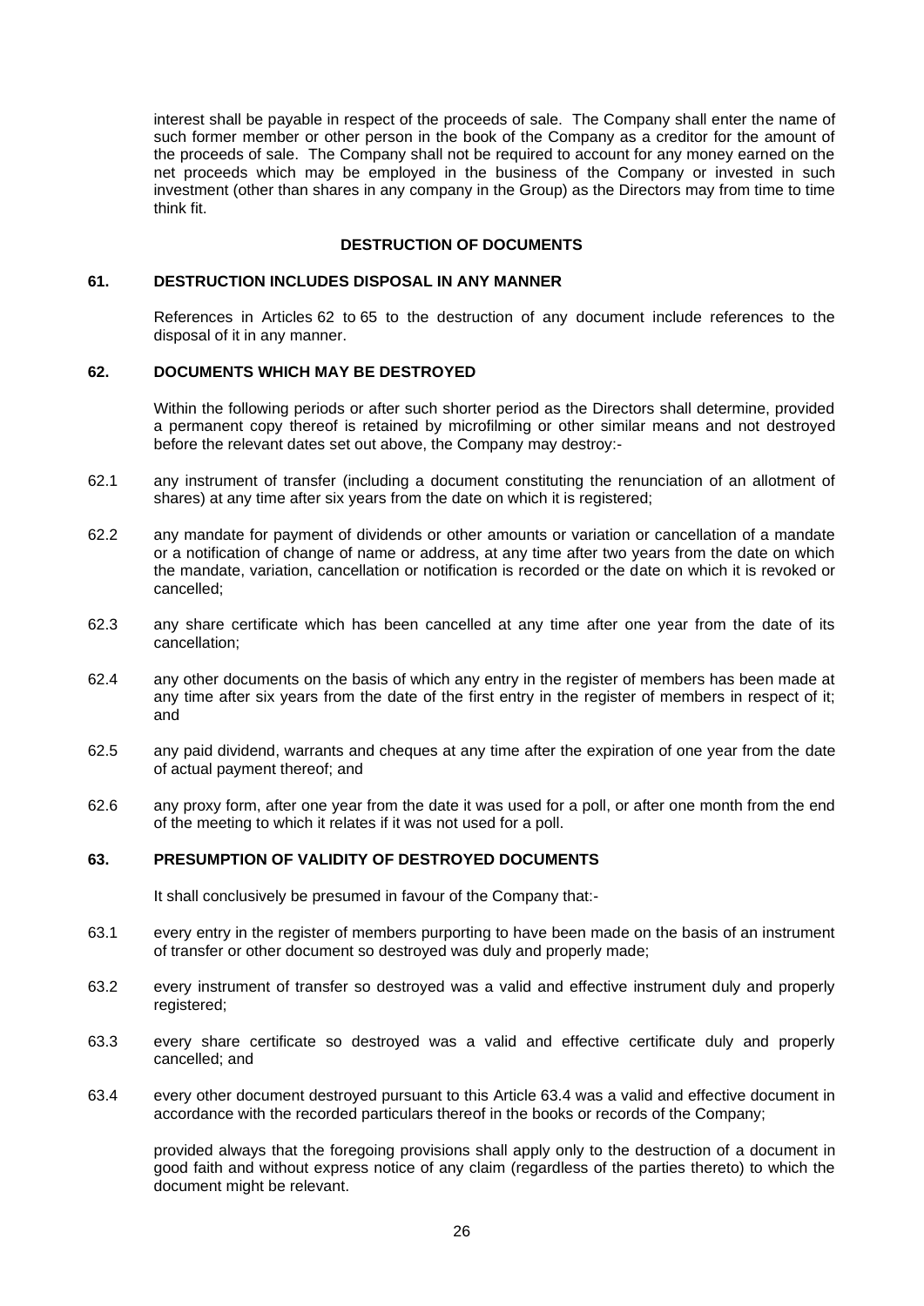interest shall be payable in respect of the proceeds of sale. The Company shall enter the name of such former member or other person in the book of the Company as a creditor for the amount of the proceeds of sale. The Company shall not be required to account for any money earned on the net proceeds which may be employed in the business of the Company or invested in such investment (other than shares in any company in the Group) as the Directors may from time to time think fit.

## DESTRUCTION OF DOCUMENTS

### 61. DESTRUCTION INCLUDES DISPOSAL IN ANY MANNER

References in Articles 62 to 65 to the destruction of any document include references to the disposal of it in any manner.

### 62. DOCUMENTS WHICH MAY BE DESTROYED

Within the following periods or after such shorter period as the Directors shall determine, provided a permanent copy thereof is retained by microfilming or other similar means and not destroyed before the relevant dates set out above, the Company may destroy:-

62.1 any instrument of transfer (including a document constituting the renunciation of an allotment of shares) at any time after six years from the date on which it is registered;

62.2 any mandate for payment of dividends or other amounts or variation or cancellation of a mandate or a notification of change of name or address, at any time after two years from the date on which the mandate, variation, cancellation or notification is recorded or the date on which it is revoked or cancelled;

62.3 any share certificate which has been cancelled at any time after one year from the date of its cancellation;

62.4 any other documents on the basis of which any entry in the register of members has been made at any time after six years from the date of the first entry in the register of members in respect of it; and

62.5 any paid dividend, warrants and cheques at any time after the expiration of one year from the date of actual payment thereof; and

62.6 any proxy form, after one year from the date it was used for a poll, or after one month from the end of the meeting to which it relates if it was not used for a poll.

### 63. PRESUMPTION OF VALIDITY OF DESTROYED DOCUMENTS

It shall conclusively be presumed in favour of the Company that:-

63.1 every entry in the register of members purporting to have been made on the basis of an instrument of transfer or other document so destroyed was duly and properly made;

63.2 every instrument of transfer so destroyed was a valid and effective instrument duly and properly registered;

63.3 every share certificate so destroyed was a valid and effective certificate duly and properly cancelled; and

63.4 every other document destroyed pursuant to this Article 63.4 was a valid and effective document in accordance with the recorded particulars thereof in the books or records of the Company;

provided always that the foregoing provisions shall apply only to the destruction of a document in good faith and without express notice of any claim (regardless of the parties thereto) to which the document might be relevant.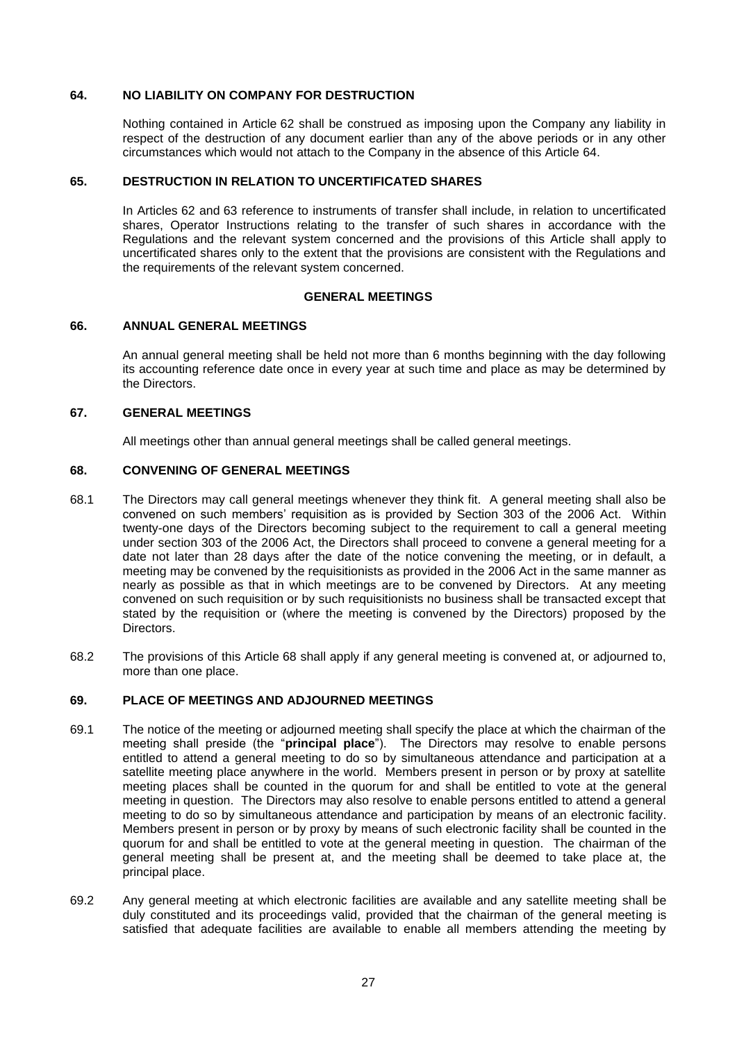### 64. NO LIABILITY ON COMPANY FOR DESTRUCTION

Nothing contained in Article 62 shall be construed as imposing upon the Company any liability in respect of the destruction of any document earlier than any of the above periods or in any other circumstances which would not attach to the Company in the absence of this Article 64.

### 65. DESTRUCTION IN RELATION TO UNCERTIFICATED SHARES

In Articles 62 and 63 reference to instruments of transfer shall include, in relation to uncertificated shares, Operator Instructions relating to the transfer of such shares in accordance with the Regulations and the relevant system concerned and the provisions of this Article shall apply to uncertificated shares only to the extent that the provisions are consistent with the Regulations and the requirements of the relevant system concerned.

## GENERAL MEETINGS

### 66. ANNUAL GENERAL MEETINGS

An annual general meeting shall be held not more than 6 months beginning with the day following its accounting reference date once in every year at such time and place as may be determined by the Directors.

### 67. GENERAL MEETINGS

All meetings other than annual general meetings shall be called general meetings.

### 68. CONVENING OF GENERAL MEETINGS

68.1 The Directors may call general meetings whenever they think fit. A general meeting shall also be convened on such members' requisition as is provided by Section 303 of the 2006 Act. Within twenty-one days of the Directors becoming subject to the requirement to call a general meeting under section 303 of the 2006 Act, the Directors shall proceed to convene a general meeting for a date not later than 28 days after the date of the notice convening the meeting, or in default, a meeting may be convened by the requisitionists as provided in the 2006 Act in the same manner as nearly as possible as that in which meetings are to be convened by Directors. At any meeting convened on such requisition or by such requisitionists no business shall be transacted except that stated by the requisition or (where the meeting is convened by the Directors) proposed by the Directors.

68.2 The provisions of this Article 68 shall apply if any general meeting is convened at, or adjourned to, more than one place.

### 69. PLACE OF MEETINGS AND ADJOURNED MEETINGS

69.1 The notice of the meeting or adjourned meeting shall specify the place at which the chairman of the meeting shall preside (the "**principal place**"). The Directors may resolve to enable persons entitled to attend a general meeting to do so by simultaneous attendance and participation at a satellite meeting place anywhere in the world. Members present in person or by proxy at satellite meeting places shall be counted in the quorum for and shall be entitled to vote at the general meeting in question. The Directors may also resolve to enable persons entitled to attend a general meeting to do so by simultaneous attendance and participation by means of an electronic facility. Members present in person or by proxy by means of such electronic facility shall be counted in the quorum for and shall be entitled to vote at the general meeting in question. The chairman of the general meeting shall be present at, and the meeting shall be deemed to take place at, the principal place.

69.2 Any general meeting at which electronic facilities are available and any satellite meeting shall be duly constituted and its proceedings valid, provided that the chairman of the general meeting is satisfied that adequate facilities are available to enable all members attending the meeting by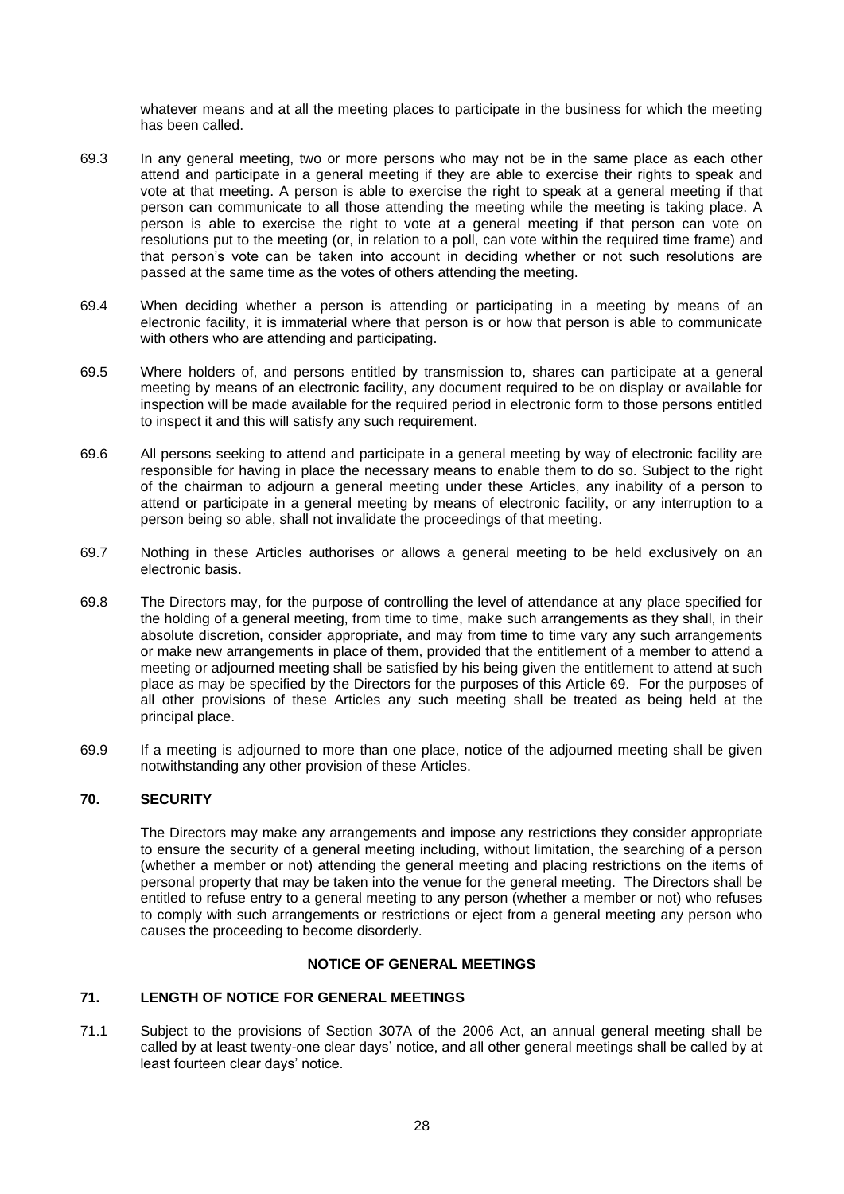whatever means and at all the meeting places to participate in the business for which the meeting has been called.

69.3 In any general meeting, two or more persons who may not be in the same place as each other attend and participate in a general meeting if they are able to exercise their rights to speak and vote at that meeting. A person is able to exercise the right to speak at a general meeting if that person can communicate to all those attending the meeting while the meeting is taking place. A person is able to exercise the right to vote at a general meeting if that person can vote on resolutions put to the meeting (or, in relation to a poll, can vote within the required time frame) and that person's vote can be taken into account in deciding whether or not such resolutions are passed at the same time as the votes of others attending the meeting.

69.4 When deciding whether a person is attending or participating in a meeting by means of an electronic facility, it is immaterial where that person is or how that person is able to communicate with others who are attending and participating.

69.5 Where holders of, and persons entitled by transmission to, shares can participate at a general meeting by means of an electronic facility, any document required to be on display or available for inspection will be made available for the required period in electronic form to those persons entitled to inspect it and this will satisfy any such requirement.

69.6 All persons seeking to attend and participate in a general meeting by way of electronic facility are responsible for having in place the necessary means to enable them to do so. Subject to the right of the chairman to adjourn a general meeting under these Articles, any inability of a person to attend or participate in a general meeting by means of electronic facility, or any interruption to a person being so able, shall not invalidate the proceedings of that meeting.

69.7 Nothing in these Articles authorises or allows a general meeting to be held exclusively on an electronic basis.

69.8 The Directors may, for the purpose of controlling the level of attendance at any place specified for the holding of a general meeting, from time to time, make such arrangements as they shall, in their absolute discretion, consider appropriate, and may from time to time vary any such arrangements or make new arrangements in place of them, provided that the entitlement of a member to attend a meeting or adjourned meeting shall be satisfied by his being given the entitlement to attend at such place as may be specified by the Directors for the purposes of this Article 69. For the purposes of all other provisions of these Articles any such meeting shall be treated as being held at the principal place.

69.9 If a meeting is adjourned to more than one place, notice of the adjourned meeting shall be given notwithstanding any other provision of these Articles.

### 70. SECURITY

The Directors may make any arrangements and impose any restrictions they consider appropriate to ensure the security of a general meeting including, without limitation, the searching of a person (whether a member or not) attending the general meeting and placing restrictions on the items of personal property that may be taken into the venue for the general meeting. The Directors shall be entitled to refuse entry to a general meeting to any person (whether a member or not) who refuses to comply with such arrangements or restrictions or eject from a general meeting any person who causes the proceeding to become disorderly.

## NOTICE OF GENERAL MEETINGS

### 71. LENGTH OF NOTICE FOR GENERAL MEETINGS

71.1 Subject to the provisions of Section 307A of the 2006 Act, an annual general meeting shall be called by at least twenty-one clear days' notice, and all other general meetings shall be called by at least fourteen clear days' notice.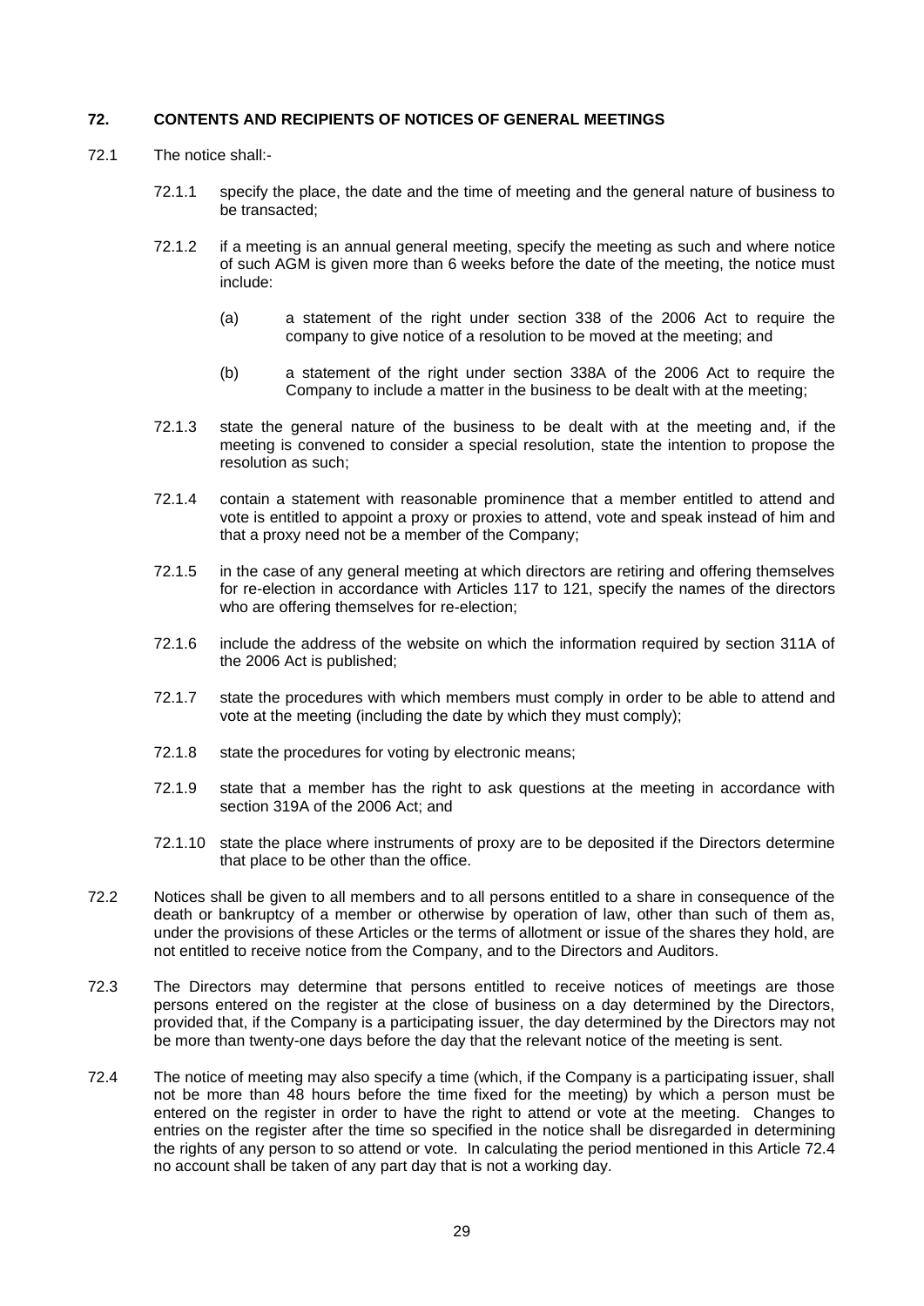## 72. CONTENTS AND RECIPIENTS OF NOTICES OF GENERAL MEETINGS

72.1 The notice shall:-

72.1.1 specify the place, the date and the time of meeting and the general nature of business to be transacted;

72.1.2 if a meeting is an annual general meeting, specify the meeting as such and where notice of such AGM is given more than 6 weeks before the date of the meeting, the notice must include:

(a) a statement of the right under section 338 of the 2006 Act to require the company to give notice of a resolution to be moved at the meeting; and

(b) a statement of the right under section 338A of the 2006 Act to require the Company to include a matter in the business to be dealt with at the meeting;

72.1.3 state the general nature of the business to be dealt with at the meeting and, if the meeting is convened to consider a special resolution, state the intention to propose the resolution as such;

72.1.4 contain a statement with reasonable prominence that a member entitled to attend and vote is entitled to appoint a proxy or proxies to attend, vote and speak instead of him and that a proxy need not be a member of the Company;

72.1.5 in the case of any general meeting at which directors are retiring and offering themselves for re-election in accordance with Articles 117 to 121, specify the names of the directors who are offering themselves for re-election;

72.1.6 include the address of the website on which the information required by section 311A of the 2006 Act is published;

72.1.7 state the procedures with which members must comply in order to be able to attend and vote at the meeting (including the date by which they must comply);

72.1.8 state the procedures for voting by electronic means;

72.1.9 state that a member has the right to ask questions at the meeting in accordance with section 319A of the 2006 Act; and

72.1.10 state the place where instruments of proxy are to be deposited if the Directors determine that place to be other than the office.

72.2 Notices shall be given to all members and to all persons entitled to a share in consequence of the death or bankruptcy of a member or otherwise by operation of law, other than such of them as, under the provisions of these Articles or the terms of allotment or issue of the shares they hold, are not entitled to receive notice from the Company, and to the Directors and Auditors.

72.3 The Directors may determine that persons entitled to receive notices of meetings are those persons entered on the register at the close of business on a day determined by the Directors, provided that, if the Company is a participating issuer, the day determined by the Directors may not be more than twenty-one days before the day that the relevant notice of the meeting is sent.

72.4 The notice of meeting may also specify a time (which, if the Company is a participating issuer, shall not be more than 48 hours before the time fixed for the meeting) by which a person must be entered on the register in order to have the right to attend or vote at the meeting. Changes to entries on the register after the time so specified in the notice shall be disregarded in determining the rights of any person to so attend or vote. In calculating the period mentioned in this Article 72.4 no account shall be taken of any part day that is not a working day.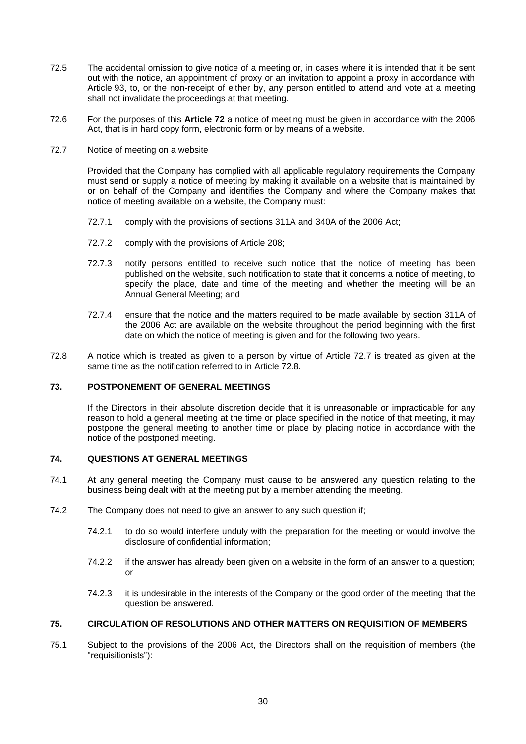72.5 The accidental omission to give notice of a meeting or, in cases where it is intended that it be sent out with the notice, an appointment of proxy or an invitation to appoint a proxy in accordance with Article 93, to, or the non-receipt of either by, any person entitled to attend and vote at a meeting shall not invalidate the proceedings at that meeting.

72.6 For the purposes of this **Article 72** a notice of meeting must be given in accordance with the 2006 Act, that is in hard copy form, electronic form or by means of a website.

72.7 Notice of meeting on a website

Provided that the Company has complied with all applicable regulatory requirements the Company must send or supply a notice of meeting by making it available on a website that is maintained by or on behalf of the Company and identifies the Company and where the Company makes that notice of meeting available on a website, the Company must:

72.7.1 comply with the provisions of sections 311A and 340A of the 2006 Act;

72.7.2 comply with the provisions of Article 208;

72.7.3 notify persons entitled to receive such notice that the notice of meeting has been published on the website, such notification to state that it concerns a notice of meeting, to specify the place, date and time of the meeting and whether the meeting will be an Annual General Meeting; and

72.7.4 ensure that the notice and the matters required to be made available by section 311A of the 2006 Act are available on the website throughout the period beginning with the first date on which the notice of meeting is given and for the following two years.

72.8 A notice which is treated as given to a person by virtue of Article 72.7 is treated as given at the same time as the notification referred to in Article 72.8.

## 73. POSTPONEMENT OF GENERAL MEETINGS

If the Directors in their absolute discretion decide that it is unreasonable or impracticable for any reason to hold a general meeting at the time or place specified in the notice of that meeting, it may postpone the general meeting to another time or place by placing notice in accordance with the notice of the postponed meeting.

## 74. QUESTIONS AT GENERAL MEETINGS

74.1 At any general meeting the Company must cause to be answered any question relating to the business being dealt with at the meeting put by a member attending the meeting.

74.2 The Company does not need to give an answer to any such question if;

74.2.1 to do so would interfere unduly with the preparation for the meeting or would involve the disclosure of confidential information;

74.2.2 if the answer has already been given on a website in the form of an answer to a question; or

74.2.3 it is undesirable in the interests of the Company or the good order of the meeting that the question be answered.

## 75. CIRCULATION OF RESOLUTIONS AND OTHER MATTERS ON REQUISITION OF MEMBERS

75.1 Subject to the provisions of the 2006 Act, the Directors shall on the requisition of members (the "requisitionists"):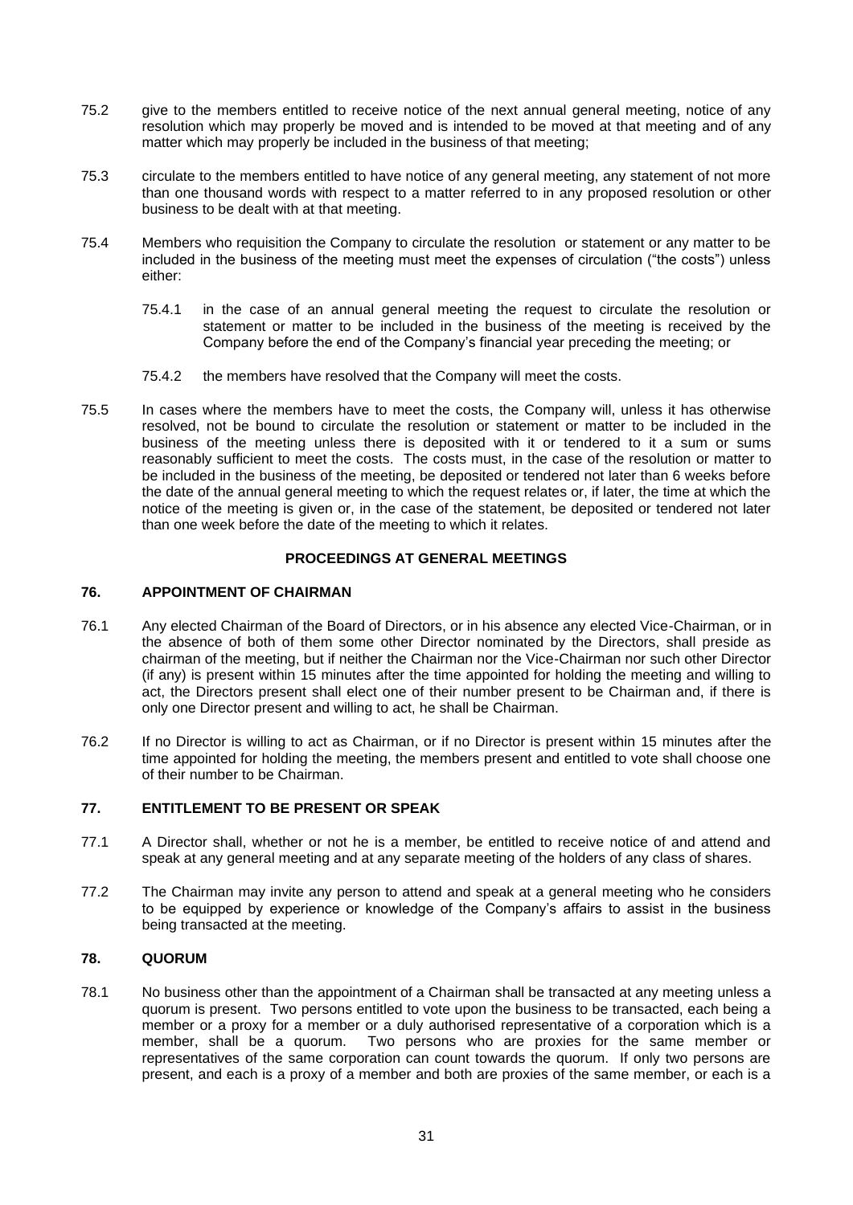75.2 give to the members entitled to receive notice of the next annual general meeting, notice of any resolution which may properly be moved and is intended to be moved at that meeting and of any matter which may properly be included in the business of that meeting;

75.3 circulate to the members entitled to have notice of any general meeting, any statement of not more than one thousand words with respect to a matter referred to in any proposed resolution or other business to be dealt with at that meeting.

75.4 Members who requisition the Company to circulate the resolution or statement or any matter to be included in the business of the meeting must meet the expenses of circulation ("the costs") unless either:

75.4.1 in the case of an annual general meeting the request to circulate the resolution or statement or matter to be included in the business of the meeting is received by the Company before the end of the Company's financial year preceding the meeting; or

75.4.2 the members have resolved that the Company will meet the costs.

75.5 In cases where the members have to meet the costs, the Company will, unless it has otherwise resolved, not be bound to circulate the resolution or statement or matter to be included in the business of the meeting unless there is deposited with it or tendered to it a sum or sums reasonably sufficient to meet the costs. The costs must, in the case of the resolution or matter to be included in the business of the meeting, be deposited or tendered not later than 6 weeks before the date of the annual general meeting to which the request relates or, if later, the time at which the notice of the meeting is given or, in the case of the statement, be deposited or tendered not later than one week before the date of the meeting to which it relates.

## PROCEEDINGS AT GENERAL MEETINGS

### 76. APPOINTMENT OF CHAIRMAN

76.1 Any elected Chairman of the Board of Directors, or in his absence any elected Vice-Chairman, or in the absence of both of them some other Director nominated by the Directors, shall preside as chairman of the meeting, but if neither the Chairman nor the Vice-Chairman nor such other Director (if any) is present within 15 minutes after the time appointed for holding the meeting and willing to act, the Directors present shall elect one of their number present to be Chairman and, if there is only one Director present and willing to act, he shall be Chairman.

76.2 If no Director is willing to act as Chairman, or if no Director is present within 15 minutes after the time appointed for holding the meeting, the members present and entitled to vote shall choose one of their number to be Chairman.

### 77. ENTITLEMENT TO BE PRESENT OR SPEAK

77.1 A Director shall, whether or not he is a member, be entitled to receive notice of and attend and speak at any general meeting and at any separate meeting of the holders of any class of shares.

77.2 The Chairman may invite any person to attend and speak at a general meeting who he considers to be equipped by experience or knowledge of the Company's affairs to assist in the business being transacted at the meeting.

### 78. QUORUM

78.1 No business other than the appointment of a Chairman shall be transacted at any meeting unless a quorum is present. Two persons entitled to vote upon the business to be transacted, each being a member or a proxy for a member or a duly authorised representative of a corporation which is a member, shall be a quorum. Two persons who are proxies for the same member or representatives of the same corporation can count towards the quorum. If only two persons are present, and each is a proxy of a member and both are proxies of the same member, or each is a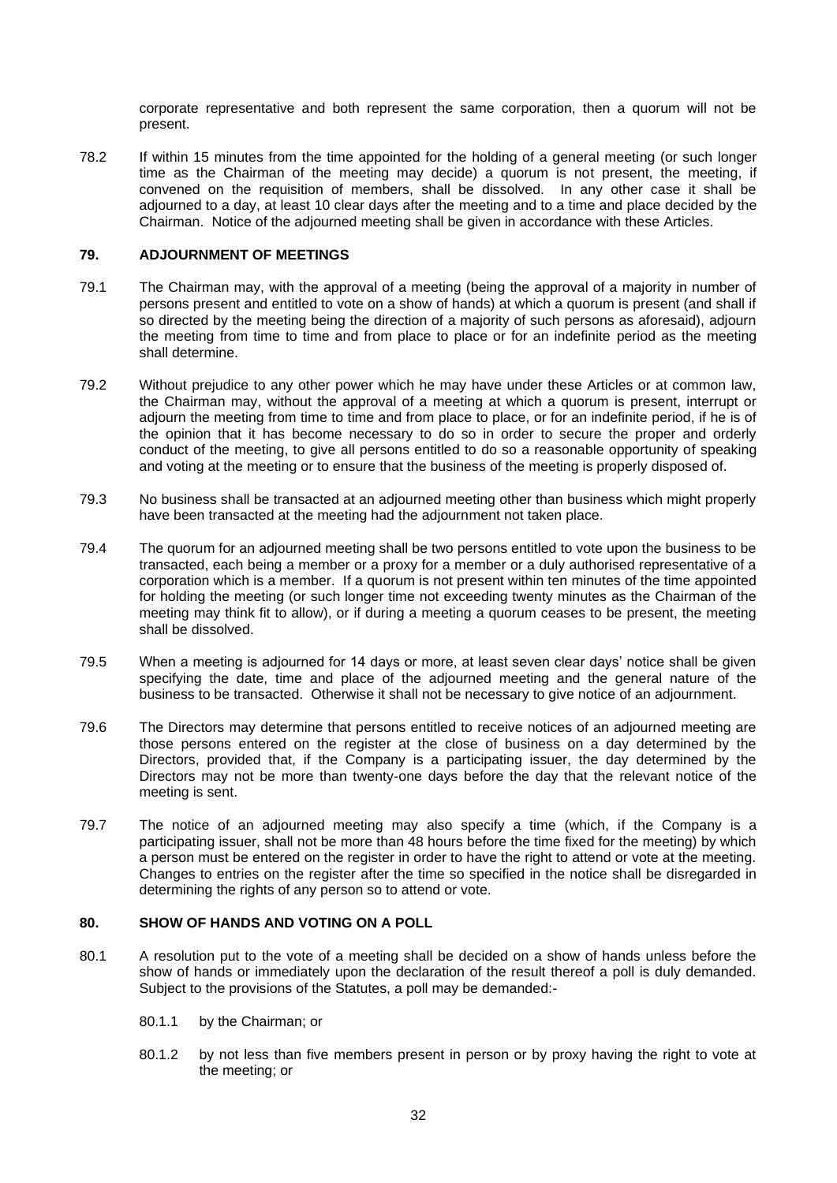corporate representative and both represent the same corporation, then a quorum will not be present.

78.2 If within 15 minutes from the time appointed for the holding of a general meeting (or such longer time as the Chairman of the meeting may decide) a quorum is not present, the meeting, if convened on the requisition of members, shall be dissolved. In any other case it shall be adjourned to a day, at least 10 clear days after the meeting and to a time and place decided by the Chairman. Notice of the adjourned meeting shall be given in accordance with these Articles.

### 79. ADJOURNMENT OF MEETINGS

79.1 The Chairman may, with the approval of a meeting (being the approval of a majority in number of persons present and entitled to vote on a show of hands) at which a quorum is present (and shall if so directed by the meeting being the direction of a majority of such persons as aforesaid), adjourn the meeting from time to time and from place to place or for an indefinite period as the meeting shall determine.

79.2 Without prejudice to any other power which he may have under these Articles or at common law, the Chairman may, without the approval of a meeting at which a quorum is present, interrupt or adjourn the meeting from time to time and from place to place, or for an indefinite period, if he is of the opinion that it has become necessary to do so in order to secure the proper and orderly conduct of the meeting, to give all persons entitled to do so a reasonable opportunity of speaking and voting at the meeting or to ensure that the business of the meeting is properly disposed of.

79.3 No business shall be transacted at an adjourned meeting other than business which might properly have been transacted at the meeting had the adjournment not taken place.

79.4 The quorum for an adjourned meeting shall be two persons entitled to vote upon the business to be transacted, each being a member or a proxy for a member or a duly authorised representative of a corporation which is a member. If a quorum is not present within ten minutes of the time appointed for holding the meeting (or such longer time not exceeding twenty minutes as the Chairman of the meeting may think fit to allow), or if during a meeting a quorum ceases to be present, the meeting shall be dissolved.

79.5 When a meeting is adjourned for 14 days or more, at least seven clear days' notice shall be given specifying the date, time and place of the adjourned meeting and the general nature of the business to be transacted. Otherwise it shall not be necessary to give notice of an adjournment.

79.6 The Directors may determine that persons entitled to receive notices of an adjourned meeting are those persons entered on the register at the close of business on a day determined by the Directors, provided that, if the Company is a participating issuer, the day determined by the Directors may not be more than twenty-one days before the day that the relevant notice of the meeting is sent.

79.7 The notice of an adjourned meeting may also specify a time (which, if the Company is a participating issuer, shall not be more than 48 hours before the time fixed for the meeting) by which a person must be entered on the register in order to have the right to attend or vote at the meeting. Changes to entries on the register after the time so specified in the notice shall be disregarded in determining the rights of any person so to attend or vote.

### 80. SHOW OF HANDS AND VOTING ON A POLL

80.1 A resolution put to the vote of a meeting shall be decided on a show of hands unless before the show of hands or immediately upon the declaration of the result thereof a poll is duly demanded. Subject to the provisions of the Statutes, a poll may be demanded:-

80.1.1 by the Chairman; or

80.1.2 by not less than five members present in person or by proxy having the right to vote at the meeting; or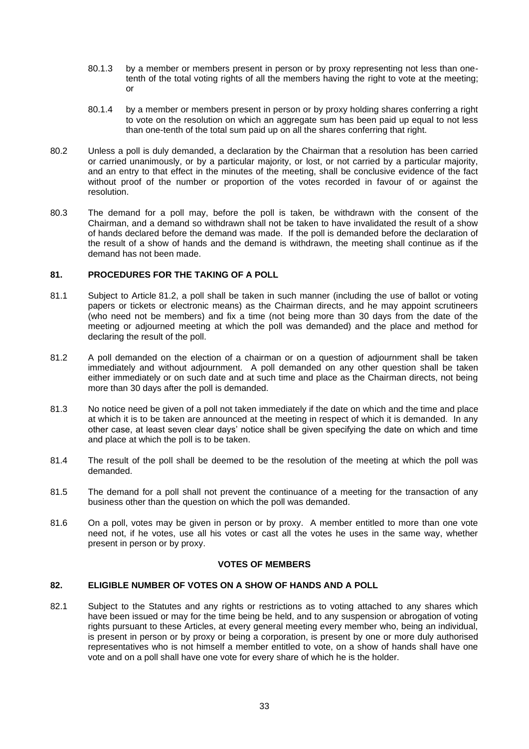80.1.3 by a member or members present in person or by proxy representing not less than one-tenth of the total voting rights of all the members having the right to vote at the meeting; or

80.1.4 by a member or members present in person or by proxy holding shares conferring a right to vote on the resolution on which an aggregate sum has been paid up equal to not less than one-tenth of the total sum paid up on all the shares conferring that right.

80.2 Unless a poll is duly demanded, a declaration by the Chairman that a resolution has been carried or carried unanimously, or by a particular majority, or lost, or not carried by a particular majority, and an entry to that effect in the minutes of the meeting, shall be conclusive evidence of the fact without proof of the number or proportion of the votes recorded in favour of or against the resolution.

80.3 The demand for a poll may, before the poll is taken, be withdrawn with the consent of the Chairman, and a demand so withdrawn shall not be taken to have invalidated the result of a show of hands declared before the demand was made. If the poll is demanded before the declaration of the result of a show of hands and the demand is withdrawn, the meeting shall continue as if the demand has not been made.

### 81. PROCEDURES FOR THE TAKING OF A POLL

81.1 Subject to Article 81.2, a poll shall be taken in such manner (including the use of ballot or voting papers or tickets or electronic means) as the Chairman directs, and he may appoint scrutineers (who need not be members) and fix a time (not being more than 30 days from the date of the meeting or adjourned meeting at which the poll was demanded) and the place and method for declaring the result of the poll.

81.2 A poll demanded on the election of a chairman or on a question of adjournment shall be taken immediately and without adjournment. A poll demanded on any other question shall be taken either immediately or on such date and at such time and place as the Chairman directs, not being more than 30 days after the poll is demanded.

81.3 No notice need be given of a poll not taken immediately if the date on which and the time and place at which it is to be taken are announced at the meeting in respect of which it is demanded. In any other case, at least seven clear days' notice shall be given specifying the date on which and time and place at which the poll is to be taken.

81.4 The result of the poll shall be deemed to be the resolution of the meeting at which the poll was demanded.

81.5 The demand for a poll shall not prevent the continuance of a meeting for the transaction of any business other than the question on which the poll was demanded.

81.6 On a poll, votes may be given in person or by proxy. A member entitled to more than one vote need not, if he votes, use all his votes or cast all the votes he uses in the same way, whether present in person or by proxy.

## VOTES OF MEMBERS

### 82. ELIGIBLE NUMBER OF VOTES ON A SHOW OF HANDS AND A POLL

82.1 Subject to the Statutes and any rights or restrictions as to voting attached to any shares which have been issued or may for the time being be held, and to any suspension or abrogation of voting rights pursuant to these Articles, at every general meeting every member who, being an individual, is present in person or by proxy or being a corporation, is present by one or more duly authorised representatives who is not himself a member entitled to vote, on a show of hands shall have one vote and on a poll shall have one vote for every share of which he is the holder.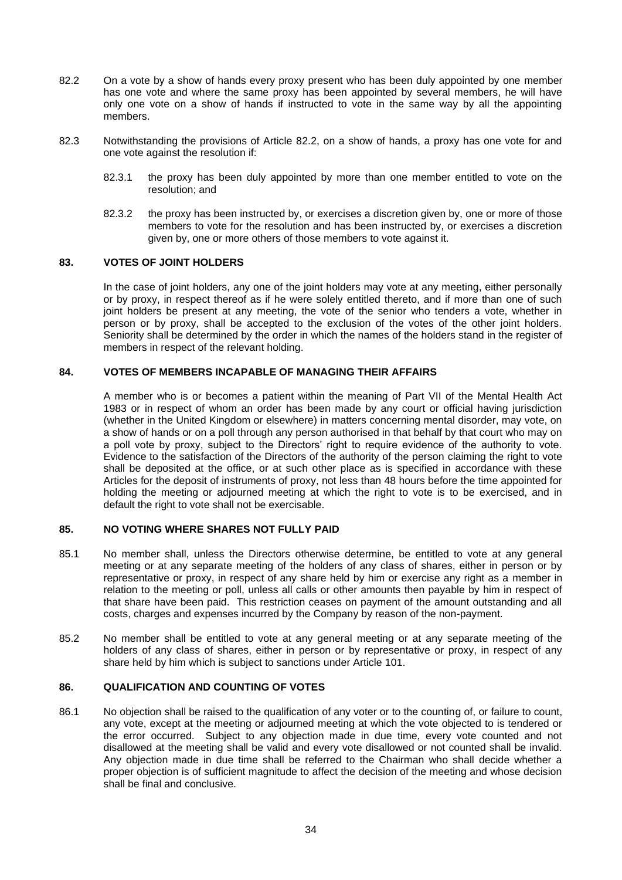82.2 On a vote by a show of hands every proxy present who has been duly appointed by one member has one vote and where the same proxy has been appointed by several members, he will have only one vote on a show of hands if instructed to vote in the same way by all the appointing members.

82.3 Notwithstanding the provisions of Article 82.2, on a show of hands, a proxy has one vote for and one vote against the resolution if:

82.3.1 the proxy has been duly appointed by more than one member entitled to vote on the resolution; and

82.3.2 the proxy has been instructed by, or exercises a discretion given by, one or more of those members to vote for the resolution and has been instructed by, or exercises a discretion given by, one or more others of those members to vote against it.

## 83. VOTES OF JOINT HOLDERS

In the case of joint holders, any one of the joint holders may vote at any meeting, either personally or by proxy, in respect thereof as if he were solely entitled thereto, and if more than one of such joint holders be present at any meeting, the vote of the senior who tenders a vote, whether in person or by proxy, shall be accepted to the exclusion of the votes of the other joint holders. Seniority shall be determined by the order in which the names of the holders stand in the register of members in respect of the relevant holding.

## 84. VOTES OF MEMBERS INCAPABLE OF MANAGING THEIR AFFAIRS

A member who is or becomes a patient within the meaning of Part VII of the Mental Health Act 1983 or in respect of whom an order has been made by any court or official having jurisdiction (whether in the United Kingdom or elsewhere) in matters concerning mental disorder, may vote, on a show of hands or on a poll through any person authorised in that behalf by that court who may on a poll vote by proxy, subject to the Directors' right to require evidence of the authority to vote. Evidence to the satisfaction of the Directors of the authority of the person claiming the right to vote shall be deposited at the office, or at such other place as is specified in accordance with these Articles for the deposit of instruments of proxy, not less than 48 hours before the time appointed for holding the meeting or adjourned meeting at which the right to vote is to be exercised, and in default the right to vote shall not be exercisable.

## 85. NO VOTING WHERE SHARES NOT FULLY PAID

85.1 No member shall, unless the Directors otherwise determine, be entitled to vote at any general meeting or at any separate meeting of the holders of any class of shares, either in person or by representative or proxy, in respect of any share held by him or exercise any right as a member in relation to the meeting or poll, unless all calls or other amounts then payable by him in respect of that share have been paid. This restriction ceases on payment of the amount outstanding and all costs, charges and expenses incurred by the Company by reason of the non-payment.

85.2 No member shall be entitled to vote at any general meeting or at any separate meeting of the holders of any class of shares, either in person or by representative or proxy, in respect of any share held by him which is subject to sanctions under Article 101.

## 86. QUALIFICATION AND COUNTING OF VOTES

86.1 No objection shall be raised to the qualification of any voter or to the counting of, or failure to count, any vote, except at the meeting or adjourned meeting at which the vote objected to is tendered or the error occurred. Subject to any objection made in due time, every vote counted and not disallowed at the meeting shall be valid and every vote disallowed or not counted shall be invalid. Any objection made in due time shall be referred to the Chairman who shall decide whether a proper objection is of sufficient magnitude to affect the decision of the meeting and whose decision shall be final and conclusive.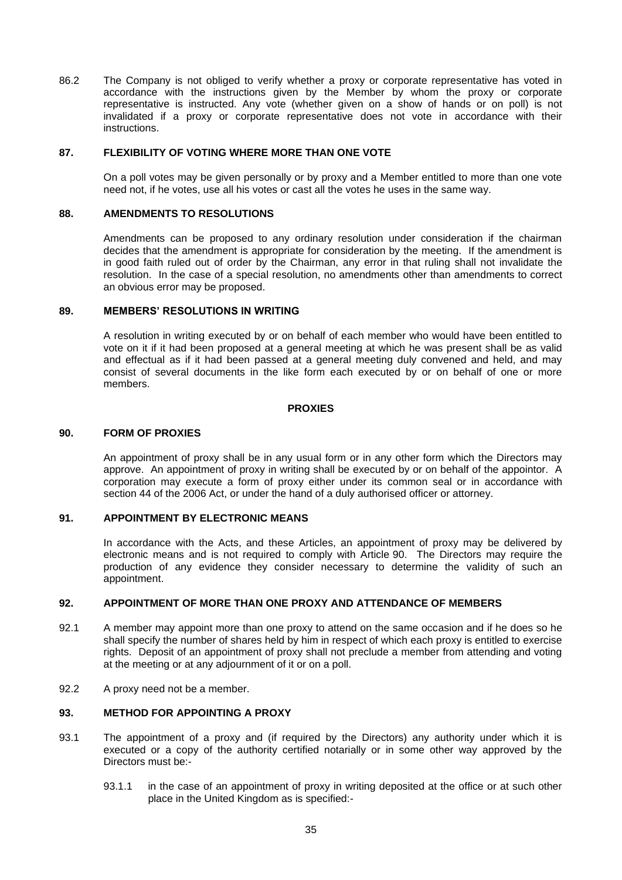86.2 The Company is not obliged to verify whether a proxy or corporate representative has voted in accordance with the instructions given by the Member by whom the proxy or corporate representative is instructed. Any vote (whether given on a show of hands or on poll) is not invalidated if a proxy or corporate representative does not vote in accordance with their instructions.

### 87. FLEXIBILITY OF VOTING WHERE MORE THAN ONE VOTE

On a poll votes may be given personally or by proxy and a Member entitled to more than one vote need not, if he votes, use all his votes or cast all the votes he uses in the same way.

### 88. AMENDMENTS TO RESOLUTIONS

Amendments can be proposed to any ordinary resolution under consideration if the chairman decides that the amendment is appropriate for consideration by the meeting. If the amendment is in good faith ruled out of order by the Chairman, any error in that ruling shall not invalidate the resolution. In the case of a special resolution, no amendments other than amendments to correct an obvious error may be proposed.

### 89. MEMBERS' RESOLUTIONS IN WRITING

A resolution in writing executed by or on behalf of each member who would have been entitled to vote on it if it had been proposed at a general meeting at which he was present shall be as valid and effectual as if it had been passed at a general meeting duly convened and held, and may consist of several documents in the like form each executed by or on behalf of one or more members.

## PROXIES

### 90. FORM OF PROXIES

An appointment of proxy shall be in any usual form or in any other form which the Directors may approve. An appointment of proxy in writing shall be executed by or on behalf of the appointor. A corporation may execute a form of proxy either under its common seal or in accordance with section 44 of the 2006 Act, or under the hand of a duly authorised officer or attorney.

### 91. APPOINTMENT BY ELECTRONIC MEANS

In accordance with the Acts, and these Articles, an appointment of proxy may be delivered by electronic means and is not required to comply with Article 90. The Directors may require the production of any evidence they consider necessary to determine the validity of such an appointment.

### 92. APPOINTMENT OF MORE THAN ONE PROXY AND ATTENDANCE OF MEMBERS

92.1 A member may appoint more than one proxy to attend on the same occasion and if he does so he shall specify the number of shares held by him in respect of which each proxy is entitled to exercise rights. Deposit of an appointment of proxy shall not preclude a member from attending and voting at the meeting or at any adjournment of it or on a poll.

92.2 A proxy need not be a member.

### 93. METHOD FOR APPOINTING A PROXY

93.1 The appointment of a proxy and (if required by the Directors) any authority under which it is executed or a copy of the authority certified notarially or in some other way approved by the Directors must be:-

93.1.1 in the case of an appointment of proxy in writing deposited at the office or at such other place in the United Kingdom as is specified:-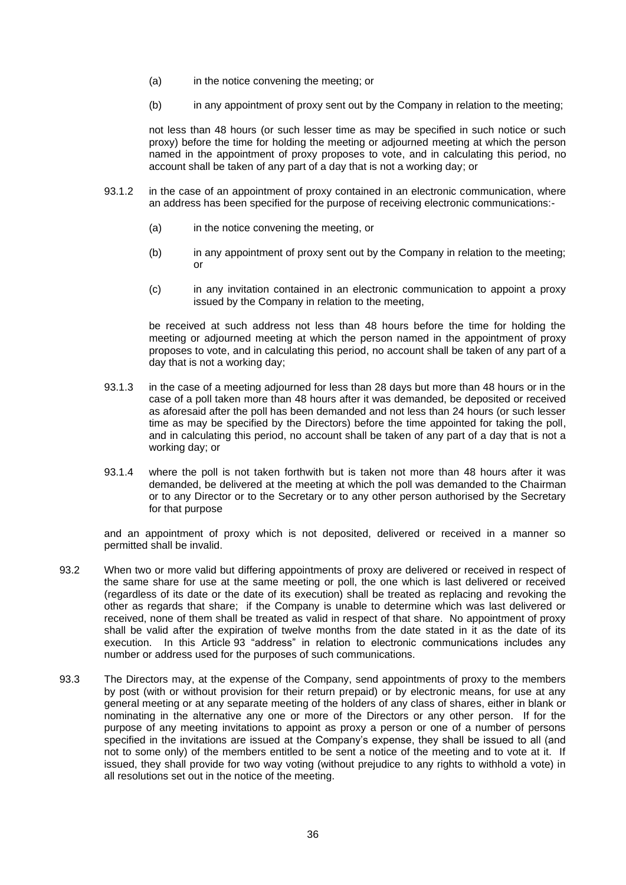(a) in the notice convening the meeting; or

(b) in any appointment of proxy sent out by the Company in relation to the meeting;

not less than 48 hours (or such lesser time as may be specified in such notice or such proxy) before the time for holding the meeting or adjourned meeting at which the person named in the appointment of proxy proposes to vote, and in calculating this period, no account shall be taken of any part of a day that is not a working day; or

93.1.2 in the case of an appointment of proxy contained in an electronic communication, where an address has been specified for the purpose of receiving electronic communications:-

(a) in the notice convening the meeting, or

(b) in any appointment of proxy sent out by the Company in relation to the meeting; or

(c) in any invitation contained in an electronic communication to appoint a proxy issued by the Company in relation to the meeting,

be received at such address not less than 48 hours before the time for holding the meeting or adjourned meeting at which the person named in the appointment of proxy proposes to vote, and in calculating this period, no account shall be taken of any part of a day that is not a working day;

93.1.3 in the case of a meeting adjourned for less than 28 days but more than 48 hours or in the case of a poll taken more than 48 hours after it was demanded, be deposited or received as aforesaid after the poll has been demanded and not less than 24 hours (or such lesser time as may be specified by the Directors) before the time appointed for taking the poll, and in calculating this period, no account shall be taken of any part of a day that is not a working day; or

93.1.4 where the poll is not taken forthwith but is taken not more than 48 hours after it was demanded, be delivered at the meeting at which the poll was demanded to the Chairman or to any Director or to the Secretary or to any other person authorised by the Secretary for that purpose

and an appointment of proxy which is not deposited, delivered or received in a manner so permitted shall be invalid.

93.2 When two or more valid but differing appointments of proxy are delivered or received in respect of the same share for use at the same meeting or poll, the one which is last delivered or received (regardless of its date or the date of its execution) shall be treated as replacing and revoking the other as regards that share; if the Company is unable to determine which was last delivered or received, none of them shall be treated as valid in respect of that share. No appointment of proxy shall be valid after the expiration of twelve months from the date stated in it as the date of its execution. In this Article 93 "address" in relation to electronic communications includes any number or address used for the purposes of such communications.

93.3 The Directors may, at the expense of the Company, send appointments of proxy to the members by post (with or without provision for their return prepaid) or by electronic means, for use at any general meeting or at any separate meeting of the holders of any class of shares, either in blank or nominating in the alternative any one or more of the Directors or any other person. If for the purpose of any meeting invitations to appoint as proxy a person or one of a number of persons specified in the invitations are issued at the Company's expense, they shall be issued to all (and not to some only) of the members entitled to be sent a notice of the meeting and to vote at it. If issued, they shall provide for two way voting (without prejudice to any rights to withhold a vote) in all resolutions set out in the notice of the meeting.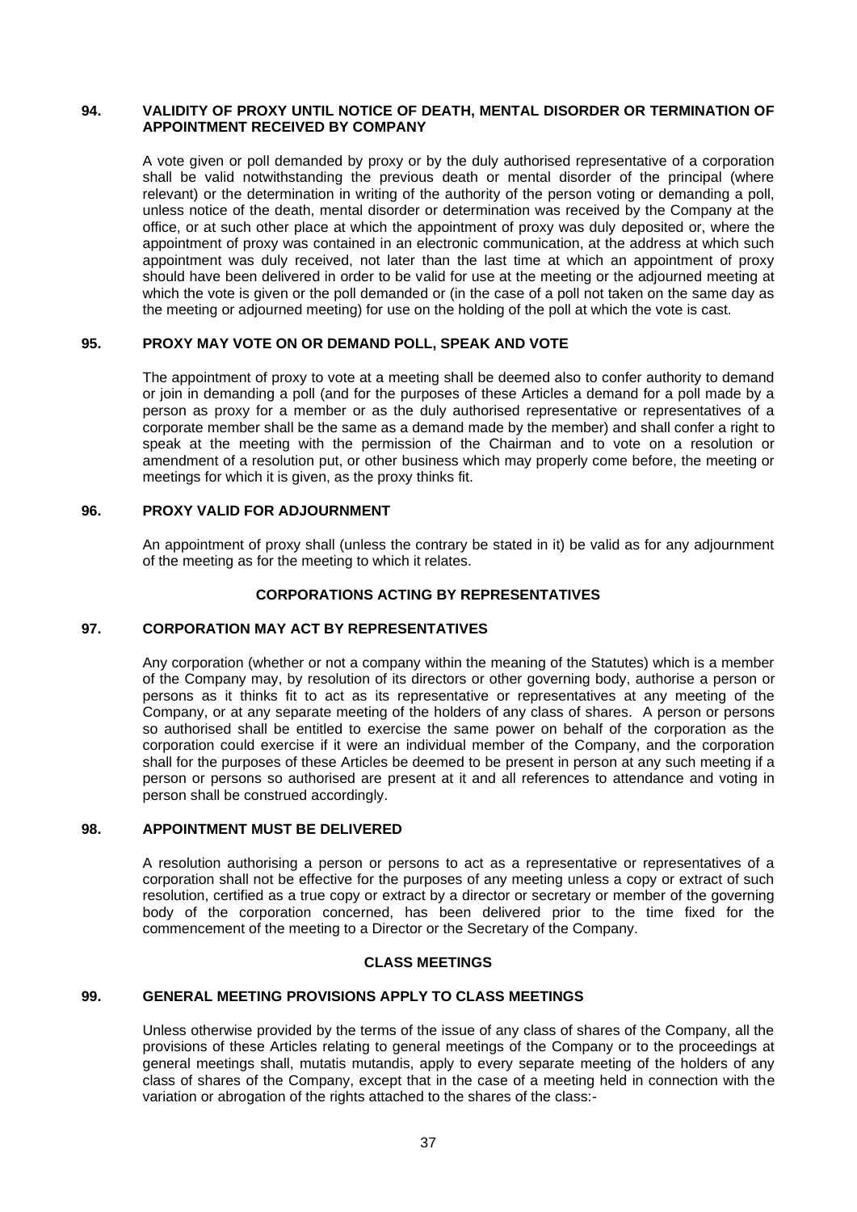## 94. VALIDITY OF PROXY UNTIL NOTICE OF DEATH, MENTAL DISORDER OR TERMINATION OF APPOINTMENT RECEIVED BY COMPANY

A vote given or poll demanded by proxy or by the duly authorised representative of a corporation shall be valid notwithstanding the previous death or mental disorder of the principal (where relevant) or the determination in writing of the authority of the person voting or demanding a poll, unless notice of the death, mental disorder or determination was received by the Company at the office, or at such other place at which the appointment of proxy was duly deposited or, where the appointment of proxy was contained in an electronic communication, at the address at which such appointment was duly received, not later than the last time at which an appointment of proxy should have been delivered in order to be valid for use at the meeting or the adjourned meeting at which the vote is given or the poll demanded or (in the case of a poll not taken on the same day as the meeting or adjourned meeting) for use on the holding of the poll at which the vote is cast.

## 95. PROXY MAY VOTE ON OR DEMAND POLL, SPEAK AND VOTE

The appointment of proxy to vote at a meeting shall be deemed also to confer authority to demand or join in demanding a poll (and for the purposes of these Articles a demand for a poll made by a person as proxy for a member or as the duly authorised representative or representatives of a corporate member shall be the same as a demand made by the member) and shall confer a right to speak at the meeting with the permission of the Chairman and to vote on a resolution or amendment of a resolution put, or other business which may properly come before, the meeting or meetings for which it is given, as the proxy thinks fit.

## 96. PROXY VALID FOR ADJOURNMENT

An appointment of proxy shall (unless the contrary be stated in it) be valid as for any adjournment of the meeting as for the meeting to which it relates.

## CORPORATIONS ACTING BY REPRESENTATIVES

## 97. CORPORATION MAY ACT BY REPRESENTATIVES

Any corporation (whether or not a company within the meaning of the Statutes) which is a member of the Company may, by resolution of its directors or other governing body, authorise a person or persons as it thinks fit to act as its representative or representatives at any meeting of the Company, or at any separate meeting of the holders of any class of shares. A person or persons so authorised shall be entitled to exercise the same power on behalf of the corporation as the corporation could exercise if it were an individual member of the Company, and the corporation shall for the purposes of these Articles be deemed to be present in person at any such meeting if a person or persons so authorised are present at it and all references to attendance and voting in person shall be construed accordingly.

## 98. APPOINTMENT MUST BE DELIVERED

A resolution authorising a person or persons to act as a representative or representatives of a corporation shall not be effective for the purposes of any meeting unless a copy or extract of such resolution, certified as a true copy or extract by a director or secretary or member of the governing body of the corporation concerned, has been delivered prior to the time fixed for the commencement of the meeting to a Director or the Secretary of the Company.

## CLASS MEETINGS

## 99. GENERAL MEETING PROVISIONS APPLY TO CLASS MEETINGS

Unless otherwise provided by the terms of the issue of any class of shares of the Company, all the provisions of these Articles relating to general meetings of the Company or to the proceedings at general meetings shall, mutatis mutandis, apply to every separate meeting of the holders of any class of shares of the Company, except that in the case of a meeting held in connection with the variation or abrogation of the rights attached to the shares of the class:-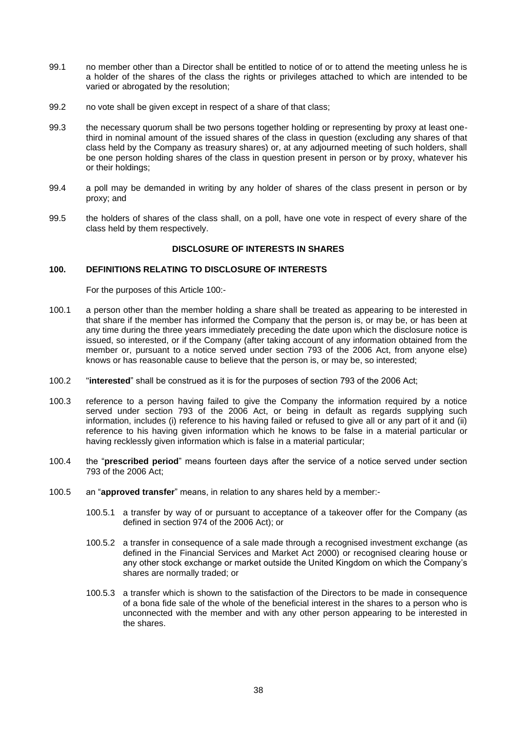99.1 no member other than a Director shall be entitled to notice of or to attend the meeting unless he is a holder of the shares of the class the rights or privileges attached to which are intended to be varied or abrogated by the resolution;

99.2 no vote shall be given except in respect of a share of that class;

99.3 the necessary quorum shall be two persons together holding or representing by proxy at least one-third in nominal amount of the issued shares of the class in question (excluding any shares of that class held by the Company as treasury shares) or, at any adjourned meeting of such holders, shall be one person holding shares of the class in question present in person or by proxy, whatever his or their holdings;

99.4 a poll may be demanded in writing by any holder of shares of the class present in person or by proxy; and

99.5 the holders of shares of the class shall, on a poll, have one vote in respect of every share of the class held by them respectively.

## DISCLOSURE OF INTERESTS IN SHARES

### 100. DEFINITIONS RELATING TO DISCLOSURE OF INTERESTS

For the purposes of this Article 100:-

100.1 a person other than the member holding a share shall be treated as appearing to be interested in that share if the member has informed the Company that the person is, or may be, or has been at any time during the three years immediately preceding the date upon which the disclosure notice is issued, so interested, or if the Company (after taking account of any information obtained from the member or, pursuant to a notice served under section 793 of the 2006 Act, from anyone else) knows or has reasonable cause to believe that the person is, or may be, so interested;

100.2 "**interested**" shall be construed as it is for the purposes of section 793 of the 2006 Act;

100.3 reference to a person having failed to give the Company the information required by a notice served under section 793 of the 2006 Act, or being in default as regards supplying such information, includes (i) reference to his having failed or refused to give all or any part of it and (ii) reference to his having given information which he knows to be false in a material particular or having recklessly given information which is false in a material particular;

100.4 the "**prescribed period**" means fourteen days after the service of a notice served under section 793 of the 2006 Act;

100.5 an "**approved transfer**" means, in relation to any shares held by a member:-

100.5.1 a transfer by way of or pursuant to acceptance of a takeover offer for the Company (as defined in section 974 of the 2006 Act); or

100.5.2 a transfer in consequence of a sale made through a recognised investment exchange (as defined in the Financial Services and Market Act 2000) or recognised clearing house or any other stock exchange or market outside the United Kingdom on which the Company's shares are normally traded; or

100.5.3 a transfer which is shown to the satisfaction of the Directors to be made in consequence of a bona fide sale of the whole of the beneficial interest in the shares to a person who is unconnected with the member and with any other person appearing to be interested in the shares.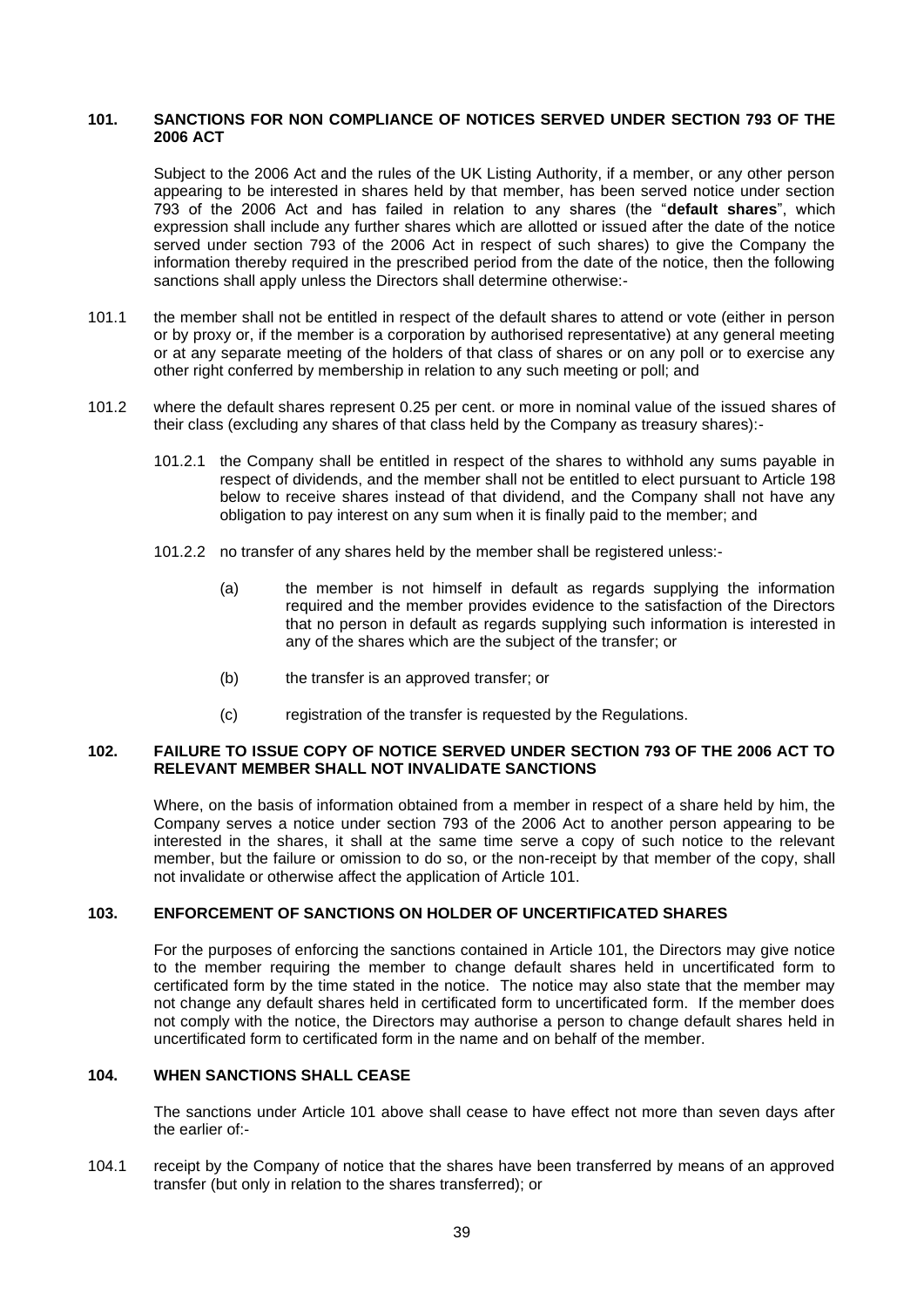## 101. SANCTIONS FOR NON COMPLIANCE OF NOTICES SERVED UNDER SECTION 793 OF THE 2006 ACT

Subject to the 2006 Act and the rules of the UK Listing Authority, if a member, or any other person appearing to be interested in shares held by that member, has been served notice under section 793 of the 2006 Act and has failed in relation to any shares (the "**default shares**", which expression shall include any further shares which are allotted or issued after the date of the notice served under section 793 of the 2006 Act in respect of such shares) to give the Company the information thereby required in the prescribed period from the date of the notice, then the following sanctions shall apply unless the Directors shall determine otherwise:-

101.1 the member shall not be entitled in respect of the default shares to attend or vote (either in person or by proxy or, if the member is a corporation by authorised representative) at any general meeting or at any separate meeting of the holders of that class of shares or on any poll or to exercise any other right conferred by membership in relation to any such meeting or poll; and

101.2 where the default shares represent 0.25 per cent. or more in nominal value of the issued shares of their class (excluding any shares of that class held by the Company as treasury shares):-

101.2.1 the Company shall be entitled in respect of the shares to withhold any sums payable in respect of dividends, and the member shall not be entitled to elect pursuant to Article 198 below to receive shares instead of that dividend, and the Company shall not have any obligation to pay interest on any sum when it is finally paid to the member; and

101.2.2 no transfer of any shares held by the member shall be registered unless:-

(a) the member is not himself in default as regards supplying the information required and the member provides evidence to the satisfaction of the Directors that no person in default as regards supplying such information is interested in any of the shares which are the subject of the transfer; or

(b) the transfer is an approved transfer; or

(c) registration of the transfer is requested by the Regulations.

## 102. FAILURE TO ISSUE COPY OF NOTICE SERVED UNDER SECTION 793 OF THE 2006 ACT TO RELEVANT MEMBER SHALL NOT INVALIDATE SANCTIONS

Where, on the basis of information obtained from a member in respect of a share held by him, the Company serves a notice under section 793 of the 2006 Act to another person appearing to be interested in the shares, it shall at the same time serve a copy of such notice to the relevant member, but the failure or omission to do so, or the non-receipt by that member of the copy, shall not invalidate or otherwise affect the application of Article 101.

## 103. ENFORCEMENT OF SANCTIONS ON HOLDER OF UNCERTIFICATED SHARES

For the purposes of enforcing the sanctions contained in Article 101, the Directors may give notice to the member requiring the member to change default shares held in uncertificated form to certificated form by the time stated in the notice. The notice may also state that the member may not change any default shares held in certificated form to uncertificated form. If the member does not comply with the notice, the Directors may authorise a person to change default shares held in uncertificated form to certificated form in the name and on behalf of the member.

## 104. WHEN SANCTIONS SHALL CEASE

The sanctions under Article 101 above shall cease to have effect not more than seven days after the earlier of:-

104.1 receipt by the Company of notice that the shares have been transferred by means of an approved transfer (but only in relation to the shares transferred); or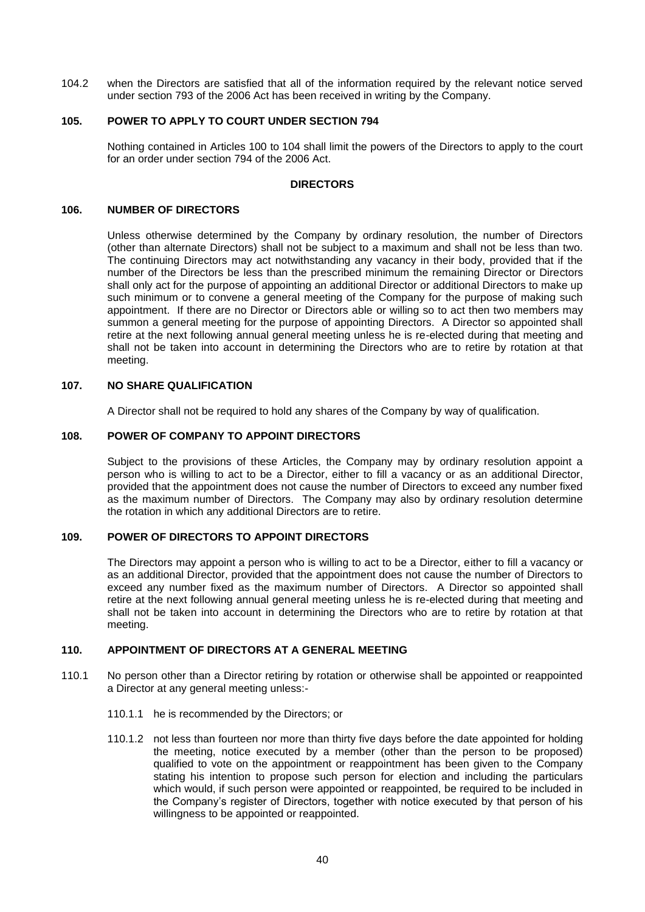104.2 when the Directors are satisfied that all of the information required by the relevant notice served under section 793 of the 2006 Act has been received in writing by the Company.

### 105. POWER TO APPLY TO COURT UNDER SECTION 794

Nothing contained in Articles 100 to 104 shall limit the powers of the Directors to apply to the court for an order under section 794 of the 2006 Act.

## DIRECTORS

### 106. NUMBER OF DIRECTORS

Unless otherwise determined by the Company by ordinary resolution, the number of Directors (other than alternate Directors) shall not be subject to a maximum and shall not be less than two. The continuing Directors may act notwithstanding any vacancy in their body, provided that if the number of the Directors be less than the prescribed minimum the remaining Director or Directors shall only act for the purpose of appointing an additional Director or additional Directors to make up such minimum or to convene a general meeting of the Company for the purpose of making such appointment. If there are no Director or Directors able or willing so to act then two members may summon a general meeting for the purpose of appointing Directors. A Director so appointed shall retire at the next following annual general meeting unless he is re-elected during that meeting and shall not be taken into account in determining the Directors who are to retire by rotation at that meeting.

### 107. NO SHARE QUALIFICATION

A Director shall not be required to hold any shares of the Company by way of qualification.

### 108. POWER OF COMPANY TO APPOINT DIRECTORS

Subject to the provisions of these Articles, the Company may by ordinary resolution appoint a person who is willing to act to be a Director, either to fill a vacancy or as an additional Director, provided that the appointment does not cause the number of Directors to exceed any number fixed as the maximum number of Directors. The Company may also by ordinary resolution determine the rotation in which any additional Directors are to retire.

### 109. POWER OF DIRECTORS TO APPOINT DIRECTORS

The Directors may appoint a person who is willing to act to be a Director, either to fill a vacancy or as an additional Director, provided that the appointment does not cause the number of Directors to exceed any number fixed as the maximum number of Directors. A Director so appointed shall retire at the next following annual general meeting unless he is re-elected during that meeting and shall not be taken into account in determining the Directors who are to retire by rotation at that meeting.

### 110. APPOINTMENT OF DIRECTORS AT A GENERAL MEETING

110.1 No person other than a Director retiring by rotation or otherwise shall be appointed or reappointed a Director at any general meeting unless:-

110.1.1 he is recommended by the Directors; or

110.1.2 not less than fourteen nor more than thirty five days before the date appointed for holding the meeting, notice executed by a member (other than the person to be proposed) qualified to vote on the appointment or reappointment has been given to the Company stating his intention to propose such person for election and including the particulars which would, if such person were appointed or reappointed, be required to be included in the Company's register of Directors, together with notice executed by that person of his willingness to be appointed or reappointed.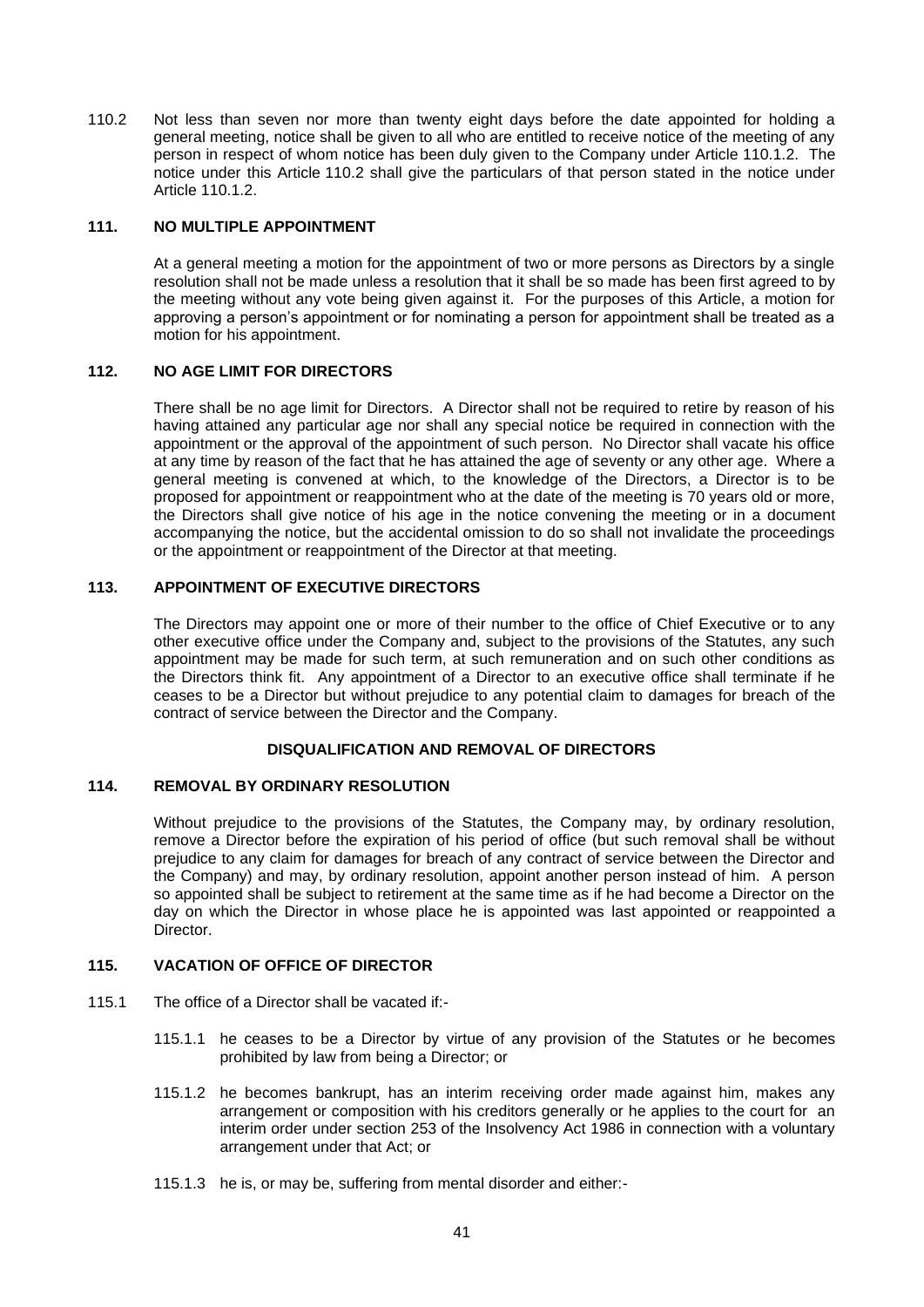110.2 Not less than seven nor more than twenty eight days before the date appointed for holding a general meeting, notice shall be given to all who are entitled to receive notice of the meeting of any person in respect of whom notice has been duly given to the Company under Article 110.1.2. The notice under this Article 110.2 shall give the particulars of that person stated in the notice under Article 110.1.2.

### 111. NO MULTIPLE APPOINTMENT

At a general meeting a motion for the appointment of two or more persons as Directors by a single resolution shall not be made unless a resolution that it shall be so made has been first agreed to by the meeting without any vote being given against it. For the purposes of this Article, a motion for approving a person's appointment or for nominating a person for appointment shall be treated as a motion for his appointment.

### 112. NO AGE LIMIT FOR DIRECTORS

There shall be no age limit for Directors. A Director shall not be required to retire by reason of his having attained any particular age nor shall any special notice be required in connection with the appointment or the approval of the appointment of such person. No Director shall vacate his office at any time by reason of the fact that he has attained the age of seventy or any other age. Where a general meeting is convened at which, to the knowledge of the Directors, a Director is to be proposed for appointment or reappointment who at the date of the meeting is 70 years old or more, the Directors shall give notice of his age in the notice convening the meeting or in a document accompanying the notice, but the accidental omission to do so shall not invalidate the proceedings or the appointment or reappointment of the Director at that meeting.

### 113. APPOINTMENT OF EXECUTIVE DIRECTORS

The Directors may appoint one or more of their number to the office of Chief Executive or to any other executive office under the Company and, subject to the provisions of the Statutes, any such appointment may be made for such term, at such remuneration and on such other conditions as the Directors think fit. Any appointment of a Director to an executive office shall terminate if he ceases to be a Director but without prejudice to any potential claim to damages for breach of the contract of service between the Director and the Company.

## DISQUALIFICATION AND REMOVAL OF DIRECTORS

### 114. REMOVAL BY ORDINARY RESOLUTION

Without prejudice to the provisions of the Statutes, the Company may, by ordinary resolution, remove a Director before the expiration of his period of office (but such removal shall be without prejudice to any claim for damages for breach of any contract of service between the Director and the Company) and may, by ordinary resolution, appoint another person instead of him. A person so appointed shall be subject to retirement at the same time as if he had become a Director on the day on which the Director in whose place he is appointed was last appointed or reappointed a Director.

### 115. VACATION OF OFFICE OF DIRECTOR

115.1 The office of a Director shall be vacated if:-

115.1.1 he ceases to be a Director by virtue of any provision of the Statutes or he becomes prohibited by law from being a Director; or

115.1.2 he becomes bankrupt, has an interim receiving order made against him, makes any arrangement or composition with his creditors generally or he applies to the court for an interim order under section 253 of the Insolvency Act 1986 in connection with a voluntary arrangement under that Act; or

115.1.3 he is, or may be, suffering from mental disorder and either:-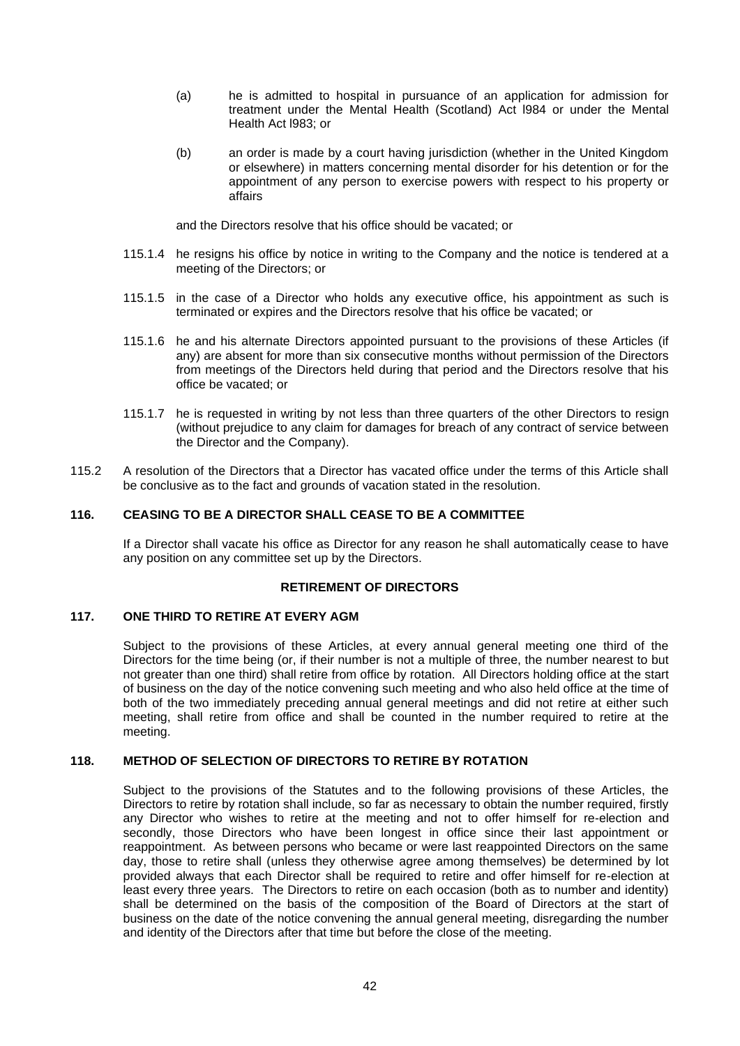(a) he is admitted to hospital in pursuance of an application for admission for treatment under the Mental Health (Scotland) Act l984 or under the Mental Health Act l983; or

(b) an order is made by a court having jurisdiction (whether in the United Kingdom or elsewhere) in matters concerning mental disorder for his detention or for the appointment of any person to exercise powers with respect to his property or affairs

and the Directors resolve that his office should be vacated; or

115.1.4 he resigns his office by notice in writing to the Company and the notice is tendered at a meeting of the Directors; or

115.1.5 in the case of a Director who holds any executive office, his appointment as such is terminated or expires and the Directors resolve that his office be vacated; or

115.1.6 he and his alternate Directors appointed pursuant to the provisions of these Articles (if any) are absent for more than six consecutive months without permission of the Directors from meetings of the Directors held during that period and the Directors resolve that his office be vacated; or

115.1.7 he is requested in writing by not less than three quarters of the other Directors to resign (without prejudice to any claim for damages for breach of any contract of service between the Director and the Company).

115.2 A resolution of the Directors that a Director has vacated office under the terms of this Article shall be conclusive as to the fact and grounds of vacation stated in the resolution.

### 116. CEASING TO BE A DIRECTOR SHALL CEASE TO BE A COMMITTEE

If a Director shall vacate his office as Director for any reason he shall automatically cease to have any position on any committee set up by the Directors.

## RETIREMENT OF DIRECTORS

### 117. ONE THIRD TO RETIRE AT EVERY AGM

Subject to the provisions of these Articles, at every annual general meeting one third of the Directors for the time being (or, if their number is not a multiple of three, the number nearest to but not greater than one third) shall retire from office by rotation. All Directors holding office at the start of business on the day of the notice convening such meeting and who also held office at the time of both of the two immediately preceding annual general meetings and did not retire at either such meeting, shall retire from office and shall be counted in the number required to retire at the meeting.

### 118. METHOD OF SELECTION OF DIRECTORS TO RETIRE BY ROTATION

Subject to the provisions of the Statutes and to the following provisions of these Articles, the Directors to retire by rotation shall include, so far as necessary to obtain the number required, firstly any Director who wishes to retire at the meeting and not to offer himself for re-election and secondly, those Directors who have been longest in office since their last appointment or reappointment. As between persons who became or were last reappointed Directors on the same day, those to retire shall (unless they otherwise agree among themselves) be determined by lot provided always that each Director shall be required to retire and offer himself for re-election at least every three years. The Directors to retire on each occasion (both as to number and identity) shall be determined on the basis of the composition of the Board of Directors at the start of business on the date of the notice convening the annual general meeting, disregarding the number and identity of the Directors after that time but before the close of the meeting.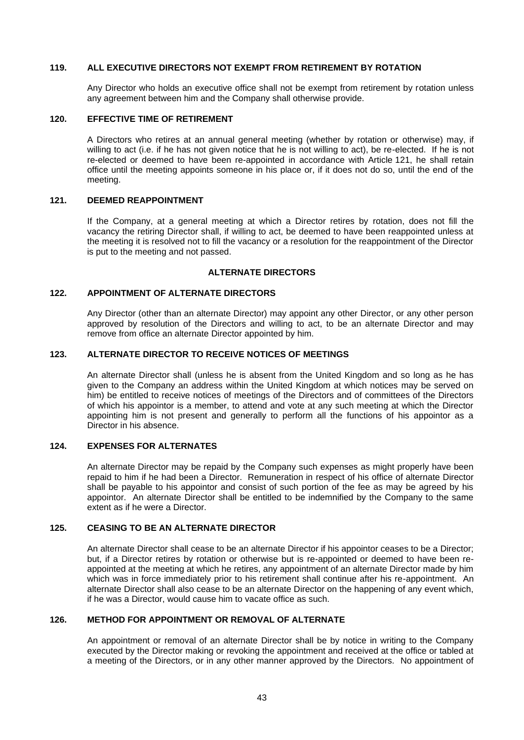### 119. ALL EXECUTIVE DIRECTORS NOT EXEMPT FROM RETIREMENT BY ROTATION

Any Director who holds an executive office shall not be exempt from retirement by rotation unless any agreement between him and the Company shall otherwise provide.

### 120. EFFECTIVE TIME OF RETIREMENT

A Directors who retires at an annual general meeting (whether by rotation or otherwise) may, if willing to act (i.e. if he has not given notice that he is not willing to act), be re-elected. If he is not re-elected or deemed to have been re-appointed in accordance with Article 121, he shall retain office until the meeting appoints someone in his place or, if it does not do so, until the end of the meeting.

### 121. DEEMED REAPPOINTMENT

If the Company, at a general meeting at which a Director retires by rotation, does not fill the vacancy the retiring Director shall, if willing to act, be deemed to have been reappointed unless at the meeting it is resolved not to fill the vacancy or a resolution for the reappointment of the Director is put to the meeting and not passed.

## ALTERNATE DIRECTORS

### 122. APPOINTMENT OF ALTERNATE DIRECTORS

Any Director (other than an alternate Director) may appoint any other Director, or any other person approved by resolution of the Directors and willing to act, to be an alternate Director and may remove from office an alternate Director appointed by him.

### 123. ALTERNATE DIRECTOR TO RECEIVE NOTICES OF MEETINGS

An alternate Director shall (unless he is absent from the United Kingdom and so long as he has given to the Company an address within the United Kingdom at which notices may be served on him) be entitled to receive notices of meetings of the Directors and of committees of the Directors of which his appointor is a member, to attend and vote at any such meeting at which the Director appointing him is not present and generally to perform all the functions of his appointor as a Director in his absence.

### 124. EXPENSES FOR ALTERNATES

An alternate Director may be repaid by the Company such expenses as might properly have been repaid to him if he had been a Director. Remuneration in respect of his office of alternate Director shall be payable to his appointor and consist of such portion of the fee as may be agreed by his appointor. An alternate Director shall be entitled to be indemnified by the Company to the same extent as if he were a Director.

### 125. CEASING TO BE AN ALTERNATE DIRECTOR

An alternate Director shall cease to be an alternate Director if his appointor ceases to be a Director; but, if a Director retires by rotation or otherwise but is re-appointed or deemed to have been re-appointed at the meeting at which he retires, any appointment of an alternate Director made by him which was in force immediately prior to his retirement shall continue after his re-appointment. An alternate Director shall also cease to be an alternate Director on the happening of any event which, if he was a Director, would cause him to vacate office as such.

### 126. METHOD FOR APPOINTMENT OR REMOVAL OF ALTERNATE

An appointment or removal of an alternate Director shall be by notice in writing to the Company executed by the Director making or revoking the appointment and received at the office or tabled at a meeting of the Directors, or in any other manner approved by the Directors. No appointment of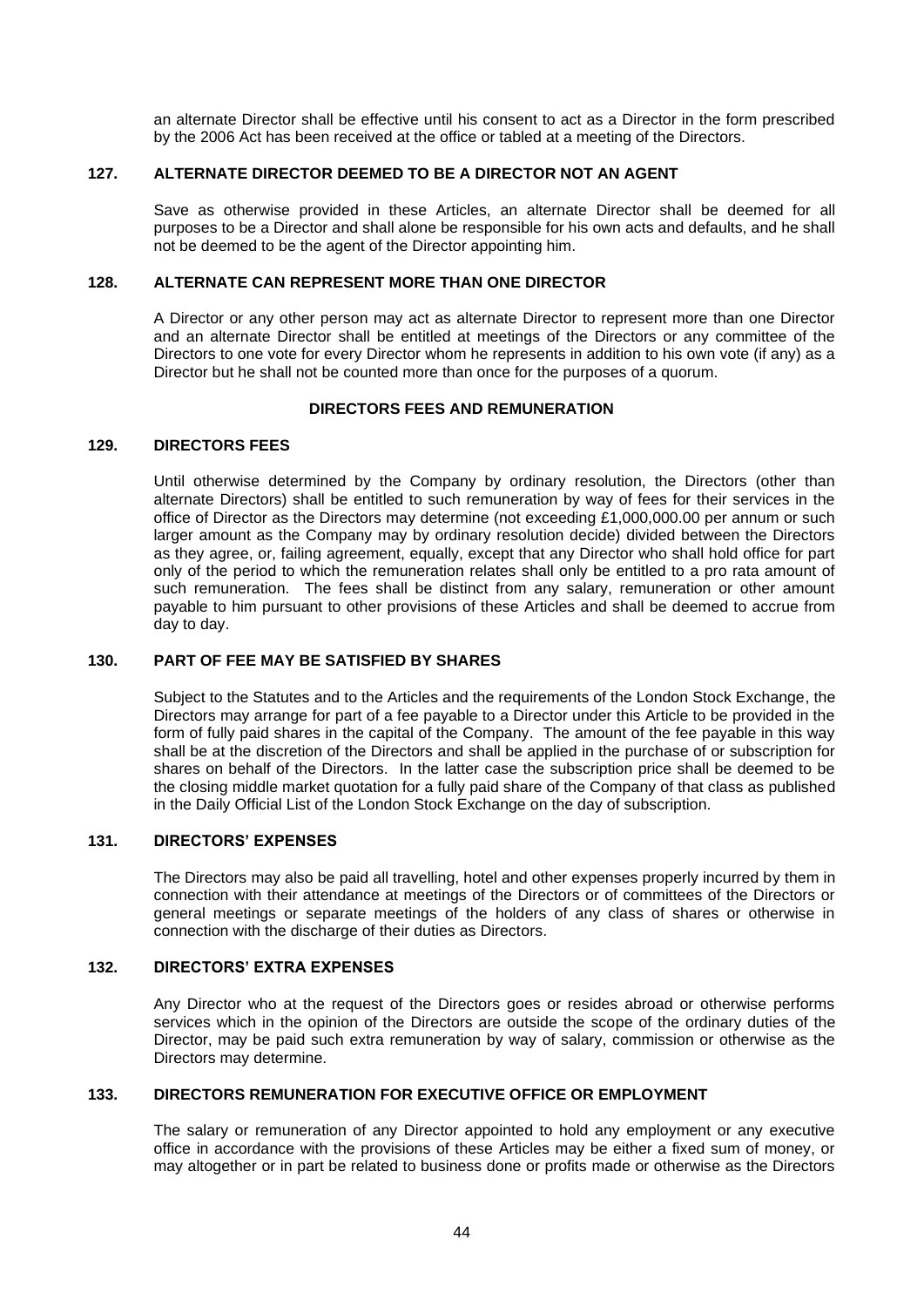an alternate Director shall be effective until his consent to act as a Director in the form prescribed by the 2006 Act has been received at the office or tabled at a meeting of the Directors.

### 127. ALTERNATE DIRECTOR DEEMED TO BE A DIRECTOR NOT AN AGENT

Save as otherwise provided in these Articles, an alternate Director shall be deemed for all purposes to be a Director and shall alone be responsible for his own acts and defaults, and he shall not be deemed to be the agent of the Director appointing him.

### 128. ALTERNATE CAN REPRESENT MORE THAN ONE DIRECTOR

A Director or any other person may act as alternate Director to represent more than one Director and an alternate Director shall be entitled at meetings of the Directors or any committee of the Directors to one vote for every Director whom he represents in addition to his own vote (if any) as a Director but he shall not be counted more than once for the purposes of a quorum.

## DIRECTORS FEES AND REMUNERATION

### 129. DIRECTORS FEES

Until otherwise determined by the Company by ordinary resolution, the Directors (other than alternate Directors) shall be entitled to such remuneration by way of fees for their services in the office of Director as the Directors may determine (not exceeding £1,000,000.00 per annum or such larger amount as the Company may by ordinary resolution decide) divided between the Directors as they agree, or, failing agreement, equally, except that any Director who shall hold office for part only of the period to which the remuneration relates shall only be entitled to a pro rata amount of such remuneration. The fees shall be distinct from any salary, remuneration or other amount payable to him pursuant to other provisions of these Articles and shall be deemed to accrue from day to day.

### 130. PART OF FEE MAY BE SATISFIED BY SHARES

Subject to the Statutes and to the Articles and the requirements of the London Stock Exchange, the Directors may arrange for part of a fee payable to a Director under this Article to be provided in the form of fully paid shares in the capital of the Company. The amount of the fee payable in this way shall be at the discretion of the Directors and shall be applied in the purchase of or subscription for shares on behalf of the Directors. In the latter case the subscription price shall be deemed to be the closing middle market quotation for a fully paid share of the Company of that class as published in the Daily Official List of the London Stock Exchange on the day of subscription.

### 131. DIRECTORS' EXPENSES

The Directors may also be paid all travelling, hotel and other expenses properly incurred by them in connection with their attendance at meetings of the Directors or of committees of the Directors or general meetings or separate meetings of the holders of any class of shares or otherwise in connection with the discharge of their duties as Directors.

### 132. DIRECTORS' EXTRA EXPENSES

Any Director who at the request of the Directors goes or resides abroad or otherwise performs services which in the opinion of the Directors are outside the scope of the ordinary duties of the Director, may be paid such extra remuneration by way of salary, commission or otherwise as the Directors may determine.

### 133. DIRECTORS REMUNERATION FOR EXECUTIVE OFFICE OR EMPLOYMENT

The salary or remuneration of any Director appointed to hold any employment or any executive office in accordance with the provisions of these Articles may be either a fixed sum of money, or may altogether or in part be related to business done or profits made or otherwise as the Directors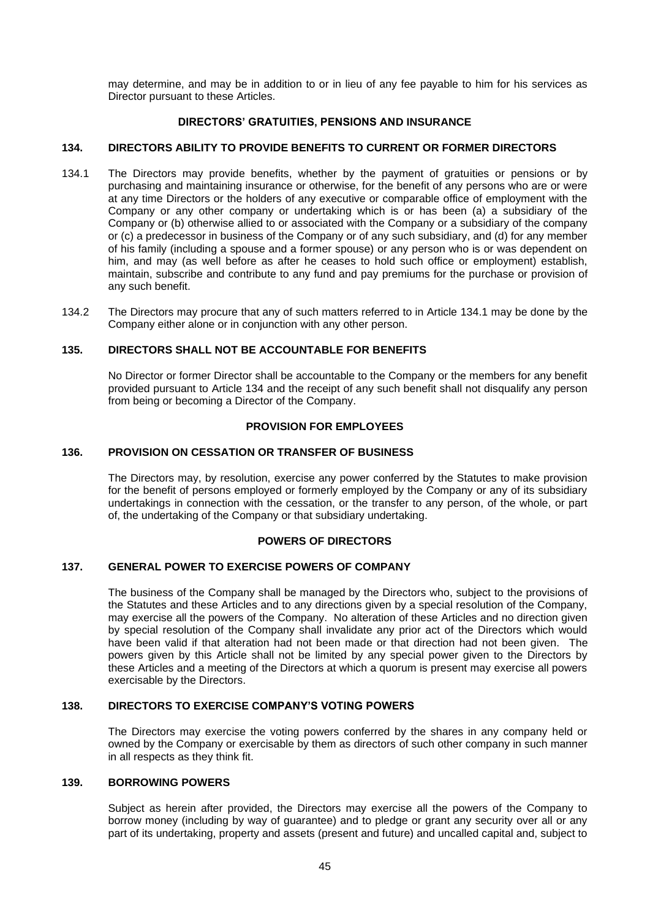may determine, and may be in addition to or in lieu of any fee payable to him for his services as Director pursuant to these Articles.

## DIRECTORS' GRATUITIES, PENSIONS AND INSURANCE

### 134. DIRECTORS ABILITY TO PROVIDE BENEFITS TO CURRENT OR FORMER DIRECTORS

134.1 The Directors may provide benefits, whether by the payment of gratuities or pensions or by purchasing and maintaining insurance or otherwise, for the benefit of any persons who are or were at any time Directors or the holders of any executive or comparable office of employment with the Company or any other company or undertaking which is or has been (a) a subsidiary of the Company or (b) otherwise allied to or associated with the Company or a subsidiary of the company or (c) a predecessor in business of the Company or of any such subsidiary, and (d) for any member of his family (including a spouse and a former spouse) or any person who is or was dependent on him, and may (as well before as after he ceases to hold such office or employment) establish, maintain, subscribe and contribute to any fund and pay premiums for the purchase or provision of any such benefit.

134.2 The Directors may procure that any of such matters referred to in Article 134.1 may be done by the Company either alone or in conjunction with any other person.

### 135. DIRECTORS SHALL NOT BE ACCOUNTABLE FOR BENEFITS

No Director or former Director shall be accountable to the Company or the members for any benefit provided pursuant to Article 134 and the receipt of any such benefit shall not disqualify any person from being or becoming a Director of the Company.

## PROVISION FOR EMPLOYEES

### 136. PROVISION ON CESSATION OR TRANSFER OF BUSINESS

The Directors may, by resolution, exercise any power conferred by the Statutes to make provision for the benefit of persons employed or formerly employed by the Company or any of its subsidiary undertakings in connection with the cessation, or the transfer to any person, of the whole, or part of, the undertaking of the Company or that subsidiary undertaking.

## POWERS OF DIRECTORS

### 137. GENERAL POWER TO EXERCISE POWERS OF COMPANY

The business of the Company shall be managed by the Directors who, subject to the provisions of the Statutes and these Articles and to any directions given by a special resolution of the Company, may exercise all the powers of the Company. No alteration of these Articles and no direction given by special resolution of the Company shall invalidate any prior act of the Directors which would have been valid if that alteration had not been made or that direction had not been given. The powers given by this Article shall not be limited by any special power given to the Directors by these Articles and a meeting of the Directors at which a quorum is present may exercise all powers exercisable by the Directors.

### 138. DIRECTORS TO EXERCISE COMPANY'S VOTING POWERS

The Directors may exercise the voting powers conferred by the shares in any company held or owned by the Company or exercisable by them as directors of such other company in such manner in all respects as they think fit.

### 139. BORROWING POWERS

Subject as herein after provided, the Directors may exercise all the powers of the Company to borrow money (including by way of guarantee) and to pledge or grant any security over all or any part of its undertaking, property and assets (present and future) and uncalled capital and, subject to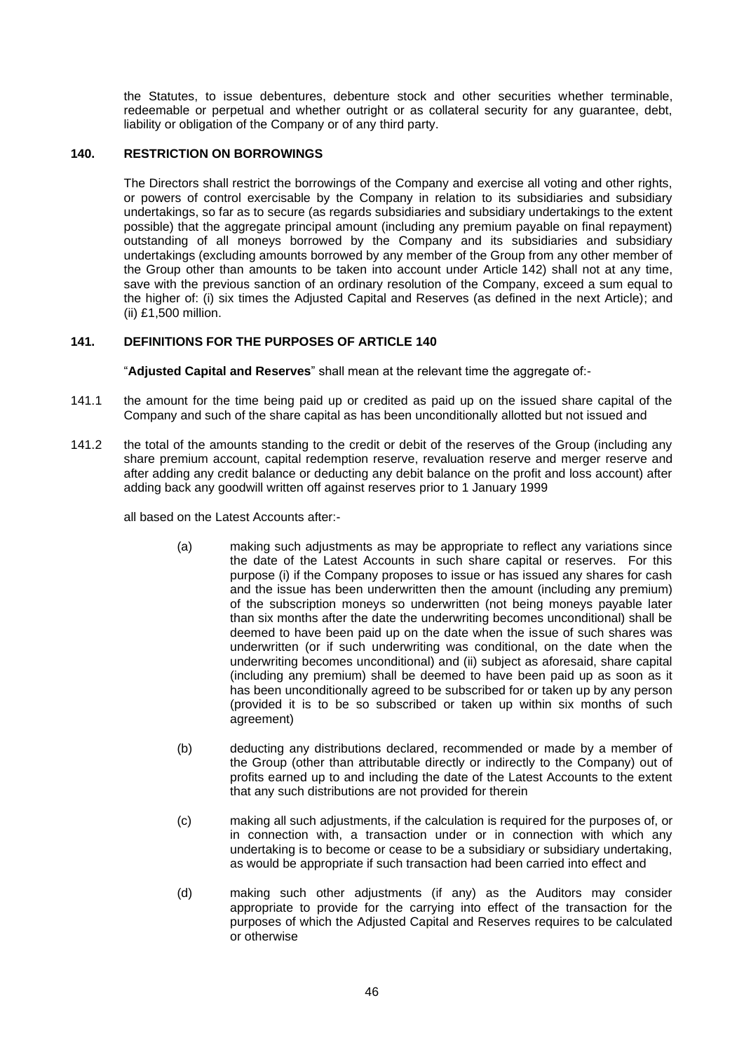the Statutes, to issue debentures, debenture stock and other securities whether terminable, redeemable or perpetual and whether outright or as collateral security for any guarantee, debt, liability or obligation of the Company or of any third party.

### 140. RESTRICTION ON BORROWINGS

The Directors shall restrict the borrowings of the Company and exercise all voting and other rights, or powers of control exercisable by the Company in relation to its subsidiaries and subsidiary undertakings, so far as to secure (as regards subsidiaries and subsidiary undertakings to the extent possible) that the aggregate principal amount (including any premium payable on final repayment) outstanding of all moneys borrowed by the Company and its subsidiaries and subsidiary undertakings (excluding amounts borrowed by any member of the Group from any other member of the Group other than amounts to be taken into account under Article 142) shall not at any time, save with the previous sanction of an ordinary resolution of the Company, exceed a sum equal to the higher of: (i) six times the Adjusted Capital and Reserves (as defined in the next Article); and (ii) £1,500 million.

### 141. DEFINITIONS FOR THE PURPOSES OF ARTICLE 140

"**Adjusted Capital and Reserves**" shall mean at the relevant time the aggregate of:-

141.1 the amount for the time being paid up or credited as paid up on the issued share capital of the Company and such of the share capital as has been unconditionally allotted but not issued and

141.2 the total of the amounts standing to the credit or debit of the reserves of the Group (including any share premium account, capital redemption reserve, revaluation reserve and merger reserve and after adding any credit balance or deducting any debit balance on the profit and loss account) after adding back any goodwill written off against reserves prior to 1 January 1999

all based on the Latest Accounts after:-

(a) making such adjustments as may be appropriate to reflect any variations since the date of the Latest Accounts in such share capital or reserves. For this purpose (i) if the Company proposes to issue or has issued any shares for cash and the issue has been underwritten then the amount (including any premium) of the subscription moneys so underwritten (not being moneys payable later than six months after the date the underwriting becomes unconditional) shall be deemed to have been paid up on the date when the issue of such shares was underwritten (or if such underwriting was conditional, on the date when the underwriting becomes unconditional) and (ii) subject as aforesaid, share capital (including any premium) shall be deemed to have been paid up as soon as it has been unconditionally agreed to be subscribed for or taken up by any person (provided it is to be so subscribed or taken up within six months of such agreement)

(b) deducting any distributions declared, recommended or made by a member of the Group (other than attributable directly or indirectly to the Company) out of profits earned up to and including the date of the Latest Accounts to the extent that any such distributions are not provided for therein

(c) making all such adjustments, if the calculation is required for the purposes of, or in connection with, a transaction under or in connection with which any undertaking is to become or cease to be a subsidiary or subsidiary undertaking, as would be appropriate if such transaction had been carried into effect and

(d) making such other adjustments (if any) as the Auditors may consider appropriate to provide for the carrying into effect of the transaction for the purposes of which the Adjusted Capital and Reserves requires to be calculated or otherwise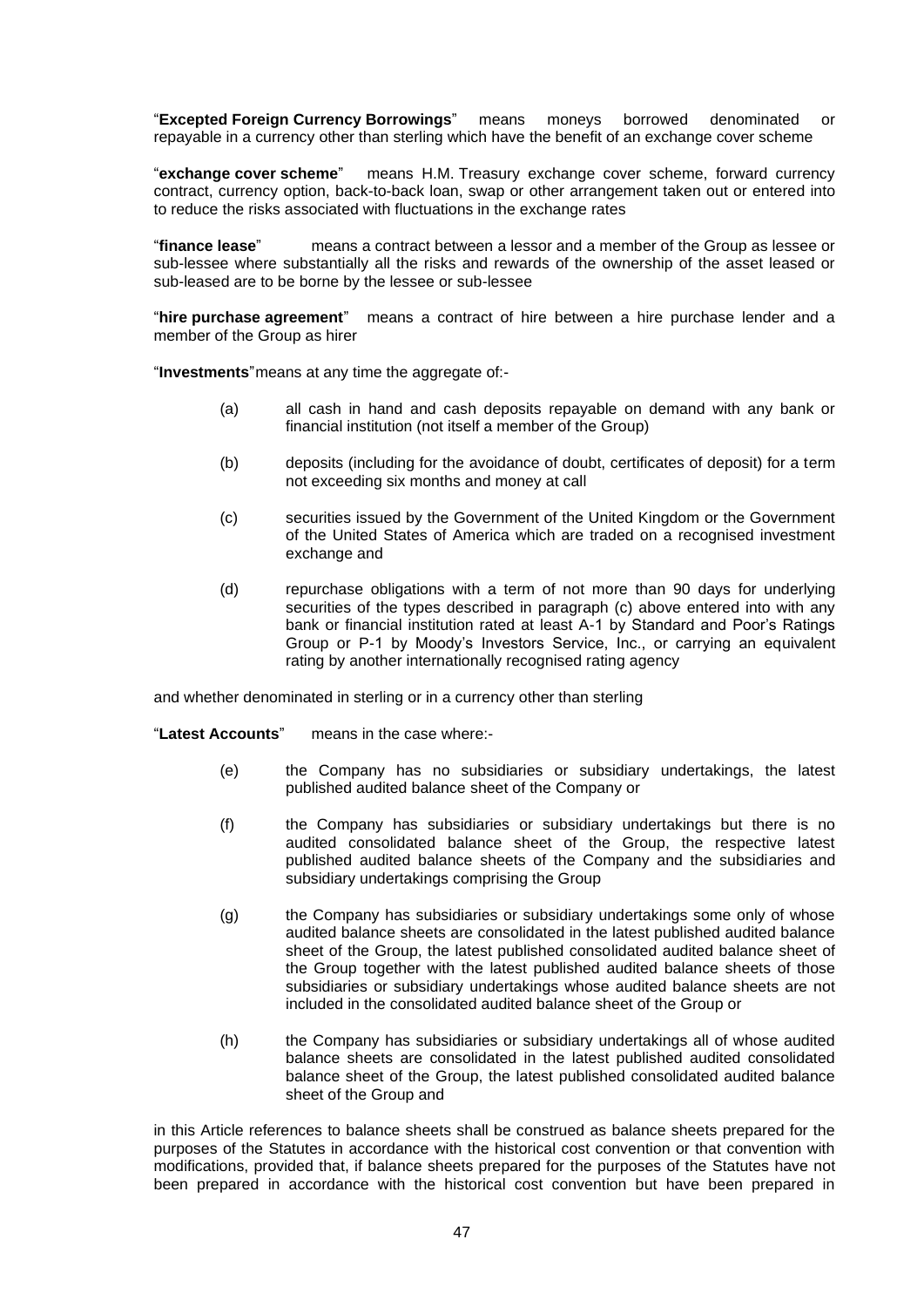"**Excepted Foreign Currency Borrowings**" means moneys borrowed denominated or repayable in a currency other than sterling which have the benefit of an exchange cover scheme

"**exchange cover scheme**" means H.M. Treasury exchange cover scheme, forward currency contract, currency option, back-to-back loan, swap or other arrangement taken out or entered into to reduce the risks associated with fluctuations in the exchange rates

"**finance lease**" means a contract between a lessor and a member of the Group as lessee or sub-lessee where substantially all the risks and rewards of the ownership of the asset leased or sub-leased are to be borne by the lessee or sub-lessee

"**hire purchase agreement**" means a contract of hire between a hire purchase lender and a member of the Group as hirer

"**Investments**" means at any time the aggregate of:-

(a) all cash in hand and cash deposits repayable on demand with any bank or financial institution (not itself a member of the Group)

(b) deposits (including for the avoidance of doubt, certificates of deposit) for a term not exceeding six months and money at call

(c) securities issued by the Government of the United Kingdom or the Government of the United States of America which are traded on a recognised investment exchange and

(d) repurchase obligations with a term of not more than 90 days for underlying securities of the types described in paragraph (c) above entered into with any bank or financial institution rated at least A-1 by Standard and Poor's Ratings Group or P-1 by Moody's Investors Service, Inc., or carrying an equivalent rating by another internationally recognised rating agency

and whether denominated in sterling or in a currency other than sterling

"**Latest Accounts**" means in the case where:-

(e) the Company has no subsidiaries or subsidiary undertakings, the latest published audited balance sheet of the Company or

(f) the Company has subsidiaries or subsidiary undertakings but there is no audited consolidated balance sheet of the Group, the respective latest published audited balance sheets of the Company and the subsidiaries and subsidiary undertakings comprising the Group

(g) the Company has subsidiaries or subsidiary undertakings some only of whose audited balance sheets are consolidated in the latest published audited balance sheet of the Group, the latest published consolidated audited balance sheet of the Group together with the latest published audited balance sheets of those subsidiaries or subsidiary undertakings whose audited balance sheets are not included in the consolidated audited balance sheet of the Group or

(h) the Company has subsidiaries or subsidiary undertakings all of whose audited balance sheets are consolidated in the latest published audited consolidated balance sheet of the Group, the latest published consolidated audited balance sheet of the Group and

in this Article references to balance sheets shall be construed as balance sheets prepared for the purposes of the Statutes in accordance with the historical cost convention or that convention with modifications, provided that, if balance sheets prepared for the purposes of the Statutes have not been prepared in accordance with the historical cost convention but have been prepared in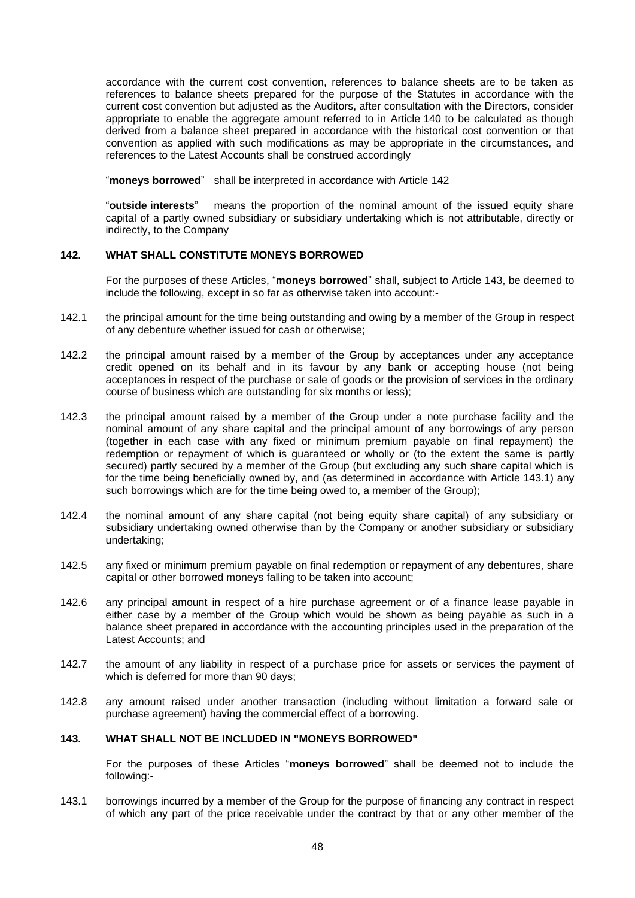accordance with the current cost convention, references to balance sheets are to be taken as references to balance sheets prepared for the purpose of the Statutes in accordance with the current cost convention but adjusted as the Auditors, after consultation with the Directors, consider appropriate to enable the aggregate amount referred to in Article 140 to be calculated as though derived from a balance sheet prepared in accordance with the historical cost convention or that convention as applied with such modifications as may be appropriate in the circumstances, and references to the Latest Accounts shall be construed accordingly

"**moneys borrowed**" shall be interpreted in accordance with Article 142

"**outside interests**" means the proportion of the nominal amount of the issued equity share capital of a partly owned subsidiary or subsidiary undertaking which is not attributable, directly or indirectly, to the Company

## 142. WHAT SHALL CONSTITUTE MONEYS BORROWED

For the purposes of these Articles, "**moneys borrowed**" shall, subject to Article 143, be deemed to include the following, except in so far as otherwise taken into account:-

142.1 the principal amount for the time being outstanding and owing by a member of the Group in respect of any debenture whether issued for cash or otherwise;

142.2 the principal amount raised by a member of the Group by acceptances under any acceptance credit opened on its behalf and in its favour by any bank or accepting house (not being acceptances in respect of the purchase or sale of goods or the provision of services in the ordinary course of business which are outstanding for six months or less);

142.3 the principal amount raised by a member of the Group under a note purchase facility and the nominal amount of any share capital and the principal amount of any borrowings of any person (together in each case with any fixed or minimum premium payable on final repayment) the redemption or repayment of which is guaranteed or wholly or (to the extent the same is partly secured) partly secured by a member of the Group (but excluding any such share capital which is for the time being beneficially owned by, and (as determined in accordance with Article 143.1) any such borrowings which are for the time being owed to, a member of the Group);

142.4 the nominal amount of any share capital (not being equity share capital) of any subsidiary or subsidiary undertaking owned otherwise than by the Company or another subsidiary or subsidiary undertaking;

142.5 any fixed or minimum premium payable on final redemption or repayment of any debentures, share capital or other borrowed moneys falling to be taken into account;

142.6 any principal amount in respect of a hire purchase agreement or of a finance lease payable in either case by a member of the Group which would be shown as being payable as such in a balance sheet prepared in accordance with the accounting principles used in the preparation of the Latest Accounts; and

142.7 the amount of any liability in respect of a purchase price for assets or services the payment of which is deferred for more than 90 days;

142.8 any amount raised under another transaction (including without limitation a forward sale or purchase agreement) having the commercial effect of a borrowing.

## 143. WHAT SHALL NOT BE INCLUDED IN "MONEYS BORROWED"

For the purposes of these Articles "**moneys borrowed**" shall be deemed not to include the following:-

143.1 borrowings incurred by a member of the Group for the purpose of financing any contract in respect of which any part of the price receivable under the contract by that or any other member of the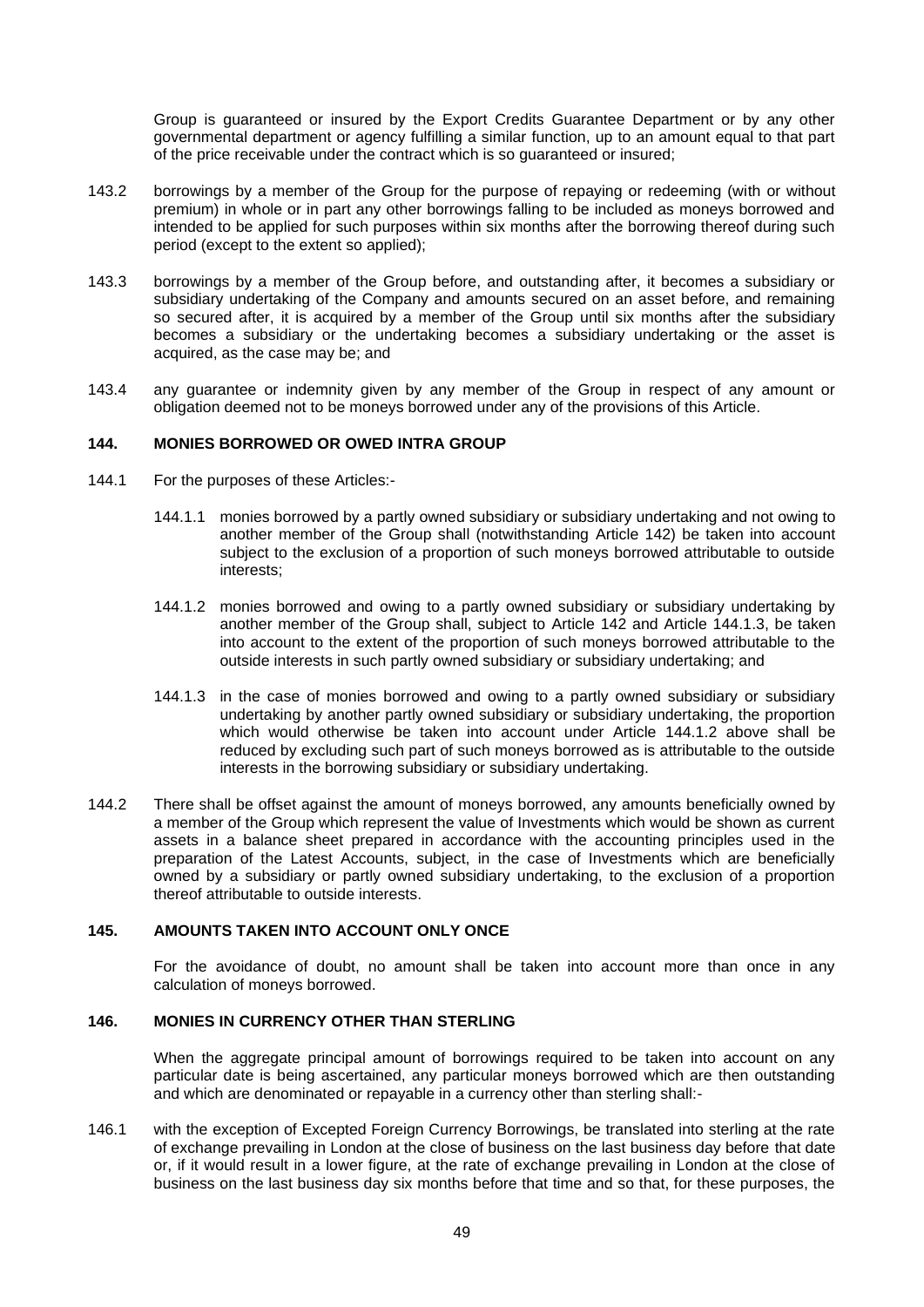Group is guaranteed or insured by the Export Credits Guarantee Department or by any other governmental department or agency fulfilling a similar function, up to an amount equal to that part of the price receivable under the contract which is so guaranteed or insured;

143.2 borrowings by a member of the Group for the purpose of repaying or redeeming (with or without premium) in whole or in part any other borrowings falling to be included as moneys borrowed and intended to be applied for such purposes within six months after the borrowing thereof during such period (except to the extent so applied);

143.3 borrowings by a member of the Group before, and outstanding after, it becomes a subsidiary or subsidiary undertaking of the Company and amounts secured on an asset before, and remaining so secured after, it is acquired by a member of the Group until six months after the subsidiary becomes a subsidiary or the undertaking becomes a subsidiary undertaking or the asset is acquired, as the case may be; and

143.4 any guarantee or indemnity given by any member of the Group in respect of any amount or obligation deemed not to be moneys borrowed under any of the provisions of this Article.

### 144. MONIES BORROWED OR OWED INTRA GROUP

144.1 For the purposes of these Articles:-

144.1.1 monies borrowed by a partly owned subsidiary or subsidiary undertaking and not owing to another member of the Group shall (notwithstanding Article 142) be taken into account subject to the exclusion of a proportion of such moneys borrowed attributable to outside interests;

144.1.2 monies borrowed and owing to a partly owned subsidiary or subsidiary undertaking by another member of the Group shall, subject to Article 142 and Article 144.1.3, be taken into account to the extent of the proportion of such moneys borrowed attributable to the outside interests in such partly owned subsidiary or subsidiary undertaking; and

144.1.3 in the case of monies borrowed and owing to a partly owned subsidiary or subsidiary undertaking by another partly owned subsidiary or subsidiary undertaking, the proportion which would otherwise be taken into account under Article 144.1.2 above shall be reduced by excluding such part of such moneys borrowed as is attributable to the outside interests in the borrowing subsidiary or subsidiary undertaking.

144.2 There shall be offset against the amount of moneys borrowed, any amounts beneficially owned by a member of the Group which represent the value of Investments which would be shown as current assets in a balance sheet prepared in accordance with the accounting principles used in the preparation of the Latest Accounts, subject, in the case of Investments which are beneficially owned by a subsidiary or partly owned subsidiary undertaking, to the exclusion of a proportion thereof attributable to outside interests.

### 145. AMOUNTS TAKEN INTO ACCOUNT ONLY ONCE

For the avoidance of doubt, no amount shall be taken into account more than once in any calculation of moneys borrowed.

### 146. MONIES IN CURRENCY OTHER THAN STERLING

When the aggregate principal amount of borrowings required to be taken into account on any particular date is being ascertained, any particular moneys borrowed which are then outstanding and which are denominated or repayable in a currency other than sterling shall:-

146.1 with the exception of Excepted Foreign Currency Borrowings, be translated into sterling at the rate of exchange prevailing in London at the close of business on the last business day before that date or, if it would result in a lower figure, at the rate of exchange prevailing in London at the close of business on the last business day six months before that time and so that, for these purposes, the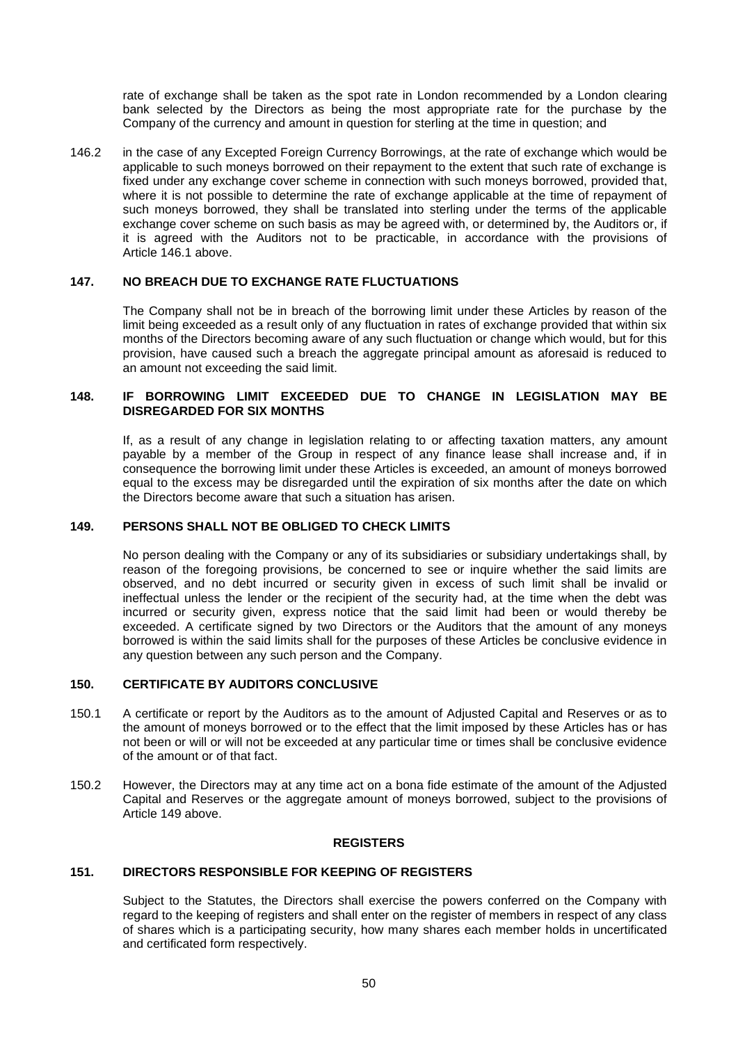rate of exchange shall be taken as the spot rate in London recommended by a London clearing bank selected by the Directors as being the most appropriate rate for the purchase by the Company of the currency and amount in question for sterling at the time in question; and

146.2 in the case of any Excepted Foreign Currency Borrowings, at the rate of exchange which would be applicable to such moneys borrowed on their repayment to the extent that such rate of exchange is fixed under any exchange cover scheme in connection with such moneys borrowed, provided that, where it is not possible to determine the rate of exchange applicable at the time of repayment of such moneys borrowed, they shall be translated into sterling under the terms of the applicable exchange cover scheme on such basis as may be agreed with, or determined by, the Auditors or, if it is agreed with the Auditors not to be practicable, in accordance with the provisions of Article 146.1 above.

### 147. NO BREACH DUE TO EXCHANGE RATE FLUCTUATIONS

The Company shall not be in breach of the borrowing limit under these Articles by reason of the limit being exceeded as a result only of any fluctuation in rates of exchange provided that within six months of the Directors becoming aware of any such fluctuation or change which would, but for this provision, have caused such a breach the aggregate principal amount as aforesaid is reduced to an amount not exceeding the said limit.

### 148. IF BORROWING LIMIT EXCEEDED DUE TO CHANGE IN LEGISLATION MAY BE DISREGARDED FOR SIX MONTHS

If, as a result of any change in legislation relating to or affecting taxation matters, any amount payable by a member of the Group in respect of any finance lease shall increase and, if in consequence the borrowing limit under these Articles is exceeded, an amount of moneys borrowed equal to the excess may be disregarded until the expiration of six months after the date on which the Directors become aware that such a situation has arisen.

### 149. PERSONS SHALL NOT BE OBLIGED TO CHECK LIMITS

No person dealing with the Company or any of its subsidiaries or subsidiary undertakings shall, by reason of the foregoing provisions, be concerned to see or inquire whether the said limits are observed, and no debt incurred or security given in excess of such limit shall be invalid or ineffectual unless the lender or the recipient of the security had, at the time when the debt was incurred or security given, express notice that the said limit had been or would thereby be exceeded. A certificate signed by two Directors or the Auditors that the amount of any moneys borrowed is within the said limits shall for the purposes of these Articles be conclusive evidence in any question between any such person and the Company.

### 150. CERTIFICATE BY AUDITORS CONCLUSIVE

150.1 A certificate or report by the Auditors as to the amount of Adjusted Capital and Reserves or as to the amount of moneys borrowed or to the effect that the limit imposed by these Articles has or has not been or will or will not be exceeded at any particular time or times shall be conclusive evidence of the amount or of that fact.

150.2 However, the Directors may at any time act on a bona fide estimate of the amount of the Adjusted Capital and Reserves or the aggregate amount of moneys borrowed, subject to the provisions of Article 149 above.

## REGISTERS

### 151. DIRECTORS RESPONSIBLE FOR KEEPING OF REGISTERS

Subject to the Statutes, the Directors shall exercise the powers conferred on the Company with regard to the keeping of registers and shall enter on the register of members in respect of any class of shares which is a participating security, how many shares each member holds in uncertificated and certificated form respectively.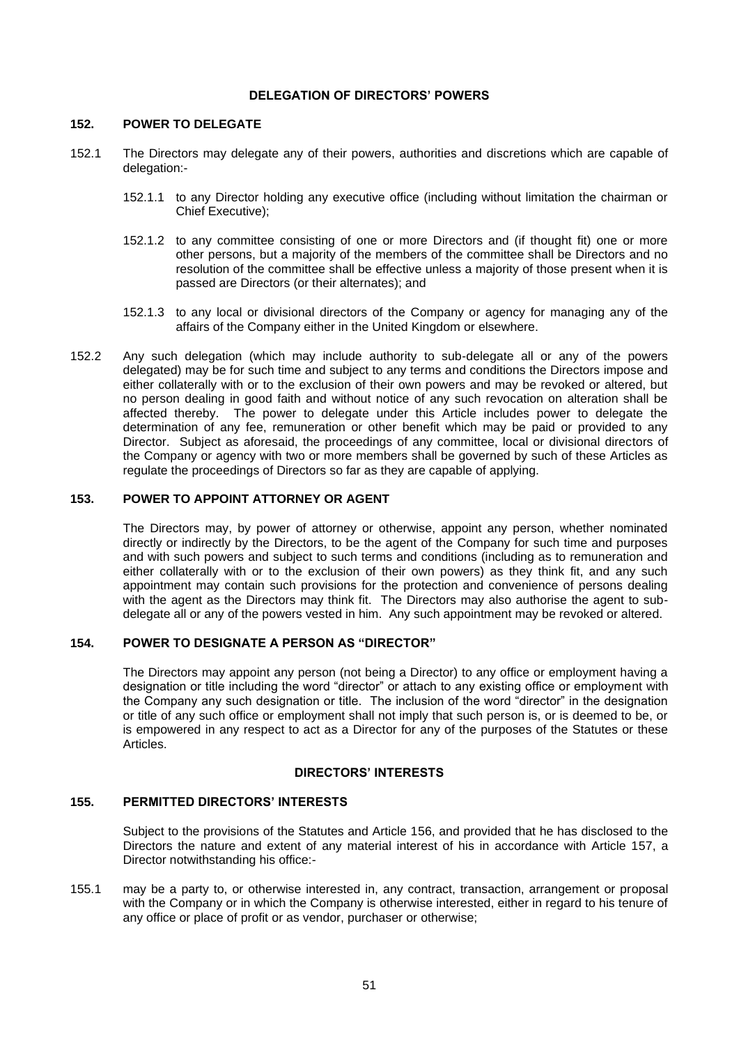## DELEGATION OF DIRECTORS' POWERS

### 152. POWER TO DELEGATE

152.1 The Directors may delegate any of their powers, authorities and discretions which are capable of delegation:-

152.1.1 to any Director holding any executive office (including without limitation the chairman or Chief Executive);

152.1.2 to any committee consisting of one or more Directors and (if thought fit) one or more other persons, but a majority of the members of the committee shall be Directors and no resolution of the committee shall be effective unless a majority of those present when it is passed are Directors (or their alternates); and

152.1.3 to any local or divisional directors of the Company or agency for managing any of the affairs of the Company either in the United Kingdom or elsewhere.

152.2 Any such delegation (which may include authority to sub-delegate all or any of the powers delegated) may be for such time and subject to any terms and conditions the Directors impose and either collaterally with or to the exclusion of their own powers and may be revoked or altered, but no person dealing in good faith and without notice of any such revocation on alteration shall be affected thereby. The power to delegate under this Article includes power to delegate the determination of any fee, remuneration or other benefit which may be paid or provided to any Director. Subject as aforesaid, the proceedings of any committee, local or divisional directors of the Company or agency with two or more members shall be governed by such of these Articles as regulate the proceedings of Directors so far as they are capable of applying.

### 153. POWER TO APPOINT ATTORNEY OR AGENT

The Directors may, by power of attorney or otherwise, appoint any person, whether nominated directly or indirectly by the Directors, to be the agent of the Company for such time and purposes and with such powers and subject to such terms and conditions (including as to remuneration and either collaterally with or to the exclusion of their own powers) as they think fit, and any such appointment may contain such provisions for the protection and convenience of persons dealing with the agent as the Directors may think fit. The Directors may also authorise the agent to sub-delegate all or any of the powers vested in him. Any such appointment may be revoked or altered.

### 154. POWER TO DESIGNATE A PERSON AS "DIRECTOR"

The Directors may appoint any person (not being a Director) to any office or employment having a designation or title including the word "director" or attach to any existing office or employment with the Company any such designation or title. The inclusion of the word "director" in the designation or title of any such office or employment shall not imply that such person is, or is deemed to be, or is empowered in any respect to act as a Director for any of the purposes of the Statutes or these Articles.

## DIRECTORS' INTERESTS

### 155. PERMITTED DIRECTORS' INTERESTS

Subject to the provisions of the Statutes and Article 156, and provided that he has disclosed to the Directors the nature and extent of any material interest of his in accordance with Article 157, a Director notwithstanding his office:-

155.1 may be a party to, or otherwise interested in, any contract, transaction, arrangement or proposal with the Company or in which the Company is otherwise interested, either in regard to his tenure of any office or place of profit or as vendor, purchaser or otherwise;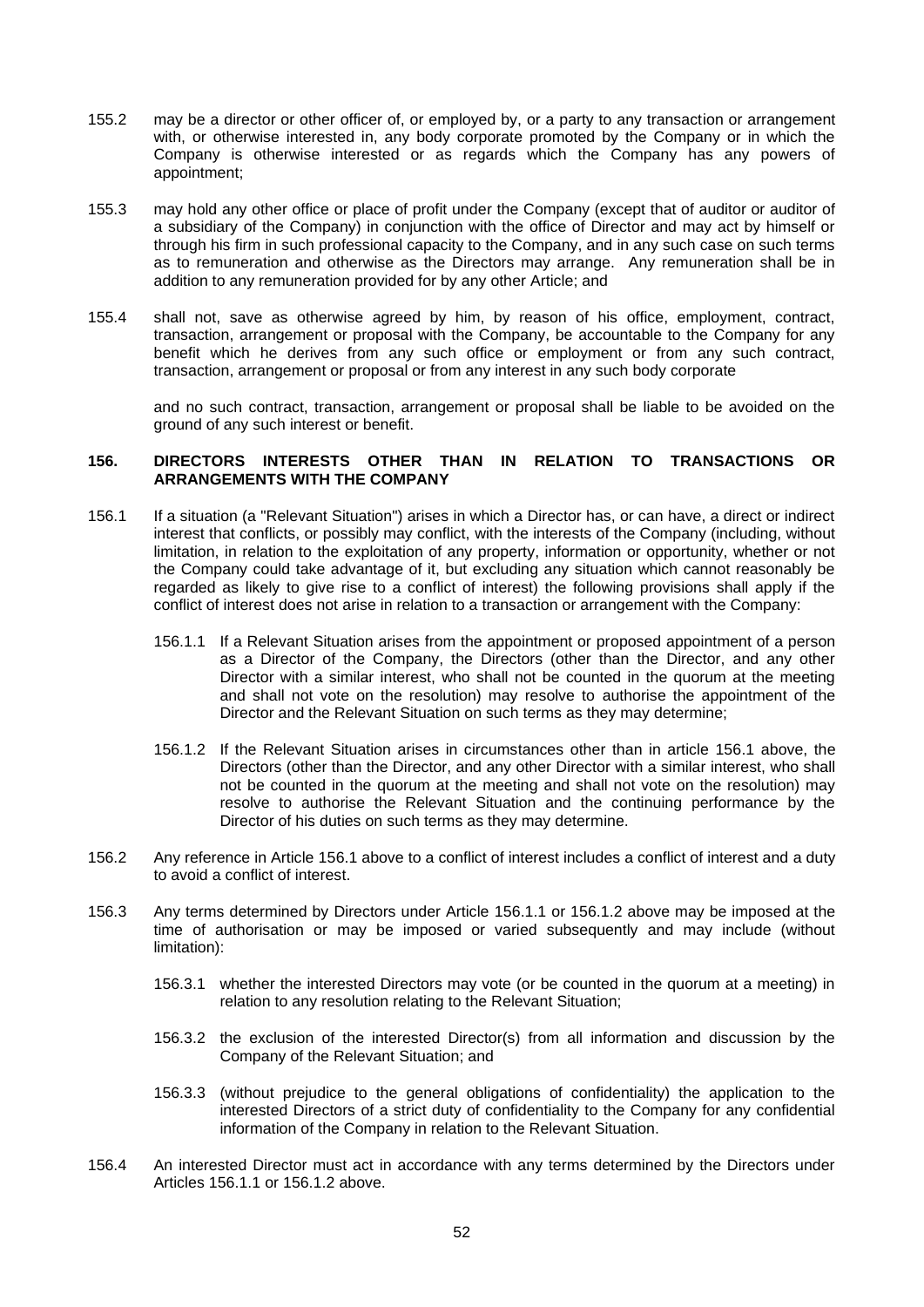155.2 may be a director or other officer of, or employed by, or a party to any transaction or arrangement with, or otherwise interested in, any body corporate promoted by the Company or in which the Company is otherwise interested or as regards which the Company has any powers of appointment;

155.3 may hold any other office or place of profit under the Company (except that of auditor or auditor of a subsidiary of the Company) in conjunction with the office of Director and may act by himself or through his firm in such professional capacity to the Company, and in any such case on such terms as to remuneration and otherwise as the Directors may arrange. Any remuneration shall be in addition to any remuneration provided for by any other Article; and

155.4 shall not, save as otherwise agreed by him, by reason of his office, employment, contract, transaction, arrangement or proposal with the Company, be accountable to the Company for any benefit which he derives from any such office or employment or from any such contract, transaction, arrangement or proposal or from any interest in any such body corporate

and no such contract, transaction, arrangement or proposal shall be liable to be avoided on the ground of any such interest or benefit.

**156. DIRECTORS INTERESTS OTHER THAN IN RELATION TO TRANSACTIONS OR ARRANGEMENTS WITH THE COMPANY**

156.1 If a situation (a "Relevant Situation") arises in which a Director has, or can have, a direct or indirect interest that conflicts, or possibly may conflict, with the interests of the Company (including, without limitation, in relation to the exploitation of any property, information or opportunity, whether or not the Company could take advantage of it, but excluding any situation which cannot reasonably be regarded as likely to give rise to a conflict of interest) the following provisions shall apply if the conflict of interest does not arise in relation to a transaction or arrangement with the Company:

156.1.1 If a Relevant Situation arises from the appointment or proposed appointment of a person as a Director of the Company, the Directors (other than the Director, and any other Director with a similar interest, who shall not be counted in the quorum at the meeting and shall not vote on the resolution) may resolve to authorise the appointment of the Director and the Relevant Situation on such terms as they may determine;

156.1.2 If the Relevant Situation arises in circumstances other than in article 156.1 above, the Directors (other than the Director, and any other Director with a similar interest, who shall not be counted in the quorum at the meeting and shall not vote on the resolution) may resolve to authorise the Relevant Situation and the continuing performance by the Director of his duties on such terms as they may determine.

156.2 Any reference in Article 156.1 above to a conflict of interest includes a conflict of interest and a duty to avoid a conflict of interest.

156.3 Any terms determined by Directors under Article 156.1.1 or 156.1.2 above may be imposed at the time of authorisation or may be imposed or varied subsequently and may include (without limitation):

156.3.1 whether the interested Directors may vote (or be counted in the quorum at a meeting) in relation to any resolution relating to the Relevant Situation;

156.3.2 the exclusion of the interested Director(s) from all information and discussion by the Company of the Relevant Situation; and

156.3.3 (without prejudice to the general obligations of confidentiality) the application to the interested Directors of a strict duty of confidentiality to the Company for any confidential information of the Company in relation to the Relevant Situation.

156.4 An interested Director must act in accordance with any terms determined by the Directors under Articles 156.1.1 or 156.1.2 above.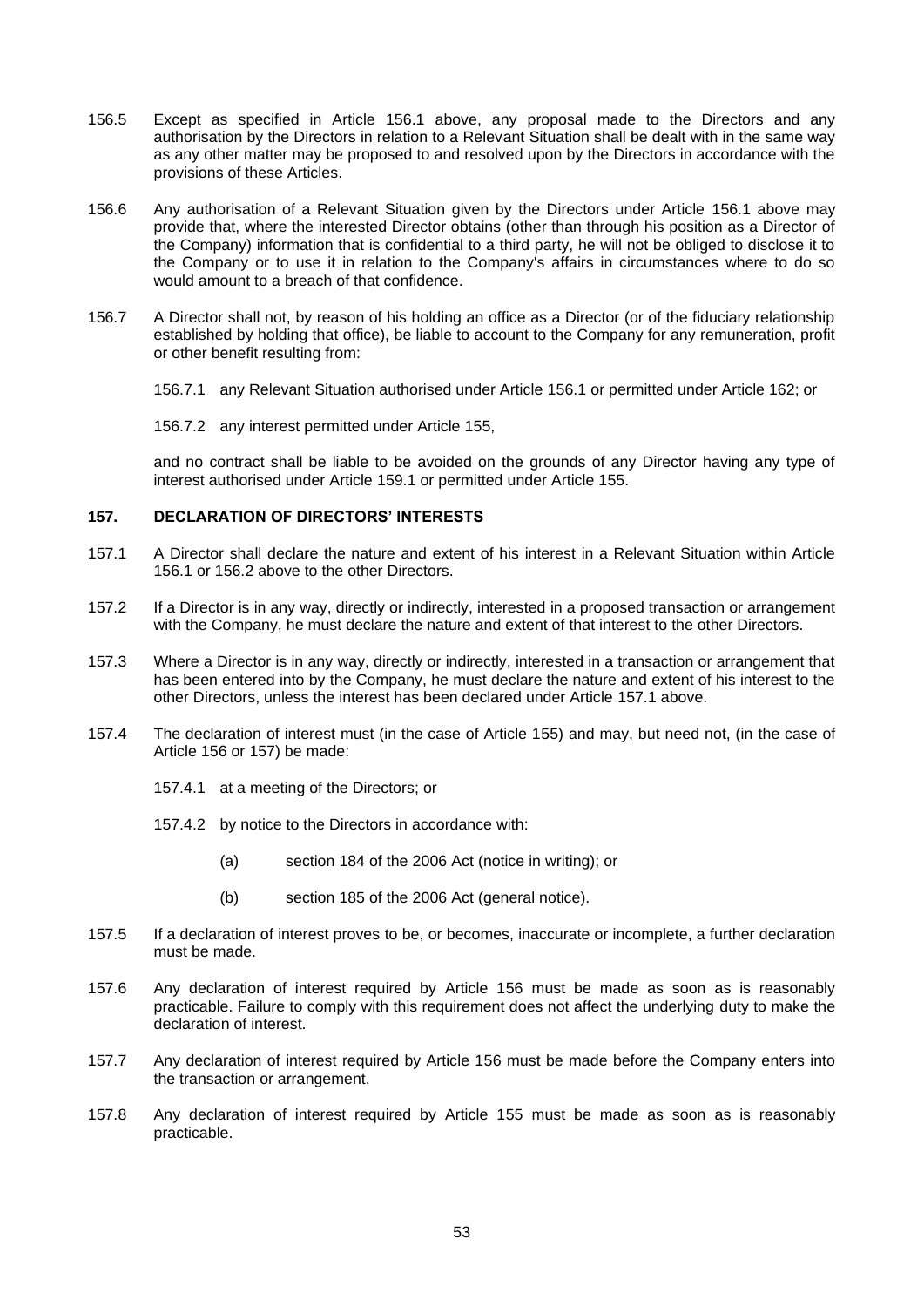156.5 Except as specified in Article 156.1 above, any proposal made to the Directors and any authorisation by the Directors in relation to a Relevant Situation shall be dealt with in the same way as any other matter may be proposed to and resolved upon by the Directors in accordance with the provisions of these Articles.

156.6 Any authorisation of a Relevant Situation given by the Directors under Article 156.1 above may provide that, where the interested Director obtains (other than through his position as a Director of the Company) information that is confidential to a third party, he will not be obliged to disclose it to the Company or to use it in relation to the Company's affairs in circumstances where to do so would amount to a breach of that confidence.

156.7 A Director shall not, by reason of his holding an office as a Director (or of the fiduciary relationship established by holding that office), be liable to account to the Company for any remuneration, profit or other benefit resulting from:

156.7.1 any Relevant Situation authorised under Article 156.1 or permitted under Article 162; or

156.7.2 any interest permitted under Article 155,

and no contract shall be liable to be avoided on the grounds of any Director having any type of interest authorised under Article 159.1 or permitted under Article 155.

### 157. DECLARATION OF DIRECTORS' INTERESTS

157.1 A Director shall declare the nature and extent of his interest in a Relevant Situation within Article 156.1 or 156.2 above to the other Directors.

157.2 If a Director is in any way, directly or indirectly, interested in a proposed transaction or arrangement with the Company, he must declare the nature and extent of that interest to the other Directors.

157.3 Where a Director is in any way, directly or indirectly, interested in a transaction or arrangement that has been entered into by the Company, he must declare the nature and extent of his interest to the other Directors, unless the interest has been declared under Article 157.1 above.

157.4 The declaration of interest must (in the case of Article 155) and may, but need not, (in the case of Article 156 or 157) be made:

157.4.1 at a meeting of the Directors; or

157.4.2 by notice to the Directors in accordance with:

(a) section 184 of the 2006 Act (notice in writing); or

(b) section 185 of the 2006 Act (general notice).

157.5 If a declaration of interest proves to be, or becomes, inaccurate or incomplete, a further declaration must be made.

157.6 Any declaration of interest required by Article 156 must be made as soon as is reasonably practicable. Failure to comply with this requirement does not affect the underlying duty to make the declaration of interest.

157.7 Any declaration of interest required by Article 156 must be made before the Company enters into the transaction or arrangement.

157.8 Any declaration of interest required by Article 155 must be made as soon as is reasonably practicable.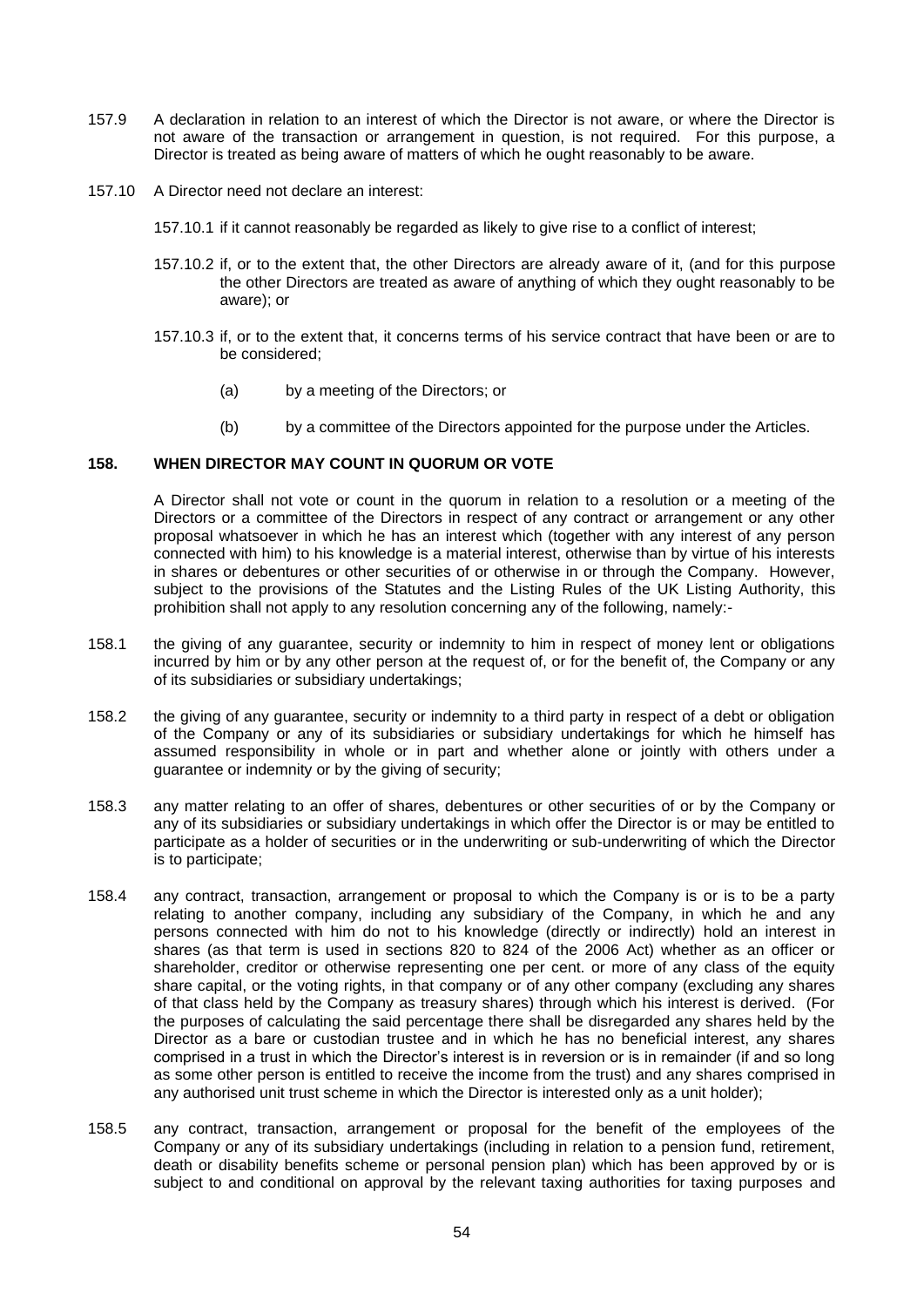157.9 A declaration in relation to an interest of which the Director is not aware, or where the Director is not aware of the transaction or arrangement in question, is not required. For this purpose, a Director is treated as being aware of matters of which he ought reasonably to be aware.

157.10 A Director need not declare an interest:

157.10.1 if it cannot reasonably be regarded as likely to give rise to a conflict of interest;

157.10.2 if, or to the extent that, the other Directors are already aware of it, (and for this purpose the other Directors are treated as aware of anything of which they ought reasonably to be aware); or

157.10.3 if, or to the extent that, it concerns terms of his service contract that have been or are to be considered;

(a) by a meeting of the Directors; or

(b) by a committee of the Directors appointed for the purpose under the Articles.

## 158. WHEN DIRECTOR MAY COUNT IN QUORUM OR VOTE

A Director shall not vote or count in the quorum in relation to a resolution or a meeting of the Directors or a committee of the Directors in respect of any contract or arrangement or any other proposal whatsoever in which he has an interest which (together with any interest of any person connected with him) to his knowledge is a material interest, otherwise than by virtue of his interests in shares or debentures or other securities of or otherwise in or through the Company. However, subject to the provisions of the Statutes and the Listing Rules of the UK Listing Authority, this prohibition shall not apply to any resolution concerning any of the following, namely:-

158.1 the giving of any guarantee, security or indemnity to him in respect of money lent or obligations incurred by him or by any other person at the request of, or for the benefit of, the Company or any of its subsidiaries or subsidiary undertakings;

158.2 the giving of any guarantee, security or indemnity to a third party in respect of a debt or obligation of the Company or any of its subsidiaries or subsidiary undertakings for which he himself has assumed responsibility in whole or in part and whether alone or jointly with others under a guarantee or indemnity or by the giving of security;

158.3 any matter relating to an offer of shares, debentures or other securities of or by the Company or any of its subsidiaries or subsidiary undertakings in which offer the Director is or may be entitled to participate as a holder of securities or in the underwriting or sub-underwriting of which the Director is to participate;

158.4 any contract, transaction, arrangement or proposal to which the Company is or is to be a party relating to another company, including any subsidiary of the Company, in which he and any persons connected with him do not to his knowledge (directly or indirectly) hold an interest in shares (as that term is used in sections 820 to 824 of the 2006 Act) whether as an officer or shareholder, creditor or otherwise representing one per cent. or more of any class of the equity share capital, or the voting rights, in that company or of any other company (excluding any shares of that class held by the Company as treasury shares) through which his interest is derived. (For the purposes of calculating the said percentage there shall be disregarded any shares held by the Director as a bare or custodian trustee and in which he has no beneficial interest, any shares comprised in a trust in which the Director's interest is in reversion or is in remainder (if and so long as some other person is entitled to receive the income from the trust) and any shares comprised in any authorised unit trust scheme in which the Director is interested only as a unit holder);

158.5 any contract, transaction, arrangement or proposal for the benefit of the employees of the Company or any of its subsidiary undertakings (including in relation to a pension fund, retirement, death or disability benefits scheme or personal pension plan) which has been approved by or is subject to and conditional on approval by the relevant taxing authorities for taxing purposes and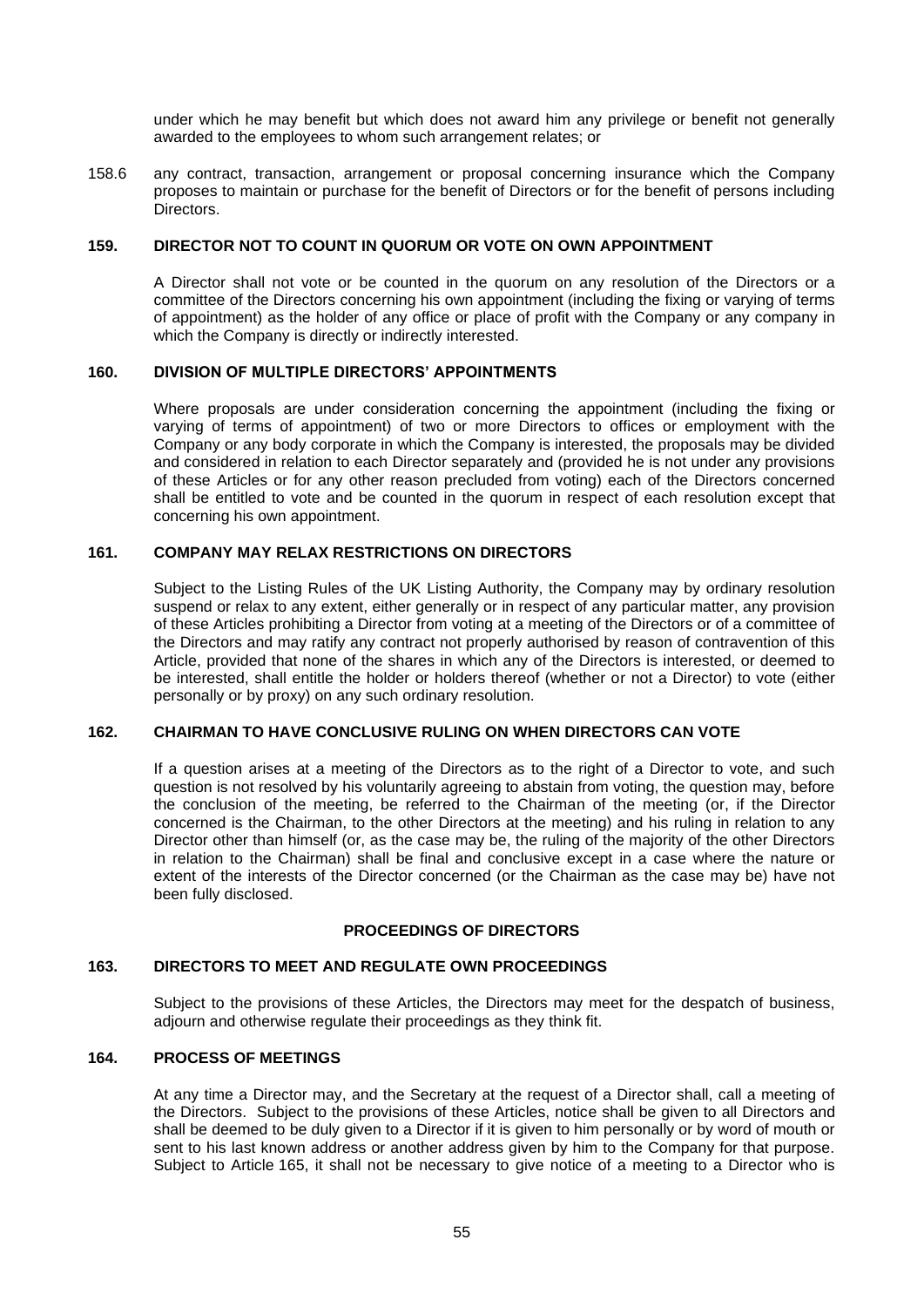under which he may benefit but which does not award him any privilege or benefit not generally awarded to the employees to whom such arrangement relates; or

158.6 any contract, transaction, arrangement or proposal concerning insurance which the Company proposes to maintain or purchase for the benefit of Directors or for the benefit of persons including Directors.

### 159. DIRECTOR NOT TO COUNT IN QUORUM OR VOTE ON OWN APPOINTMENT

A Director shall not vote or be counted in the quorum on any resolution of the Directors or a committee of the Directors concerning his own appointment (including the fixing or varying of terms of appointment) as the holder of any office or place of profit with the Company or any company in which the Company is directly or indirectly interested.

### 160. DIVISION OF MULTIPLE DIRECTORS' APPOINTMENTS

Where proposals are under consideration concerning the appointment (including the fixing or varying of terms of appointment) of two or more Directors to offices or employment with the Company or any body corporate in which the Company is interested, the proposals may be divided and considered in relation to each Director separately and (provided he is not under any provisions of these Articles or for any other reason precluded from voting) each of the Directors concerned shall be entitled to vote and be counted in the quorum in respect of each resolution except that concerning his own appointment.

### 161. COMPANY MAY RELAX RESTRICTIONS ON DIRECTORS

Subject to the Listing Rules of the UK Listing Authority, the Company may by ordinary resolution suspend or relax to any extent, either generally or in respect of any particular matter, any provision of these Articles prohibiting a Director from voting at a meeting of the Directors or of a committee of the Directors and may ratify any contract not properly authorised by reason of contravention of this Article, provided that none of the shares in which any of the Directors is interested, or deemed to be interested, shall entitle the holder or holders thereof (whether or not a Director) to vote (either personally or by proxy) on any such ordinary resolution.

### 162. CHAIRMAN TO HAVE CONCLUSIVE RULING ON WHEN DIRECTORS CAN VOTE

If a question arises at a meeting of the Directors as to the right of a Director to vote, and such question is not resolved by his voluntarily agreeing to abstain from voting, the question may, before the conclusion of the meeting, be referred to the Chairman of the meeting (or, if the Director concerned is the Chairman, to the other Directors at the meeting) and his ruling in relation to any Director other than himself (or, as the case may be, the ruling of the majority of the other Directors in relation to the Chairman) shall be final and conclusive except in a case where the nature or extent of the interests of the Director concerned (or the Chairman as the case may be) have not been fully disclosed.

## PROCEEDINGS OF DIRECTORS

### 163. DIRECTORS TO MEET AND REGULATE OWN PROCEEDINGS

Subject to the provisions of these Articles, the Directors may meet for the despatch of business, adjourn and otherwise regulate their proceedings as they think fit.

### 164. PROCESS OF MEETINGS

At any time a Director may, and the Secretary at the request of a Director shall, call a meeting of the Directors. Subject to the provisions of these Articles, notice shall be given to all Directors and shall be deemed to be duly given to a Director if it is given to him personally or by word of mouth or sent to his last known address or another address given by him to the Company for that purpose. Subject to Article 165, it shall not be necessary to give notice of a meeting to a Director who is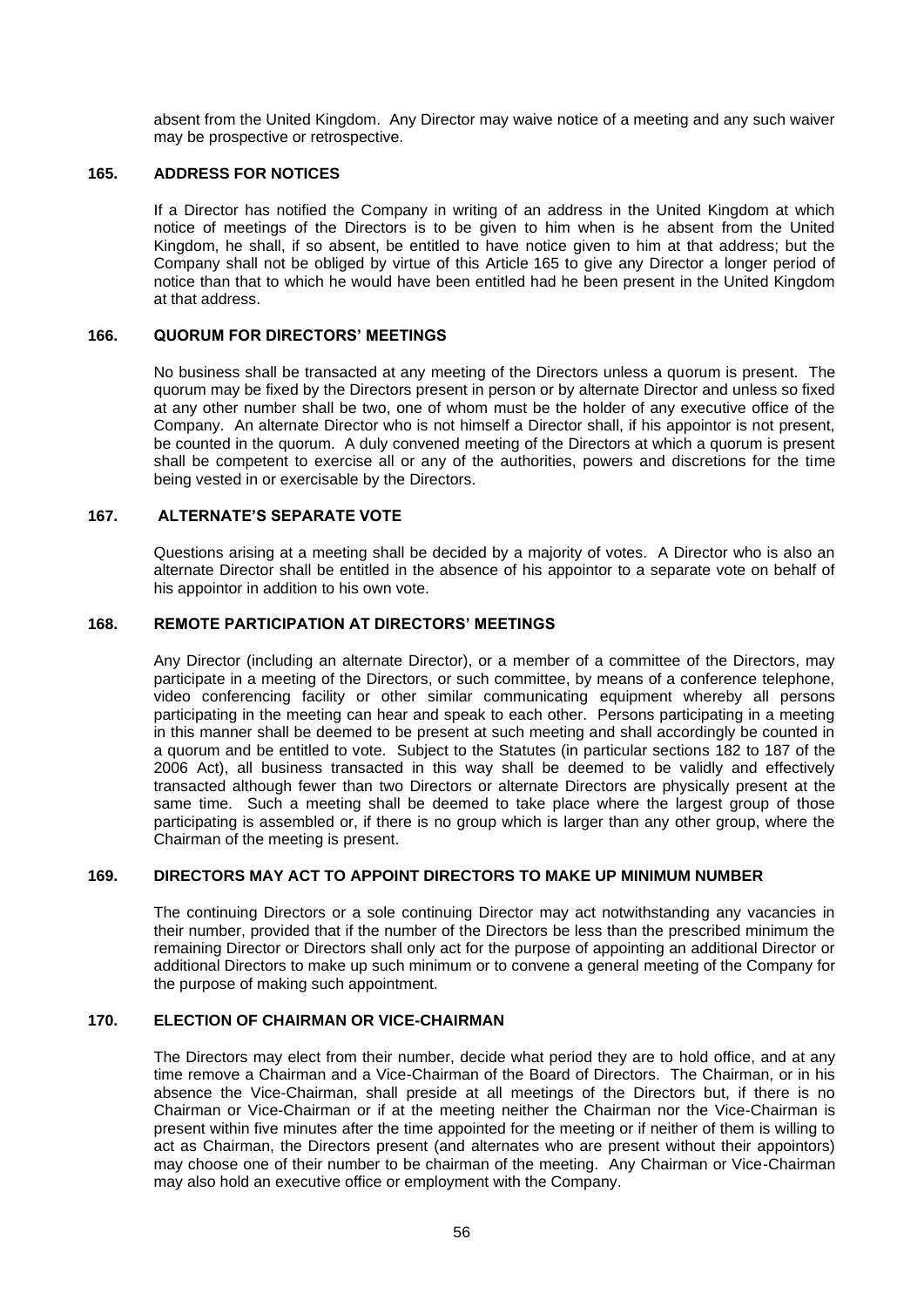absent from the United Kingdom. Any Director may waive notice of a meeting and any such waiver may be prospective or retrospective.

### 165. ADDRESS FOR NOTICES

If a Director has notified the Company in writing of an address in the United Kingdom at which notice of meetings of the Directors is to be given to him when is he absent from the United Kingdom, he shall, if so absent, be entitled to have notice given to him at that address; but the Company shall not be obliged by virtue of this Article 165 to give any Director a longer period of notice than that to which he would have been entitled had he been present in the United Kingdom at that address.

### 166. QUORUM FOR DIRECTORS' MEETINGS

No business shall be transacted at any meeting of the Directors unless a quorum is present. The quorum may be fixed by the Directors present in person or by alternate Director and unless so fixed at any other number shall be two, one of whom must be the holder of any executive office of the Company. An alternate Director who is not himself a Director shall, if his appointor is not present, be counted in the quorum. A duly convened meeting of the Directors at which a quorum is present shall be competent to exercise all or any of the authorities, powers and discretions for the time being vested in or exercisable by the Directors.

### 167. ALTERNATE'S SEPARATE VOTE

Questions arising at a meeting shall be decided by a majority of votes. A Director who is also an alternate Director shall be entitled in the absence of his appointor to a separate vote on behalf of his appointor in addition to his own vote.

### 168. REMOTE PARTICIPATION AT DIRECTORS' MEETINGS

Any Director (including an alternate Director), or a member of a committee of the Directors, may participate in a meeting of the Directors, or such committee, by means of a conference telephone, video conferencing facility or other similar communicating equipment whereby all persons participating in the meeting can hear and speak to each other. Persons participating in a meeting in this manner shall be deemed to be present at such meeting and shall accordingly be counted in a quorum and be entitled to vote. Subject to the Statutes (in particular sections 182 to 187 of the 2006 Act), all business transacted in this way shall be deemed to be validly and effectively transacted although fewer than two Directors or alternate Directors are physically present at the same time. Such a meeting shall be deemed to take place where the largest group of those participating is assembled or, if there is no group which is larger than any other group, where the Chairman of the meeting is present.

### 169. DIRECTORS MAY ACT TO APPOINT DIRECTORS TO MAKE UP MINIMUM NUMBER

The continuing Directors or a sole continuing Director may act notwithstanding any vacancies in their number, provided that if the number of the Directors be less than the prescribed minimum the remaining Director or Directors shall only act for the purpose of appointing an additional Director or additional Directors to make up such minimum or to convene a general meeting of the Company for the purpose of making such appointment.

### 170. ELECTION OF CHAIRMAN OR VICE-CHAIRMAN

The Directors may elect from their number, decide what period they are to hold office, and at any time remove a Chairman and a Vice-Chairman of the Board of Directors. The Chairman, or in his absence the Vice-Chairman, shall preside at all meetings of the Directors but, if there is no Chairman or Vice-Chairman or if at the meeting neither the Chairman nor the Vice-Chairman is present within five minutes after the time appointed for the meeting or if neither of them is willing to act as Chairman, the Directors present (and alternates who are present without their appointors) may choose one of their number to be chairman of the meeting. Any Chairman or Vice-Chairman may also hold an executive office or employment with the Company.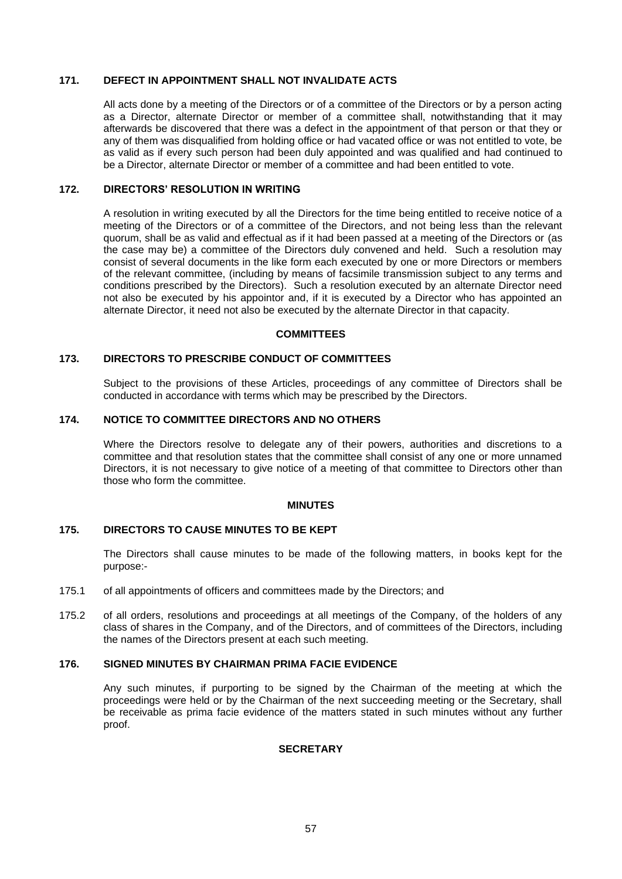### 171. DEFECT IN APPOINTMENT SHALL NOT INVALIDATE ACTS

All acts done by a meeting of the Directors or of a committee of the Directors or by a person acting as a Director, alternate Director or member of a committee shall, notwithstanding that it may afterwards be discovered that there was a defect in the appointment of that person or that they or any of them was disqualified from holding office or had vacated office or was not entitled to vote, be as valid as if every such person had been duly appointed and was qualified and had continued to be a Director, alternate Director or member of a committee and had been entitled to vote.

### 172. DIRECTORS' RESOLUTION IN WRITING

A resolution in writing executed by all the Directors for the time being entitled to receive notice of a meeting of the Directors or of a committee of the Directors, and not being less than the relevant quorum, shall be as valid and effectual as if it had been passed at a meeting of the Directors or (as the case may be) a committee of the Directors duly convened and held. Such a resolution may consist of several documents in the like form each executed by one or more Directors or members of the relevant committee, (including by means of facsimile transmission subject to any terms and conditions prescribed by the Directors). Such a resolution executed by an alternate Director need not also be executed by his appointor and, if it is executed by a Director who has appointed an alternate Director, it need not also be executed by the alternate Director in that capacity.

## COMMITTEES

### 173. DIRECTORS TO PRESCRIBE CONDUCT OF COMMITTEES

Subject to the provisions of these Articles, proceedings of any committee of Directors shall be conducted in accordance with terms which may be prescribed by the Directors.

### 174. NOTICE TO COMMITTEE DIRECTORS AND NO OTHERS

Where the Directors resolve to delegate any of their powers, authorities and discretions to a committee and that resolution states that the committee shall consist of any one or more unnamed Directors, it is not necessary to give notice of a meeting of that committee to Directors other than those who form the committee.

## MINUTES

### 175. DIRECTORS TO CAUSE MINUTES TO BE KEPT

The Directors shall cause minutes to be made of the following matters, in books kept for the purpose:-

175.1 of all appointments of officers and committees made by the Directors; and

175.2 of all orders, resolutions and proceedings at all meetings of the Company, of the holders of any class of shares in the Company, and of the Directors, and of committees of the Directors, including the names of the Directors present at each such meeting.

### 176. SIGNED MINUTES BY CHAIRMAN PRIMA FACIE EVIDENCE

Any such minutes, if purporting to be signed by the Chairman of the meeting at which the proceedings were held or by the Chairman of the next succeeding meeting or the Secretary, shall be receivable as prima facie evidence of the matters stated in such minutes without any further proof.

## SECRETARY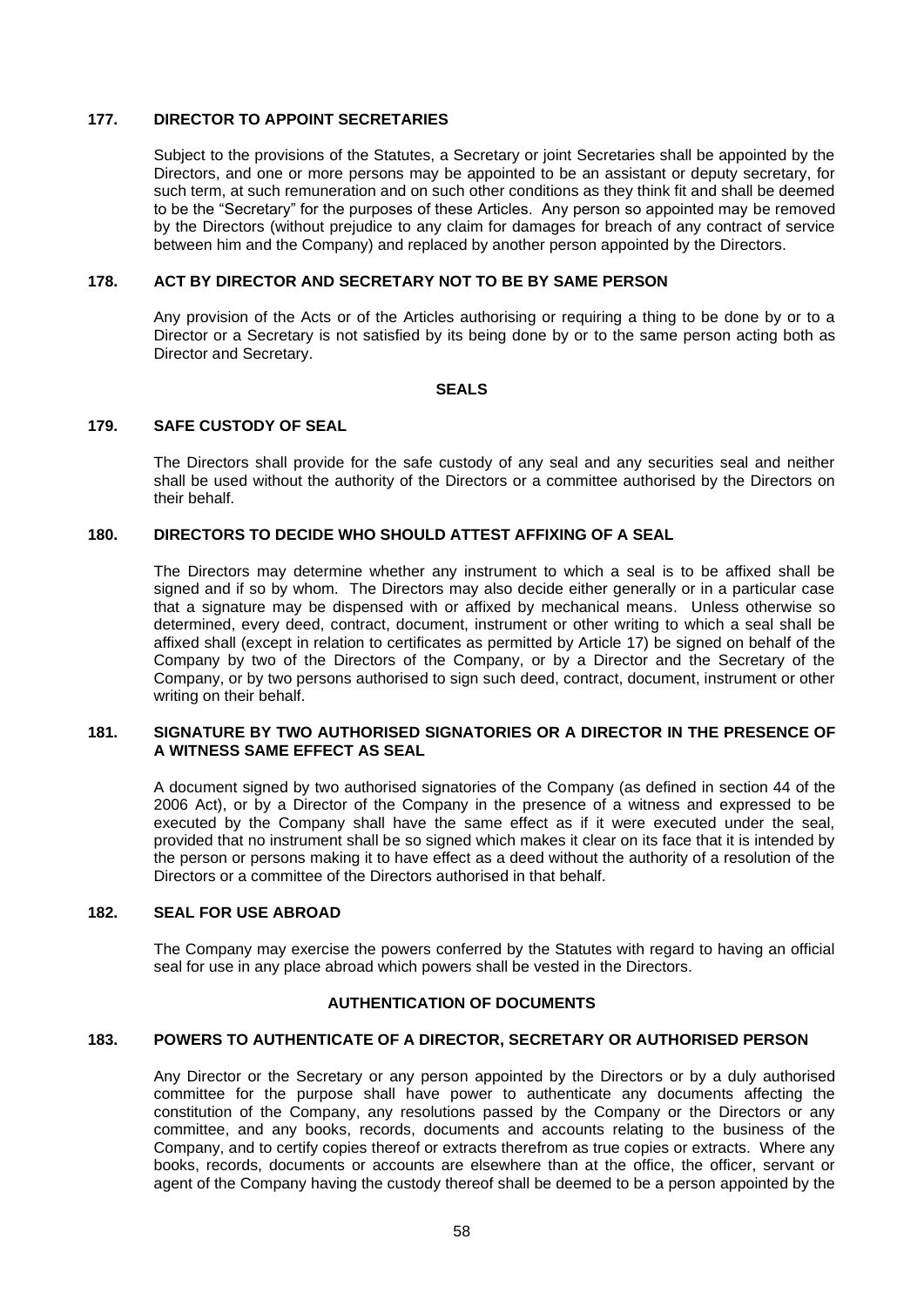### 177. DIRECTOR TO APPOINT SECRETARIES

Subject to the provisions of the Statutes, a Secretary or joint Secretaries shall be appointed by the Directors, and one or more persons may be appointed to be an assistant or deputy secretary, for such term, at such remuneration and on such other conditions as they think fit and shall be deemed to be the "Secretary" for the purposes of these Articles. Any person so appointed may be removed by the Directors (without prejudice to any claim for damages for breach of any contract of service between him and the Company) and replaced by another person appointed by the Directors.

### 178. ACT BY DIRECTOR AND SECRETARY NOT TO BE BY SAME PERSON

Any provision of the Acts or of the Articles authorising or requiring a thing to be done by or to a Director or a Secretary is not satisfied by its being done by or to the same person acting both as Director and Secretary.

## SEALS

### 179. SAFE CUSTODY OF SEAL

The Directors shall provide for the safe custody of any seal and any securities seal and neither shall be used without the authority of the Directors or a committee authorised by the Directors on their behalf.

### 180. DIRECTORS TO DECIDE WHO SHOULD ATTEST AFFIXING OF A SEAL

The Directors may determine whether any instrument to which a seal is to be affixed shall be signed and if so by whom. The Directors may also decide either generally or in a particular case that a signature may be dispensed with or affixed by mechanical means. Unless otherwise so determined, every deed, contract, document, instrument or other writing to which a seal shall be affixed shall (except in relation to certificates as permitted by Article 17) be signed on behalf of the Company by two of the Directors of the Company, or by a Director and the Secretary of the Company, or by two persons authorised to sign such deed, contract, document, instrument or other writing on their behalf.

### 181. SIGNATURE BY TWO AUTHORISED SIGNATORIES OR A DIRECTOR IN THE PRESENCE OF A WITNESS SAME EFFECT AS SEAL

A document signed by two authorised signatories of the Company (as defined in section 44 of the 2006 Act), or by a Director of the Company in the presence of a witness and expressed to be executed by the Company shall have the same effect as if it were executed under the seal, provided that no instrument shall be so signed which makes it clear on its face that it is intended by the person or persons making it to have effect as a deed without the authority of a resolution of the Directors or a committee of the Directors authorised in that behalf.

### 182. SEAL FOR USE ABROAD

The Company may exercise the powers conferred by the Statutes with regard to having an official seal for use in any place abroad which powers shall be vested in the Directors.

## AUTHENTICATION OF DOCUMENTS

### 183. POWERS TO AUTHENTICATE OF A DIRECTOR, SECRETARY OR AUTHORISED PERSON

Any Director or the Secretary or any person appointed by the Directors or by a duly authorised committee for the purpose shall have power to authenticate any documents affecting the constitution of the Company, any resolutions passed by the Company or the Directors or any committee, and any books, records, documents and accounts relating to the business of the Company, and to certify copies thereof or extracts therefrom as true copies or extracts. Where any books, records, documents or accounts are elsewhere than at the office, the officer, servant or agent of the Company having the custody thereof shall be deemed to be a person appointed by the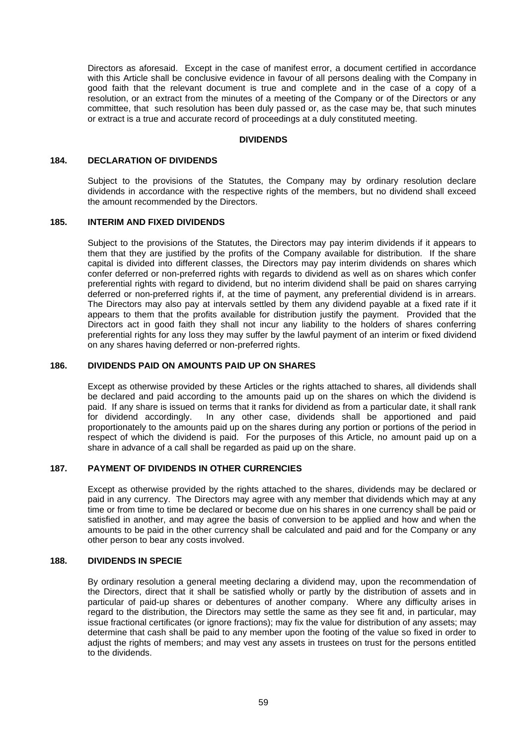Directors as aforesaid. Except in the case of manifest error, a document certified in accordance with this Article shall be conclusive evidence in favour of all persons dealing with the Company in good faith that the relevant document is true and complete and in the case of a copy of a resolution, or an extract from the minutes of a meeting of the Company or of the Directors or any committee, that such resolution has been duly passed or, as the case may be, that such minutes or extract is a true and accurate record of proceedings at a duly constituted meeting.

## DIVIDENDS

### 184. DECLARATION OF DIVIDENDS

Subject to the provisions of the Statutes, the Company may by ordinary resolution declare dividends in accordance with the respective rights of the members, but no dividend shall exceed the amount recommended by the Directors.

### 185. INTERIM AND FIXED DIVIDENDS

Subject to the provisions of the Statutes, the Directors may pay interim dividends if it appears to them that they are justified by the profits of the Company available for distribution. If the share capital is divided into different classes, the Directors may pay interim dividends on shares which confer deferred or non-preferred rights with regards to dividend as well as on shares which confer preferential rights with regard to dividend, but no interim dividend shall be paid on shares carrying deferred or non-preferred rights if, at the time of payment, any preferential dividend is in arrears. The Directors may also pay at intervals settled by them any dividend payable at a fixed rate if it appears to them that the profits available for distribution justify the payment. Provided that the Directors act in good faith they shall not incur any liability to the holders of shares conferring preferential rights for any loss they may suffer by the lawful payment of an interim or fixed dividend on any shares having deferred or non-preferred rights.

### 186. DIVIDENDS PAID ON AMOUNTS PAID UP ON SHARES

Except as otherwise provided by these Articles or the rights attached to shares, all dividends shall be declared and paid according to the amounts paid up on the shares on which the dividend is paid. If any share is issued on terms that it ranks for dividend as from a particular date, it shall rank for dividend accordingly. In any other case, dividends shall be apportioned and paid proportionately to the amounts paid up on the shares during any portion or portions of the period in respect of which the dividend is paid. For the purposes of this Article, no amount paid up on a share in advance of a call shall be regarded as paid up on the share.

### 187. PAYMENT OF DIVIDENDS IN OTHER CURRENCIES

Except as otherwise provided by the rights attached to the shares, dividends may be declared or paid in any currency. The Directors may agree with any member that dividends which may at any time or from time to time be declared or become due on his shares in one currency shall be paid or satisfied in another, and may agree the basis of conversion to be applied and how and when the amounts to be paid in the other currency shall be calculated and paid and for the Company or any other person to bear any costs involved.

### 188. DIVIDENDS IN SPECIE

By ordinary resolution a general meeting declaring a dividend may, upon the recommendation of the Directors, direct that it shall be satisfied wholly or partly by the distribution of assets and in particular of paid-up shares or debentures of another company. Where any difficulty arises in regard to the distribution, the Directors may settle the same as they see fit and, in particular, may issue fractional certificates (or ignore fractions); may fix the value for distribution of any assets; may determine that cash shall be paid to any member upon the footing of the value so fixed in order to adjust the rights of members; and may vest any assets in trustees on trust for the persons entitled to the dividends.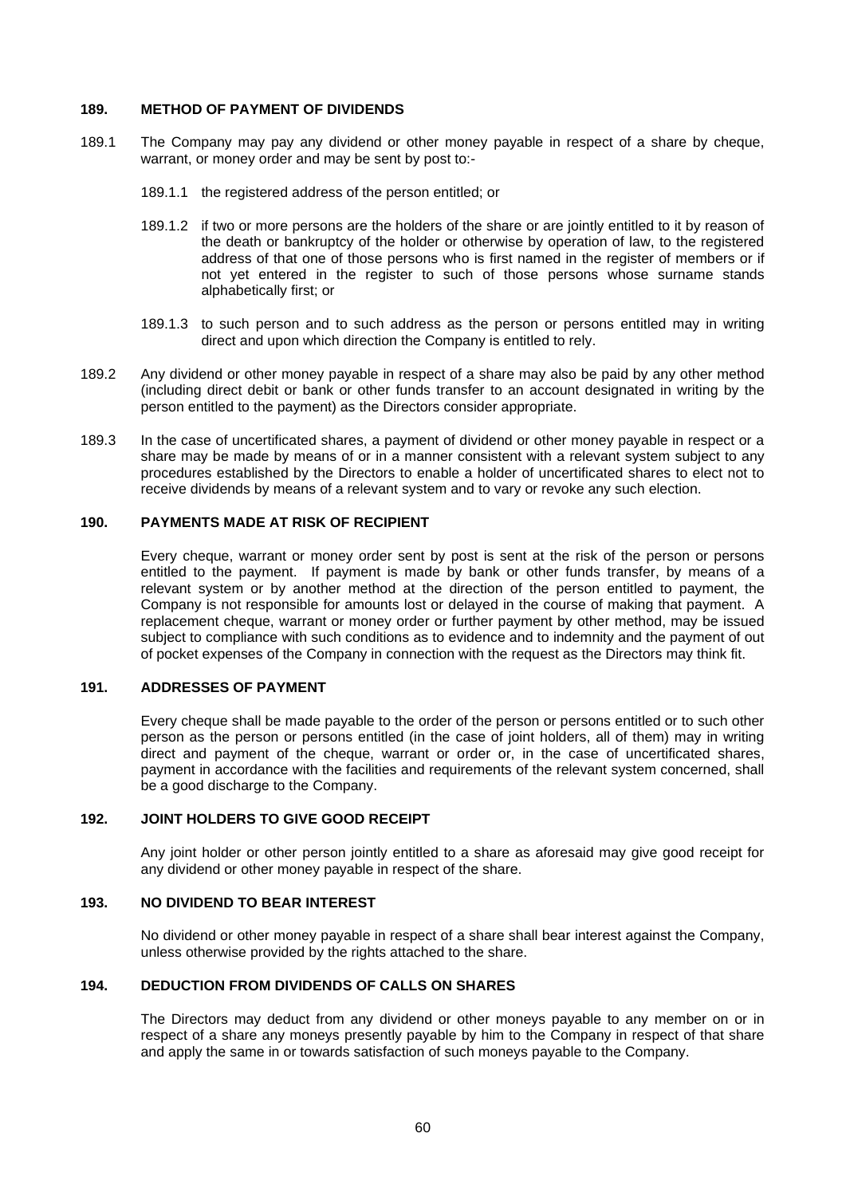### 189. METHOD OF PAYMENT OF DIVIDENDS

189.1 The Company may pay any dividend or other money payable in respect of a share by cheque, warrant, or money order and may be sent by post to:-

189.1.1 the registered address of the person entitled; or

189.1.2 if two or more persons are the holders of the share or are jointly entitled to it by reason of the death or bankruptcy of the holder or otherwise by operation of law, to the registered address of that one of those persons who is first named in the register of members or if not yet entered in the register to such of those persons whose surname stands alphabetically first; or

189.1.3 to such person and to such address as the person or persons entitled may in writing direct and upon which direction the Company is entitled to rely.

189.2 Any dividend or other money payable in respect of a share may also be paid by any other method (including direct debit or bank or other funds transfer to an account designated in writing by the person entitled to the payment) as the Directors consider appropriate.

189.3 In the case of uncertificated shares, a payment of dividend or other money payable in respect or a share may be made by means of or in a manner consistent with a relevant system subject to any procedures established by the Directors to enable a holder of uncertificated shares to elect not to receive dividends by means of a relevant system and to vary or revoke any such election.

### 190. PAYMENTS MADE AT RISK OF RECIPIENT

Every cheque, warrant or money order sent by post is sent at the risk of the person or persons entitled to the payment. If payment is made by bank or other funds transfer, by means of a relevant system or by another method at the direction of the person entitled to payment, the Company is not responsible for amounts lost or delayed in the course of making that payment. A replacement cheque, warrant or money order or further payment by other method, may be issued subject to compliance with such conditions as to evidence and to indemnity and the payment of out of pocket expenses of the Company in connection with the request as the Directors may think fit.

### 191. ADDRESSES OF PAYMENT

Every cheque shall be made payable to the order of the person or persons entitled or to such other person as the person or persons entitled (in the case of joint holders, all of them) may in writing direct and payment of the cheque, warrant or order or, in the case of uncertificated shares, payment in accordance with the facilities and requirements of the relevant system concerned, shall be a good discharge to the Company.

### 192. JOINT HOLDERS TO GIVE GOOD RECEIPT

Any joint holder or other person jointly entitled to a share as aforesaid may give good receipt for any dividend or other money payable in respect of the share.

### 193. NO DIVIDEND TO BEAR INTEREST

No dividend or other money payable in respect of a share shall bear interest against the Company, unless otherwise provided by the rights attached to the share.

### 194. DEDUCTION FROM DIVIDENDS OF CALLS ON SHARES

The Directors may deduct from any dividend or other moneys payable to any member on or in respect of a share any moneys presently payable by him to the Company in respect of that share and apply the same in or towards satisfaction of such moneys payable to the Company.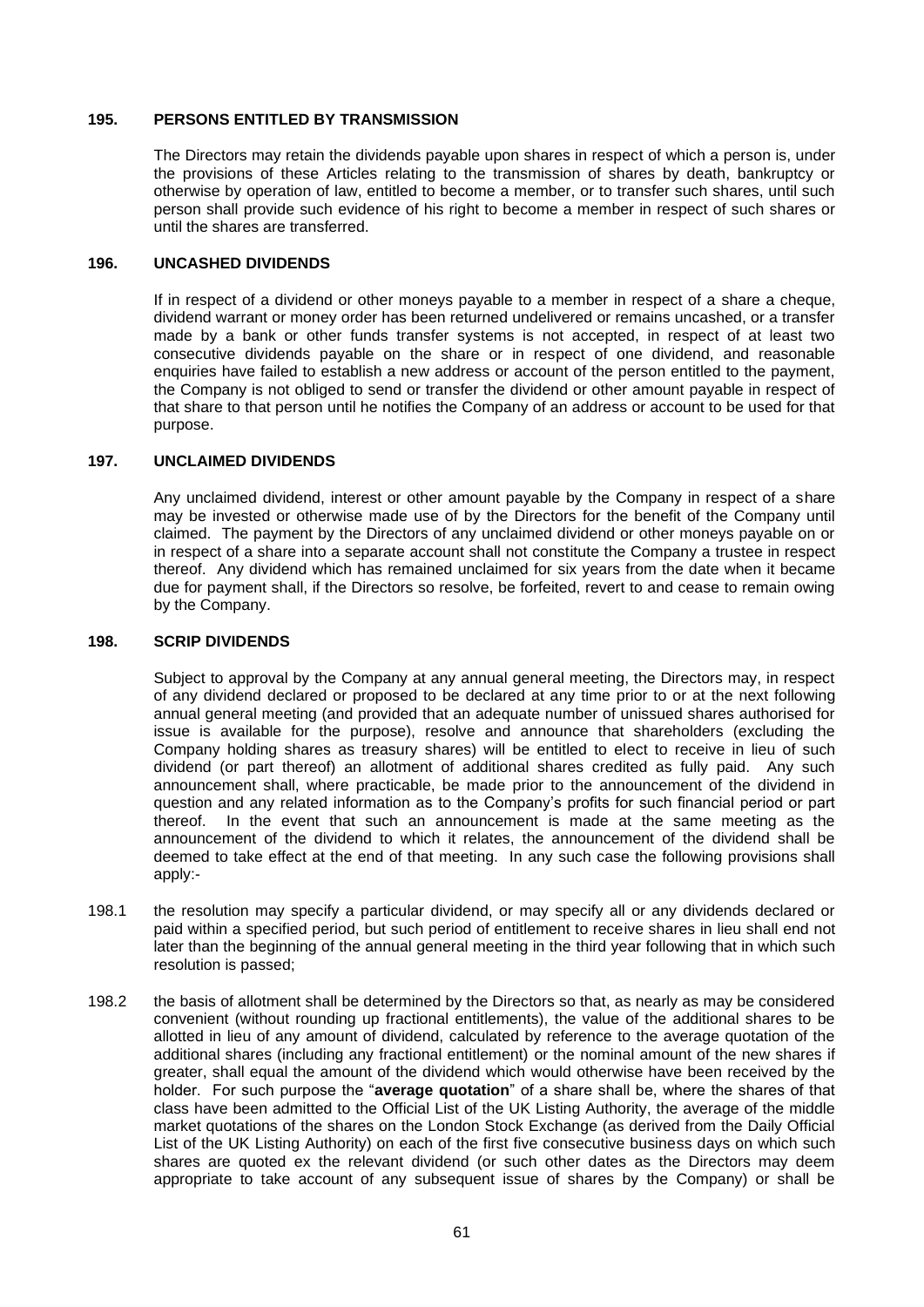### 195. PERSONS ENTITLED BY TRANSMISSION

The Directors may retain the dividends payable upon shares in respect of which a person is, under the provisions of these Articles relating to the transmission of shares by death, bankruptcy or otherwise by operation of law, entitled to become a member, or to transfer such shares, until such person shall provide such evidence of his right to become a member in respect of such shares or until the shares are transferred.

### 196. UNCASHED DIVIDENDS

If in respect of a dividend or other moneys payable to a member in respect of a share a cheque, dividend warrant or money order has been returned undelivered or remains uncashed, or a transfer made by a bank or other funds transfer systems is not accepted, in respect of at least two consecutive dividends payable on the share or in respect of one dividend, and reasonable enquiries have failed to establish a new address or account of the person entitled to the payment, the Company is not obliged to send or transfer the dividend or other amount payable in respect of that share to that person until he notifies the Company of an address or account to be used for that purpose.

### 197. UNCLAIMED DIVIDENDS

Any unclaimed dividend, interest or other amount payable by the Company in respect of a share may be invested or otherwise made use of by the Directors for the benefit of the Company until claimed. The payment by the Directors of any unclaimed dividend or other moneys payable on or in respect of a share into a separate account shall not constitute the Company a trustee in respect thereof. Any dividend which has remained unclaimed for six years from the date when it became due for payment shall, if the Directors so resolve, be forfeited, revert to and cease to remain owing by the Company.

### 198. SCRIP DIVIDENDS

Subject to approval by the Company at any annual general meeting, the Directors may, in respect of any dividend declared or proposed to be declared at any time prior to or at the next following annual general meeting (and provided that an adequate number of unissued shares authorised for issue is available for the purpose), resolve and announce that shareholders (excluding the Company holding shares as treasury shares) will be entitled to elect to receive in lieu of such dividend (or part thereof) an allotment of additional shares credited as fully paid. Any such announcement shall, where practicable, be made prior to the announcement of the dividend in question and any related information as to the Company's profits for such financial period or part thereof. In the event that such an announcement is made at the same meeting as the announcement of the dividend to which it relates, the announcement of the dividend shall be deemed to take effect at the end of that meeting. In any such case the following provisions shall apply:-

198.1 the resolution may specify a particular dividend, or may specify all or any dividends declared or paid within a specified period, but such period of entitlement to receive shares in lieu shall end not later than the beginning of the annual general meeting in the third year following that in which such resolution is passed;

198.2 the basis of allotment shall be determined by the Directors so that, as nearly as may be considered convenient (without rounding up fractional entitlements), the value of the additional shares to be allotted in lieu of any amount of dividend, calculated by reference to the average quotation of the additional shares (including any fractional entitlement) or the nominal amount of the new shares if greater, shall equal the amount of the dividend which would otherwise have been received by the holder. For such purpose the "**average quotation**" of a share shall be, where the shares of that class have been admitted to the Official List of the UK Listing Authority, the average of the middle market quotations of the shares on the London Stock Exchange (as derived from the Daily Official List of the UK Listing Authority) on each of the first five consecutive business days on which such shares are quoted ex the relevant dividend (or such other dates as the Directors may deem appropriate to take account of any subsequent issue of shares by the Company) or shall be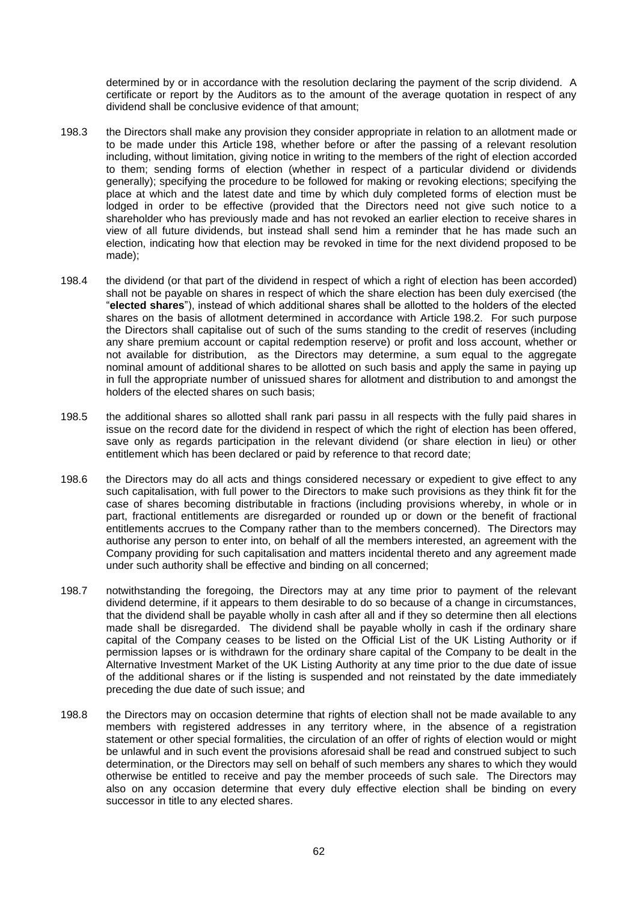determined by or in accordance with the resolution declaring the payment of the scrip dividend. A certificate or report by the Auditors as to the amount of the average quotation in respect of any dividend shall be conclusive evidence of that amount;

198.3 the Directors shall make any provision they consider appropriate in relation to an allotment made or to be made under this Article 198, whether before or after the passing of a relevant resolution including, without limitation, giving notice in writing to the members of the right of election accorded to them; sending forms of election (whether in respect of a particular dividend or dividends generally); specifying the procedure to be followed for making or revoking elections; specifying the place at which and the latest date and time by which duly completed forms of election must be lodged in order to be effective (provided that the Directors need not give such notice to a shareholder who has previously made and has not revoked an earlier election to receive shares in view of all future dividends, but instead shall send him a reminder that he has made such an election, indicating how that election may be revoked in time for the next dividend proposed to be made);

198.4 the dividend (or that part of the dividend in respect of which a right of election has been accorded) shall not be payable on shares in respect of which the share election has been duly exercised (the "**elected shares**"), instead of which additional shares shall be allotted to the holders of the elected shares on the basis of allotment determined in accordance with Article 198.2. For such purpose the Directors shall capitalise out of such of the sums standing to the credit of reserves (including any share premium account or capital redemption reserve) or profit and loss account, whether or not available for distribution, as the Directors may determine, a sum equal to the aggregate nominal amount of additional shares to be allotted on such basis and apply the same in paying up in full the appropriate number of unissued shares for allotment and distribution to and amongst the holders of the elected shares on such basis;

198.5 the additional shares so allotted shall rank pari passu in all respects with the fully paid shares in issue on the record date for the dividend in respect of which the right of election has been offered, save only as regards participation in the relevant dividend (or share election in lieu) or other entitlement which has been declared or paid by reference to that record date;

198.6 the Directors may do all acts and things considered necessary or expedient to give effect to any such capitalisation, with full power to the Directors to make such provisions as they think fit for the case of shares becoming distributable in fractions (including provisions whereby, in whole or in part, fractional entitlements are disregarded or rounded up or down or the benefit of fractional entitlements accrues to the Company rather than to the members concerned). The Directors may authorise any person to enter into, on behalf of all the members interested, an agreement with the Company providing for such capitalisation and matters incidental thereto and any agreement made under such authority shall be effective and binding on all concerned;

198.7 notwithstanding the foregoing, the Directors may at any time prior to payment of the relevant dividend determine, if it appears to them desirable to do so because of a change in circumstances, that the dividend shall be payable wholly in cash after all and if they so determine then all elections made shall be disregarded. The dividend shall be payable wholly in cash if the ordinary share capital of the Company ceases to be listed on the Official List of the UK Listing Authority or if permission lapses or is withdrawn for the ordinary share capital of the Company to be dealt in the Alternative Investment Market of the UK Listing Authority at any time prior to the due date of issue of the additional shares or if the listing is suspended and not reinstated by the date immediately preceding the due date of such issue; and

198.8 the Directors may on occasion determine that rights of election shall not be made available to any members with registered addresses in any territory where, in the absence of a registration statement or other special formalities, the circulation of an offer of rights of election would or might be unlawful and in such event the provisions aforesaid shall be read and construed subject to such determination, or the Directors may sell on behalf of such members any shares to which they would otherwise be entitled to receive and pay the member proceeds of such sale. The Directors may also on any occasion determine that every duly effective election shall be binding on every successor in title to any elected shares.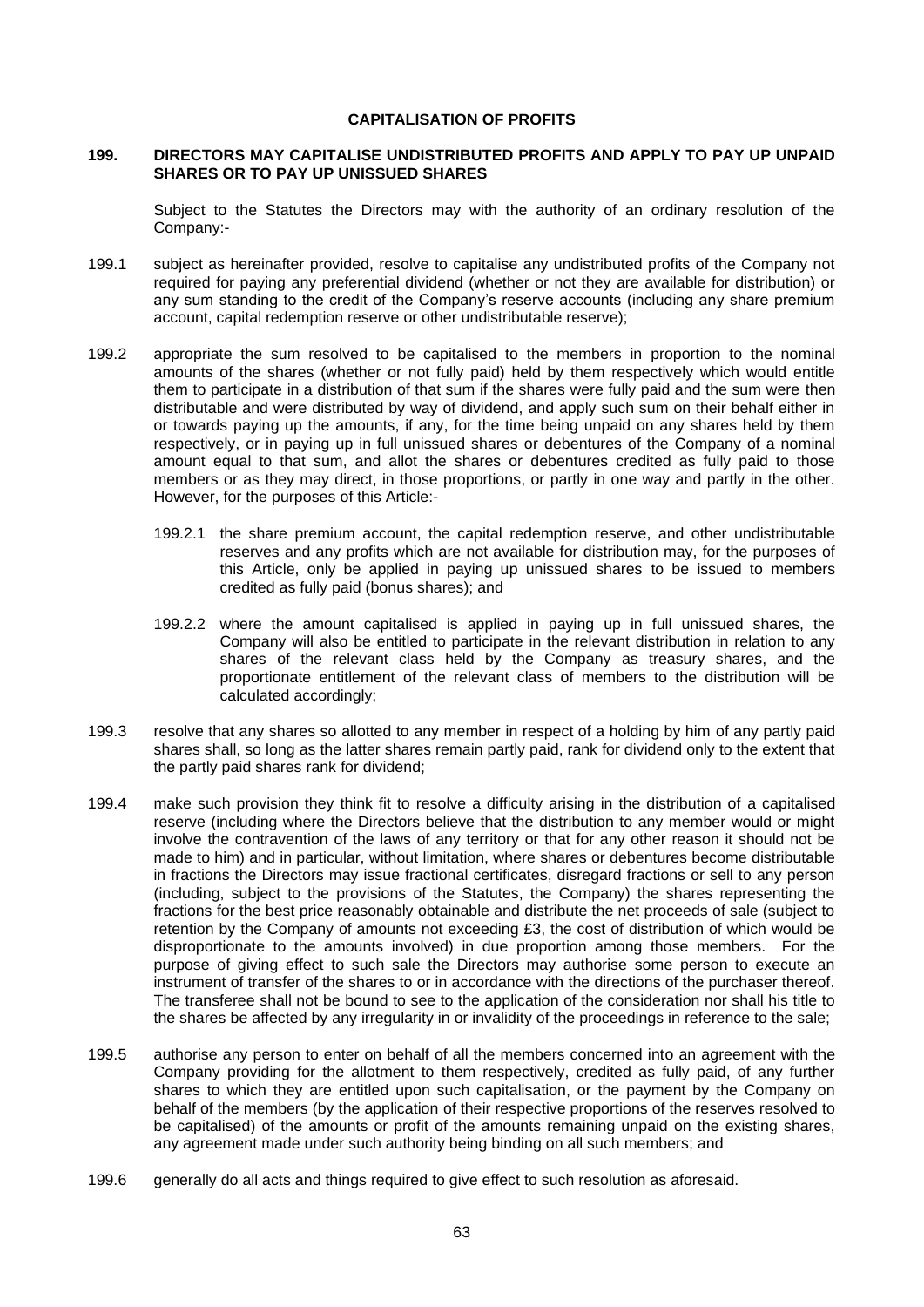## CAPITALISATION OF PROFITS

### 199. DIRECTORS MAY CAPITALISE UNDISTRIBUTED PROFITS AND APPLY TO PAY UP UNPAID SHARES OR TO PAY UP UNISSUED SHARES

Subject to the Statutes the Directors may with the authority of an ordinary resolution of the Company:-

199.1 subject as hereinafter provided, resolve to capitalise any undistributed profits of the Company not required for paying any preferential dividend (whether or not they are available for distribution) or any sum standing to the credit of the Company's reserve accounts (including any share premium account, capital redemption reserve or other undistributable reserve);

199.2 appropriate the sum resolved to be capitalised to the members in proportion to the nominal amounts of the shares (whether or not fully paid) held by them respectively which would entitle them to participate in a distribution of that sum if the shares were fully paid and the sum were then distributable and were distributed by way of dividend, and apply such sum on their behalf either in or towards paying up the amounts, if any, for the time being unpaid on any shares held by them respectively, or in paying up in full unissued shares or debentures of the Company of a nominal amount equal to that sum, and allot the shares or debentures credited as fully paid to those members or as they may direct, in those proportions, or partly in one way and partly in the other. However, for the purposes of this Article:-

199.2.1 the share premium account, the capital redemption reserve, and other undistributable reserves and any profits which are not available for distribution may, for the purposes of this Article, only be applied in paying up unissued shares to be issued to members credited as fully paid (bonus shares); and

199.2.2 where the amount capitalised is applied in paying up in full unissued shares, the Company will also be entitled to participate in the relevant distribution in relation to any shares of the relevant class held by the Company as treasury shares, and the proportionate entitlement of the relevant class of members to the distribution will be calculated accordingly;

199.3 resolve that any shares so allotted to any member in respect of a holding by him of any partly paid shares shall, so long as the latter shares remain partly paid, rank for dividend only to the extent that the partly paid shares rank for dividend;

199.4 make such provision they think fit to resolve a difficulty arising in the distribution of a capitalised reserve (including where the Directors believe that the distribution to any member would or might involve the contravention of the laws of any territory or that for any other reason it should not be made to him) and in particular, without limitation, where shares or debentures become distributable in fractions the Directors may issue fractional certificates, disregard fractions or sell to any person (including, subject to the provisions of the Statutes, the Company) the shares representing the fractions for the best price reasonably obtainable and distribute the net proceeds of sale (subject to retention by the Company of amounts not exceeding £3, the cost of distribution of which would be disproportionate to the amounts involved) in due proportion among those members. For the purpose of giving effect to such sale the Directors may authorise some person to execute an instrument of transfer of the shares to or in accordance with the directions of the purchaser thereof. The transferee shall not be bound to see to the application of the consideration nor shall his title to the shares be affected by any irregularity in or invalidity of the proceedings in reference to the sale;

199.5 authorise any person to enter on behalf of all the members concerned into an agreement with the Company providing for the allotment to them respectively, credited as fully paid, of any further shares to which they are entitled upon such capitalisation, or the payment by the Company on behalf of the members (by the application of their respective proportions of the reserves resolved to be capitalised) of the amounts or profit of the amounts remaining unpaid on the existing shares, any agreement made under such authority being binding on all such members; and

199.6 generally do all acts and things required to give effect to such resolution as aforesaid.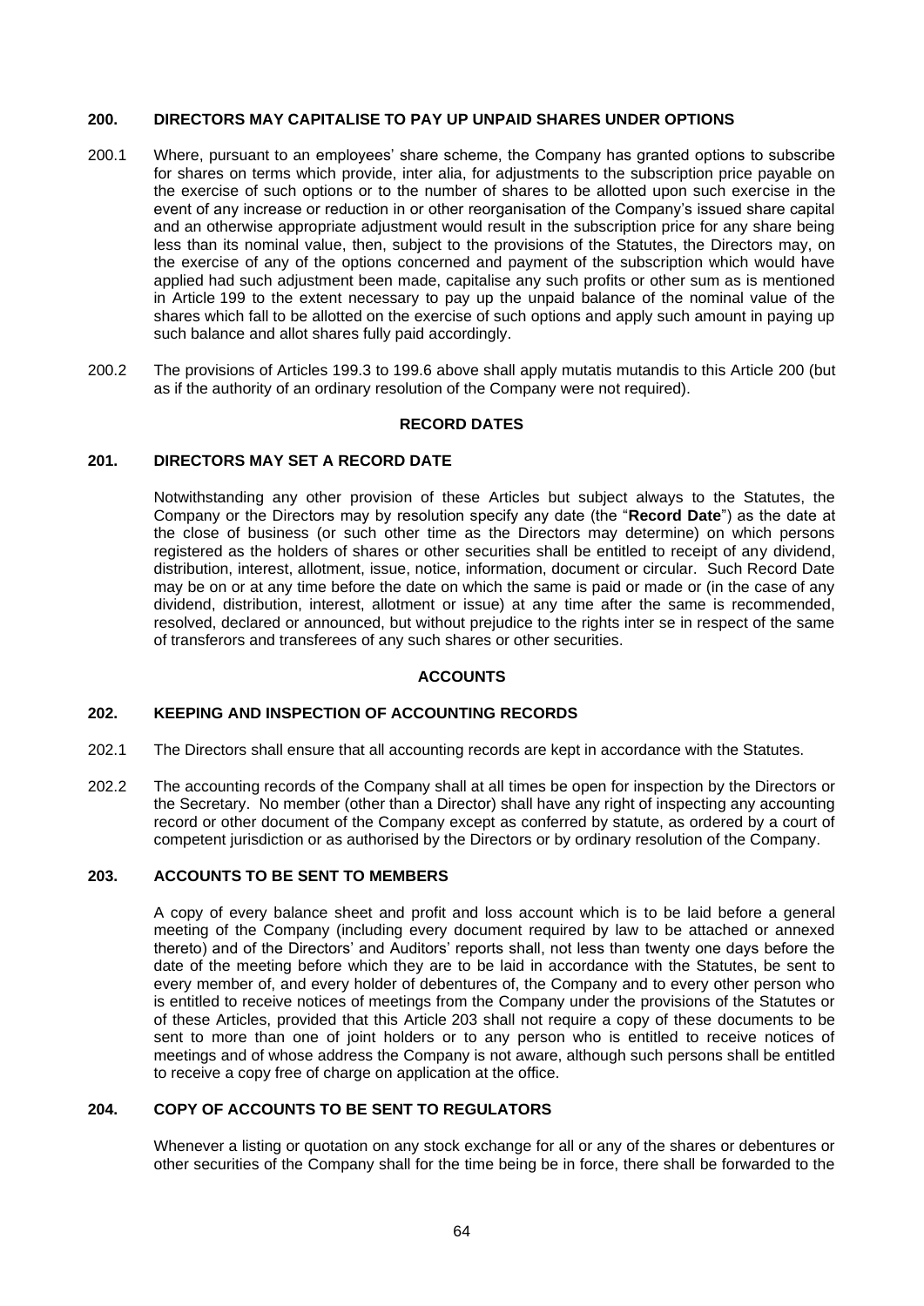### 200. DIRECTORS MAY CAPITALISE TO PAY UP UNPAID SHARES UNDER OPTIONS

200.1 Where, pursuant to an employees' share scheme, the Company has granted options to subscribe for shares on terms which provide, inter alia, for adjustments to the subscription price payable on the exercise of such options or to the number of shares to be allotted upon such exercise in the event of any increase or reduction in or other reorganisation of the Company's issued share capital and an otherwise appropriate adjustment would result in the subscription price for any share being less than its nominal value, then, subject to the provisions of the Statutes, the Directors may, on the exercise of any of the options concerned and payment of the subscription which would have applied had such adjustment been made, capitalise any such profits or other sum as is mentioned in Article 199 to the extent necessary to pay up the unpaid balance of the nominal value of the shares which fall to be allotted on the exercise of such options and apply such amount in paying up such balance and allot shares fully paid accordingly.

200.2 The provisions of Articles 199.3 to 199.6 above shall apply mutatis mutandis to this Article 200 (but as if the authority of an ordinary resolution of the Company were not required).

## RECORD DATES

### 201. DIRECTORS MAY SET A RECORD DATE

Notwithstanding any other provision of these Articles but subject always to the Statutes, the Company or the Directors may by resolution specify any date (the "**Record Date**") as the date at the close of business (or such other time as the Directors may determine) on which persons registered as the holders of shares or other securities shall be entitled to receipt of any dividend, distribution, interest, allotment, issue, notice, information, document or circular. Such Record Date may be on or at any time before the date on which the same is paid or made or (in the case of any dividend, distribution, interest, allotment or issue) at any time after the same is recommended, resolved, declared or announced, but without prejudice to the rights inter se in respect of the same of transferors and transferees of any such shares or other securities.

## ACCOUNTS

### 202. KEEPING AND INSPECTION OF ACCOUNTING RECORDS

202.1 The Directors shall ensure that all accounting records are kept in accordance with the Statutes.

202.2 The accounting records of the Company shall at all times be open for inspection by the Directors or the Secretary. No member (other than a Director) shall have any right of inspecting any accounting record or other document of the Company except as conferred by statute, as ordered by a court of competent jurisdiction or as authorised by the Directors or by ordinary resolution of the Company.

### 203. ACCOUNTS TO BE SENT TO MEMBERS

A copy of every balance sheet and profit and loss account which is to be laid before a general meeting of the Company (including every document required by law to be attached or annexed thereto) and of the Directors' and Auditors' reports shall, not less than twenty one days before the date of the meeting before which they are to be laid in accordance with the Statutes, be sent to every member of, and every holder of debentures of, the Company and to every other person who is entitled to receive notices of meetings from the Company under the provisions of the Statutes or of these Articles, provided that this Article 203 shall not require a copy of these documents to be sent to more than one of joint holders or to any person who is entitled to receive notices of meetings and of whose address the Company is not aware, although such persons shall be entitled to receive a copy free of charge on application at the office.

### 204. COPY OF ACCOUNTS TO BE SENT TO REGULATORS

Whenever a listing or quotation on any stock exchange for all or any of the shares or debentures or other securities of the Company shall for the time being be in force, there shall be forwarded to the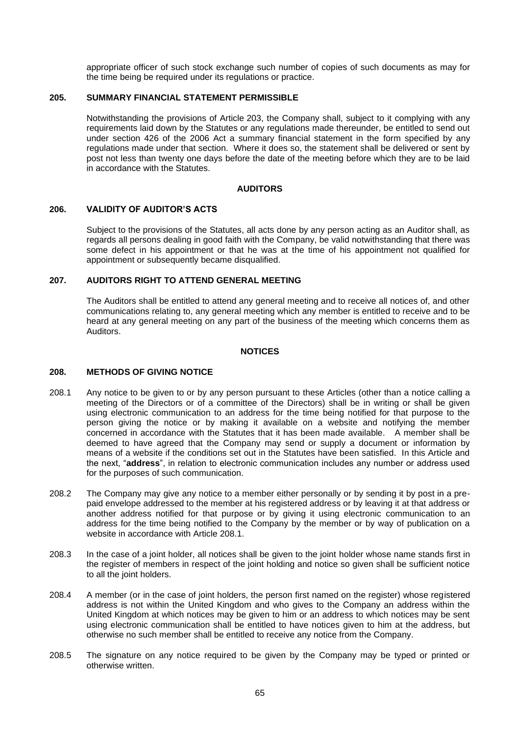appropriate officer of such stock exchange such number of copies of such documents as may for the time being be required under its regulations or practice.

### 205. SUMMARY FINANCIAL STATEMENT PERMISSIBLE

Notwithstanding the provisions of Article 203, the Company shall, subject to it complying with any requirements laid down by the Statutes or any regulations made thereunder, be entitled to send out under section 426 of the 2006 Act a summary financial statement in the form specified by any regulations made under that section. Where it does so, the statement shall be delivered or sent by post not less than twenty one days before the date of the meeting before which they are to be laid in accordance with the Statutes.

## AUDITORS

### 206. VALIDITY OF AUDITOR'S ACTS

Subject to the provisions of the Statutes, all acts done by any person acting as an Auditor shall, as regards all persons dealing in good faith with the Company, be valid notwithstanding that there was some defect in his appointment or that he was at the time of his appointment not qualified for appointment or subsequently became disqualified.

### 207. AUDITORS RIGHT TO ATTEND GENERAL MEETING

The Auditors shall be entitled to attend any general meeting and to receive all notices of, and other communications relating to, any general meeting which any member is entitled to receive and to be heard at any general meeting on any part of the business of the meeting which concerns them as Auditors.

## NOTICES

### 208. METHODS OF GIVING NOTICE

208.1 Any notice to be given to or by any person pursuant to these Articles (other than a notice calling a meeting of the Directors or of a committee of the Directors) shall be in writing or shall be given using electronic communication to an address for the time being notified for that purpose to the person giving the notice or by making it available on a website and notifying the member concerned in accordance with the Statutes that it has been made available. A member shall be deemed to have agreed that the Company may send or supply a document or information by means of a website if the conditions set out in the Statutes have been satisfied. In this Article and the next, "**address**", in relation to electronic communication includes any number or address used for the purposes of such communication.

208.2 The Company may give any notice to a member either personally or by sending it by post in a pre-paid envelope addressed to the member at his registered address or by leaving it at that address or another address notified for that purpose or by giving it using electronic communication to an address for the time being notified to the Company by the member or by way of publication on a website in accordance with Article 208.1.

208.3 In the case of a joint holder, all notices shall be given to the joint holder whose name stands first in the register of members in respect of the joint holding and notice so given shall be sufficient notice to all the joint holders.

208.4 A member (or in the case of joint holders, the person first named on the register) whose registered address is not within the United Kingdom and who gives to the Company an address within the United Kingdom at which notices may be given to him or an address to which notices may be sent using electronic communication shall be entitled to have notices given to him at the address, but otherwise no such member shall be entitled to receive any notice from the Company.

208.5 The signature on any notice required to be given by the Company may be typed or printed or otherwise written.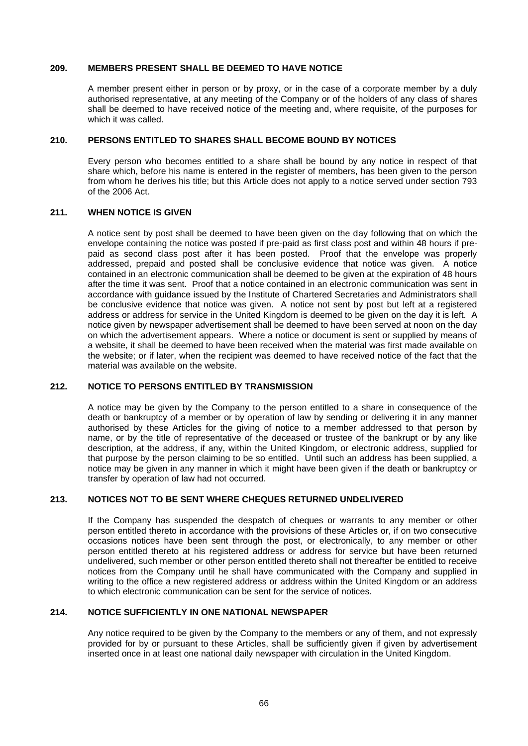### 209. MEMBERS PRESENT SHALL BE DEEMED TO HAVE NOTICE

A member present either in person or by proxy, or in the case of a corporate member by a duly authorised representative, at any meeting of the Company or of the holders of any class of shares shall be deemed to have received notice of the meeting and, where requisite, of the purposes for which it was called.

### 210. PERSONS ENTITLED TO SHARES SHALL BECOME BOUND BY NOTICES

Every person who becomes entitled to a share shall be bound by any notice in respect of that share which, before his name is entered in the register of members, has been given to the person from whom he derives his title; but this Article does not apply to a notice served under section 793 of the 2006 Act.

### 211. WHEN NOTICE IS GIVEN

A notice sent by post shall be deemed to have been given on the day following that on which the envelope containing the notice was posted if pre-paid as first class post and within 48 hours if pre-paid as second class post after it has been posted. Proof that the envelope was properly addressed, prepaid and posted shall be conclusive evidence that notice was given. A notice contained in an electronic communication shall be deemed to be given at the expiration of 48 hours after the time it was sent. Proof that a notice contained in an electronic communication was sent in accordance with guidance issued by the Institute of Chartered Secretaries and Administrators shall be conclusive evidence that notice was given. A notice not sent by post but left at a registered address or address for service in the United Kingdom is deemed to be given on the day it is left. A notice given by newspaper advertisement shall be deemed to have been served at noon on the day on which the advertisement appears. Where a notice or document is sent or supplied by means of a website, it shall be deemed to have been received when the material was first made available on the website; or if later, when the recipient was deemed to have received notice of the fact that the material was available on the website.

### 212. NOTICE TO PERSONS ENTITLED BY TRANSMISSION

A notice may be given by the Company to the person entitled to a share in consequence of the death or bankruptcy of a member or by operation of law by sending or delivering it in any manner authorised by these Articles for the giving of notice to a member addressed to that person by name, or by the title of representative of the deceased or trustee of the bankrupt or by any like description, at the address, if any, within the United Kingdom, or electronic address, supplied for that purpose by the person claiming to be so entitled. Until such an address has been supplied, a notice may be given in any manner in which it might have been given if the death or bankruptcy or transfer by operation of law had not occurred.

### 213. NOTICES NOT TO BE SENT WHERE CHEQUES RETURNED UNDELIVERED

If the Company has suspended the despatch of cheques or warrants to any member or other person entitled thereto in accordance with the provisions of these Articles or, if on two consecutive occasions notices have been sent through the post, or electronically, to any member or other person entitled thereto at his registered address or address for service but have been returned undelivered, such member or other person entitled thereto shall not thereafter be entitled to receive notices from the Company until he shall have communicated with the Company and supplied in writing to the office a new registered address or address within the United Kingdom or an address to which electronic communication can be sent for the service of notices.

### 214. NOTICE SUFFICIENTLY IN ONE NATIONAL NEWSPAPER

Any notice required to be given by the Company to the members or any of them, and not expressly provided for by or pursuant to these Articles, shall be sufficiently given if given by advertisement inserted once in at least one national daily newspaper with circulation in the United Kingdom.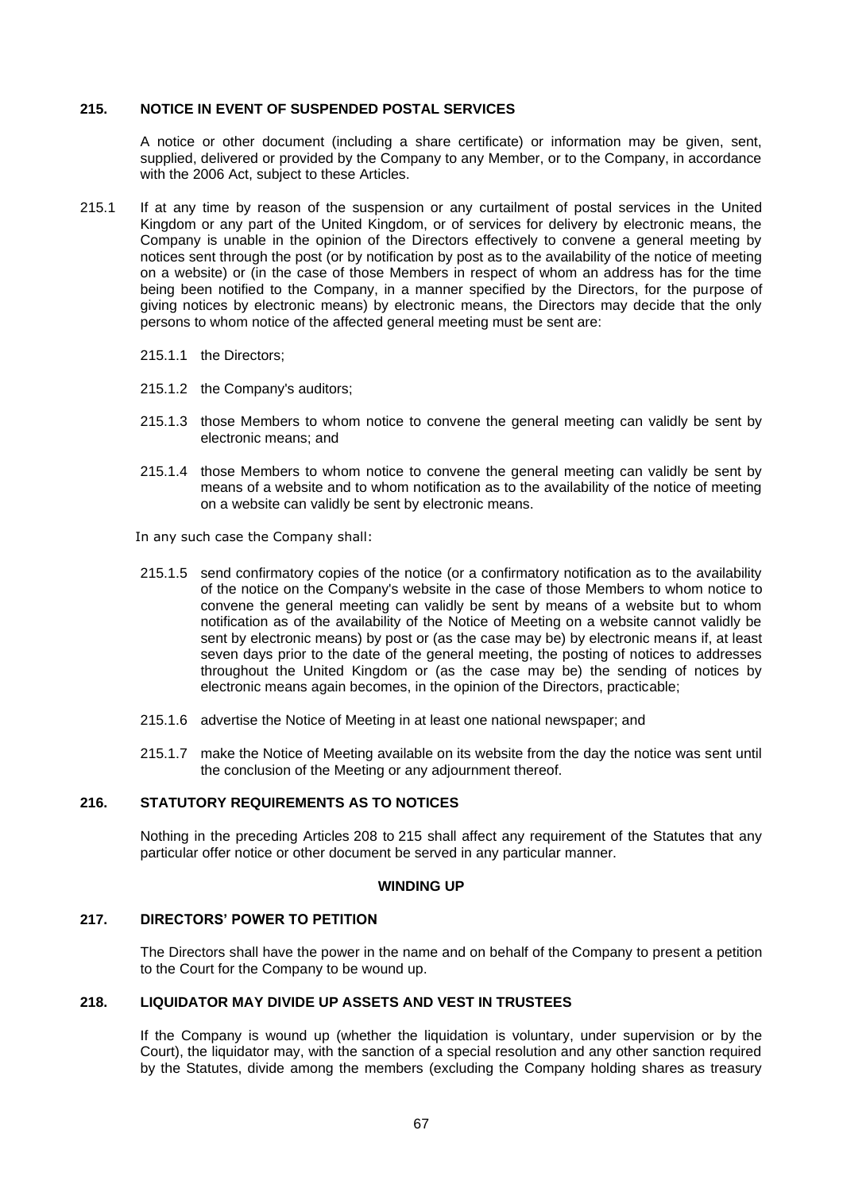## 215. NOTICE IN EVENT OF SUSPENDED POSTAL SERVICES

A notice or other document (including a share certificate) or information may be given, sent, supplied, delivered or provided by the Company to any Member, or to the Company, in accordance with the 2006 Act, subject to these Articles.

215.1 If at any time by reason of the suspension or any curtailment of postal services in the United Kingdom or any part of the United Kingdom, or of services for delivery by electronic means, the Company is unable in the opinion of the Directors effectively to convene a general meeting by notices sent through the post (or by notification by post as to the availability of the notice of meeting on a website) or (in the case of those Members in respect of whom an address has for the time being been notified to the Company, in a manner specified by the Directors, for the purpose of giving notices by electronic means) by electronic means, the Directors may decide that the only persons to whom notice of the affected general meeting must be sent are:

215.1.1 the Directors;

215.1.2 the Company's auditors;

215.1.3 those Members to whom notice to convene the general meeting can validly be sent by electronic means; and

215.1.4 those Members to whom notice to convene the general meeting can validly be sent by means of a website and to whom notification as to the availability of the notice of meeting on a website can validly be sent by electronic means.

In any such case the Company shall:

215.1.5 send confirmatory copies of the notice (or a confirmatory notification as to the availability of the notice on the Company's website in the case of those Members to whom notice to convene the general meeting can validly be sent by means of a website but to whom notification as of the availability of the Notice of Meeting on a website cannot validly be sent by electronic means) by post or (as the case may be) by electronic means if, at least seven days prior to the date of the general meeting, the posting of notices to addresses throughout the United Kingdom or (as the case may be) the sending of notices by electronic means again becomes, in the opinion of the Directors, practicable;

215.1.6 advertise the Notice of Meeting in at least one national newspaper; and

215.1.7 make the Notice of Meeting available on its website from the day the notice was sent until the conclusion of the Meeting or any adjournment thereof.

## 216. STATUTORY REQUIREMENTS AS TO NOTICES

Nothing in the preceding Articles 208 to 215 shall affect any requirement of the Statutes that any particular offer notice or other document be served in any particular manner.

**WINDING UP**

## 217. DIRECTORS' POWER TO PETITION

The Directors shall have the power in the name and on behalf of the Company to present a petition to the Court for the Company to be wound up.

## 218. LIQUIDATOR MAY DIVIDE UP ASSETS AND VEST IN TRUSTEES

If the Company is wound up (whether the liquidation is voluntary, under supervision or by the Court), the liquidator may, with the sanction of a special resolution and any other sanction required by the Statutes, divide among the members (excluding the Company holding shares as treasury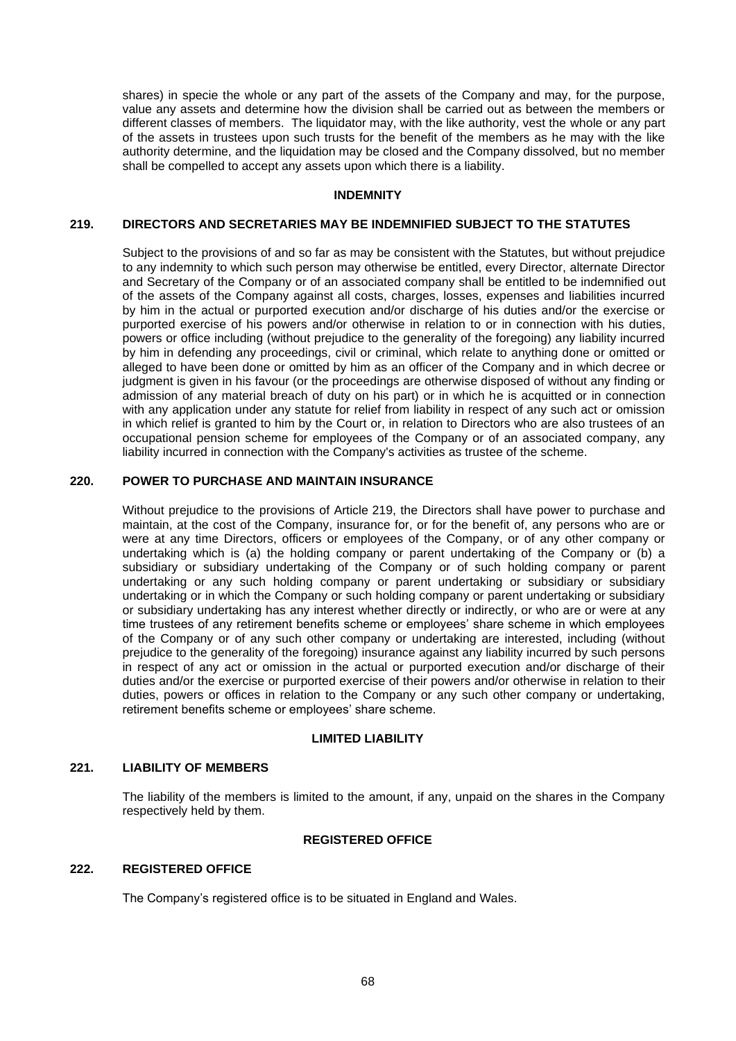shares) in specie the whole or any part of the assets of the Company and may, for the purpose, value any assets and determine how the division shall be carried out as between the members or different classes of members. The liquidator may, with the like authority, vest the whole or any part of the assets in trustees upon such trusts for the benefit of the members as he may with the like authority determine, and the liquidation may be closed and the Company dissolved, but no member shall be compelled to accept any assets upon which there is a liability.

## INDEMNITY

### 219. DIRECTORS AND SECRETARIES MAY BE INDEMNIFIED SUBJECT TO THE STATUTES

Subject to the provisions of and so far as may be consistent with the Statutes, but without prejudice to any indemnity to which such person may otherwise be entitled, every Director, alternate Director and Secretary of the Company or of an associated company shall be entitled to be indemnified out of the assets of the Company against all costs, charges, losses, expenses and liabilities incurred by him in the actual or purported execution and/or discharge of his duties and/or the exercise or purported exercise of his powers and/or otherwise in relation to or in connection with his duties, powers or office including (without prejudice to the generality of the foregoing) any liability incurred by him in defending any proceedings, civil or criminal, which relate to anything done or omitted or alleged to have been done or omitted by him as an officer of the Company and in which decree or judgment is given in his favour (or the proceedings are otherwise disposed of without any finding or admission of any material breach of duty on his part) or in which he is acquitted or in connection with any application under any statute for relief from liability in respect of any such act or omission in which relief is granted to him by the Court or, in relation to Directors who are also trustees of an occupational pension scheme for employees of the Company or of an associated company, any liability incurred in connection with the Company's activities as trustee of the scheme.

### 220. POWER TO PURCHASE AND MAINTAIN INSURANCE

Without prejudice to the provisions of Article 219, the Directors shall have power to purchase and maintain, at the cost of the Company, insurance for, or for the benefit of, any persons who are or were at any time Directors, officers or employees of the Company, or of any other company or undertaking which is (a) the holding company or parent undertaking of the Company or (b) a subsidiary or subsidiary undertaking of the Company or of such holding company or parent undertaking or any such holding company or parent undertaking or subsidiary or subsidiary undertaking or in which the Company or such holding company or parent undertaking or subsidiary or subsidiary undertaking has any interest whether directly or indirectly, or who are or were at any time trustees of any retirement benefits scheme or employees' share scheme in which employees of the Company or of any such other company or undertaking are interested, including (without prejudice to the generality of the foregoing) insurance against any liability incurred by such persons in respect of any act or omission in the actual or purported execution and/or discharge of their duties and/or the exercise or purported exercise of their powers and/or otherwise in relation to their duties, powers or offices in relation to the Company or any such other company or undertaking, retirement benefits scheme or employees' share scheme.

## LIMITED LIABILITY

### 221. LIABILITY OF MEMBERS

The liability of the members is limited to the amount, if any, unpaid on the shares in the Company respectively held by them.

## REGISTERED OFFICE

### 222. REGISTERED OFFICE

The Company's registered office is to be situated in England and Wales.